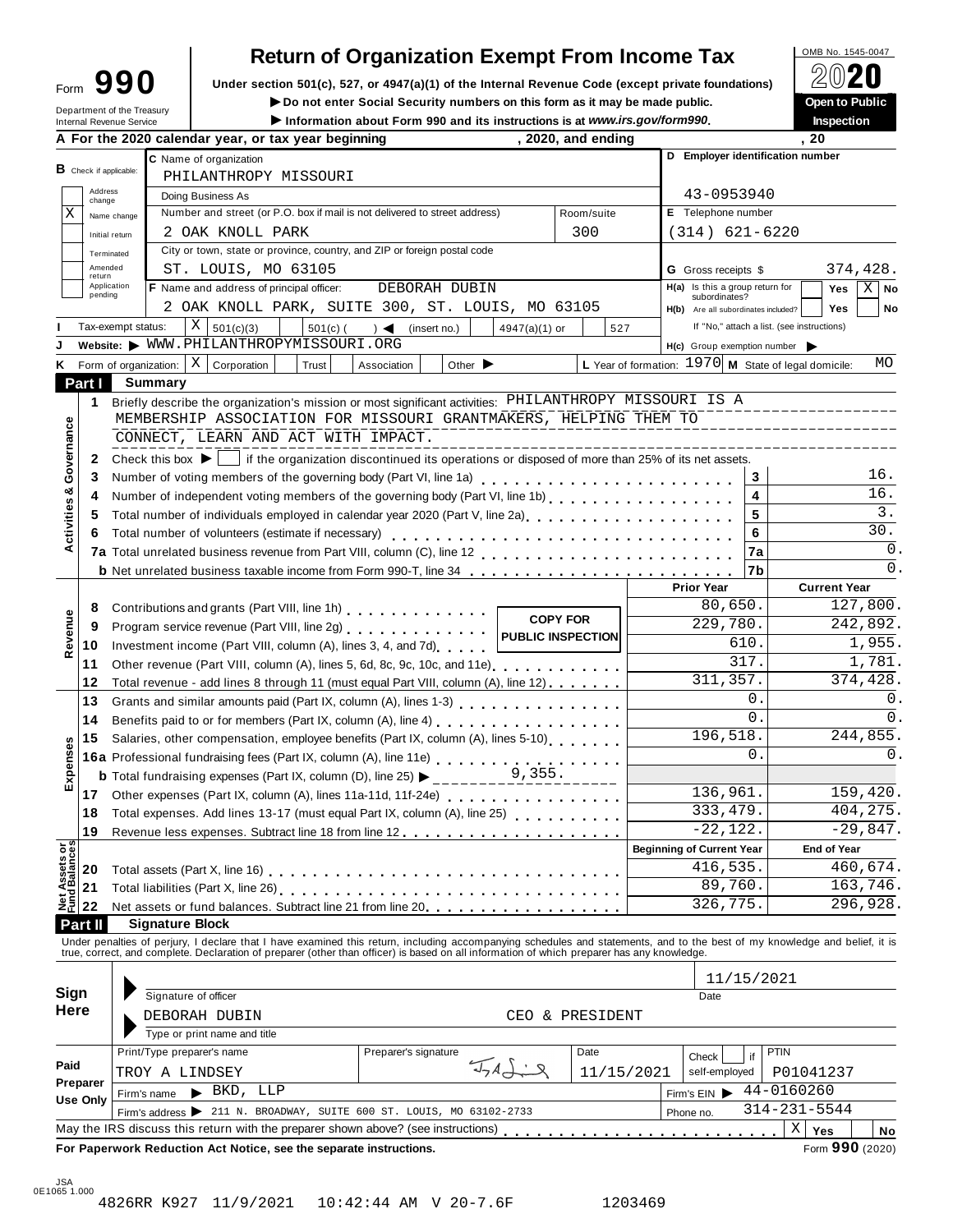# Form 990 — Return of Organization Exempt From Income Tax

Under section 501(c), 527, or 4947(a)(1) of the Internal Revenue Code (except private foundations)

▶ Do not enter Social Security numbers on this form as it may be made public.

▶ Information about Form 990 and its instructions is at *www.irs.gov/form990*.

Department of the Treasury
Internal Revenue Service

OMB No. 1545-0047

**2020**

**Open to Public Inspection**

**A** For the 2020 calendar year, or tax year beginning , 2020, and ending , 20

**B** Check if applicable:
- Address change
- X Name change
- Initial return
- Terminated
- Amended return
- Application pending

**C** Name of organization: PHILANTHROPY MISSOURI

Doing Business As

Number and street (or P.O. box if mail is not delivered to street address): 2 OAK KNOLL PARK — Room/suite: 300

City or town, state or province, country, and ZIP or foreign postal code: ST. LOUIS, MO 63105

**D** Employer identification number: 43-0953940

**E** Telephone number: (314) 621-6220

**G** Gross receipts $ 374,428.

**F** Name and address of principal officer: DEBORAH DUBIN, 2 OAK KNOLL PARK, SUITE 300, ST. LOUIS, MO 63105

**H(a)** Is this a group return for subordinates? Yes [ ] No [X]

**H(b)** Are all subordinates included? Yes [ ] No [ ]

If "No," attach a list. (see instructions)

**I** Tax-exempt status: [X] 501(c)(3) [ ] 501(c) ( ) ◀ (insert no.) [ ] 4947(a)(1) or [ ] 527

**J** Website: ▶ WWW.PHILANTHROPYMISSOURI.ORG

**H(c)** Group exemption number ▶

**K** Form of organization: [X] Corporation [ ] Trust [ ] Association [ ] Other ▶

**L** Year of formation: 1970 **M** State of legal domicile: MO

## Part I Summary

**Activities & Governance**

1. Briefly describe the organization's mission or most significant activities: PHILANTHROPY MISSOURI IS A MEMBERSHIP ASSOCIATION FOR MISSOURI GRANTMAKERS, HELPING THEM TO CONNECT, LEARN AND ACT WITH IMPACT.
2. Check this box ▶ [ ] if the organization discontinued its operations or disposed of more than 25% of its net assets.

| | | | |
|---|---|---|---|
| 3 | Number of voting members of the governing body (Part VI, line 1a) | 3 | 16. |
| 4 | Number of independent voting members of the governing body (Part VI, line 1b) | 4 | 16. |
| 5 | Total number of individuals employed in calendar year 2020 (Part V, line 2a) | 5 | 3. |
| 6 | Total number of volunteers (estimate if necessary) | 6 | 30. |
| 7a | Total unrelated business revenue from Part VIII, column (C), line 12 | 7a | 0. |
| b | Net unrelated business taxable income from Form 990-T, line 34 | 7b | 0. |

COPY FOR PUBLIC INSPECTION

| | | | Prior Year | Current Year |
|---|---|---|---|---|
| **Revenue** | 8 | Contributions and grants (Part VIII, line 1h) | 80,650. | 127,800. |
| | 9 | Program service revenue (Part VIII, line 2g) | 229,780. | 242,892. |
| | 10 | Investment income (Part VIII, column (A), lines 3, 4, and 7d) | 610. | 1,955. |
| | 11 | Other revenue (Part VIII, column (A), lines 5, 6d, 8c, 9c, 10c, and 11e) | 317. | 1,781. |
| | 12 | Total revenue - add lines 8 through 11 (must equal Part VIII, column (A), line 12) | 311,357. | 374,428. |
| **Expenses** | 13 | Grants and similar amounts paid (Part IX, column (A), lines 1-3) | 0. | 0. |
| | 14 | Benefits paid to or for members (Part IX, column (A), line 4) | 0. | 0. |
| | 15 | Salaries, other compensation, employee benefits (Part IX, column (A), lines 5-10) | 196,518. | 244,855. |
| | 16a | Professional fundraising fees (Part IX, column (A), line 11e) | 0. | 0. |
| | b | Total fundraising expenses (Part IX, column (D), line 25) ▶ 9,355. | | |
| | 17 | Other expenses (Part IX, column (A), lines 11a-11d, 11f-24e) | 136,961. | 159,420. |
| | 18 | Total expenses. Add lines 13-17 (must equal Part IX, column (A), line 25) | 333,479. | 404,275. |
| | 19 | Revenue less expenses. Subtract line 18 from line 12 | -22,122. | -29,847. |

| | | | Beginning of Current Year | End of Year |
|---|---|---|---|---|
| **Net Assets or Fund Balances** | 20 | Total assets (Part X, line 16) | 416,535. | 460,674. |
| | 21 | Total liabilities (Part X, line 26) | 89,760. | 163,746. |
| | 22 | Net assets or fund balances. Subtract line 21 from line 20 | 326,775. | 296,928. |

## Part II Signature Block

Under penalties of perjury, I declare that I have examined this return, including accompanying schedules and statements, and to the best of my knowledge and belief, it is true, correct, and complete. Declaration of preparer (other than officer) is based on all information of which preparer has any knowledge.

**Sign Here**

Signature of officer — Date: 11/15/2021

DEBORAH DUBIN — CEO & PRESIDENT

Type or print name and title

**Paid Preparer Use Only**

| Print/Type preparer's name | Preparer's signature | Date | Check [ ] if self-employed | PTIN |
|---|---|---|---|---|
| TROY A LINDSEY | | 11/15/2021 | | P01041237 |

Firm's name ▶ BKD, LLP — Firm's EIN ▶ 44-0160260

Firm's address ▶ 211 N. BROADWAY, SUITE 600 ST. LOUIS, MO 63102-2733 — Phone no. 314-231-5544

May the IRS discuss this return with the preparer shown above? (see instructions) [X] Yes [ ] No

**For Paperwork Reduction Act Notice, see the separate instructions.** Form **990** (2020)

JSA
0E1065 1.000

4826RR K927 11/9/2021 10:42:44 AM V 20-7.6F 1203469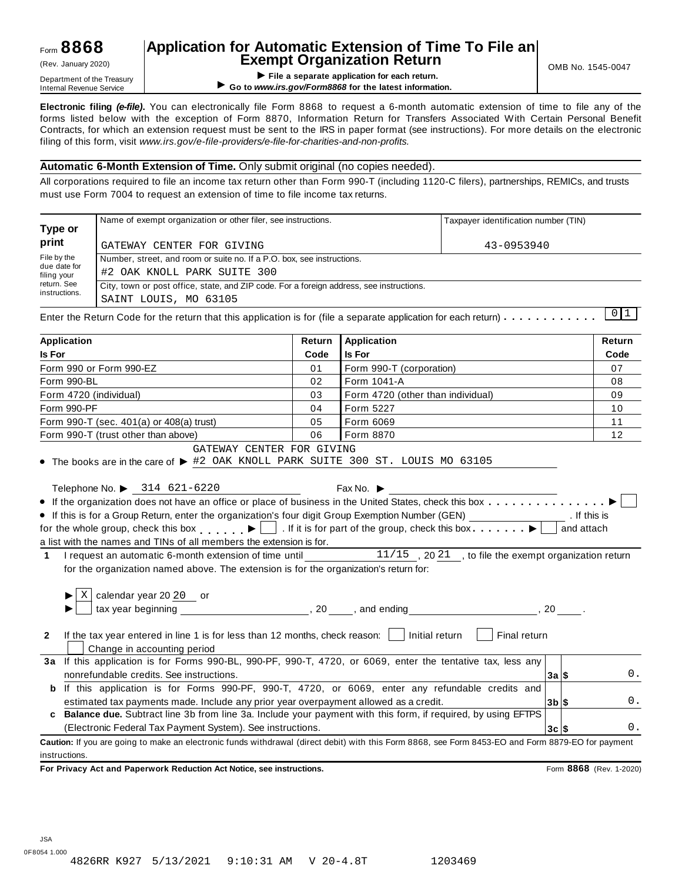Form **8868**
(Rev. January 2020)
Department of the Treasury
Internal Revenue Service

# Application for Automatic Extension of Time To File an Exempt Organization Return

▶ **File a separate application for each return.**
▶ **Go to** ***www.irs.gov/Form8868*** **for the latest information.**

OMB No. 1545-0047

**Electronic filing** ***(e-file).*** You can electronically file Form 8868 to request a 6-month automatic extension of time to file any of the forms listed below with the exception of Form 8870, Information Return for Transfers Associated With Certain Personal Benefit Contracts, for which an extension request must be sent to the IRS in paper format (see instructions). For more details on the electronic filing of this form, visit *www.irs.gov/e-file-providers/e-file-for-charities-and-non-profits.*

**Automatic 6-Month Extension of Time.** Only submit original (no copies needed).

All corporations required to file an income tax return other than Form 990-T (including 1120-C filers), partnerships, REMICs, and trusts must use Form 7004 to request an extension of time to file income tax returns.

| **Type or print** | Name of exempt organization or other filer, see instructions. | Taxpayer identification number (TIN) |
|---|---|---|
| File by the due date for filing your return. See instructions. | GATEWAY CENTER FOR GIVING | 43-0953940 |
| | Number, street, and room or suite no. If a P.O. box, see instructions.<br>#2 OAK KNOLL PARK SUITE 300 | |
| | City, town or post office, state, and ZIP code. For a foreign address, see instructions.<br>SAINT LOUIS, MO 63105 | |

Enter the Return Code for the return that this application is for (file a separate application for each return) . . . . . . . . . . . 01

| **Application Is For** | **Return Code** | **Application Is For** | **Return Code** |
|---|---|---|---|
| Form 990 or Form 990-EZ | 01 | Form 990-T (corporation) | 07 |
| Form 990-BL | 02 | Form 1041-A | 08 |
| Form 4720 (individual) | 03 | Form 4720 (other than individual) | 09 |
| Form 990-PF | 04 | Form 5227 | 10 |
| Form 990-T (sec. 401(a) or 408(a) trust) | 05 | Form 6069 | 11 |
| Form 990-T (trust other than above) | 06 | Form 8870 | 12 |

- The books are in the care of ▶ GATEWAY CENTER FOR GIVING #2 OAK KNOLL PARK SUITE 300 ST. LOUIS MO 63105

  Telephone No. ▶ 314 621-6220     Fax No. ▶

- If the organization does not have an office or place of business in the United States, check this box . . . . . . . . . . . . . . . ▶ ☐
- If this is for a Group Return, enter the organization's four digit Group Exemption Number (GEN) ______ . If this is for the whole group, check this box . . . . . . ▶ ☐ . If it is for part of the group, check this box . . . . . . . ▶ ☐ and attach a list with the names and TINs of all members the extension is for.

**1** I request an automatic 6-month extension of time until 11/15 , 20 21 , to file the exempt organization return for the organization named above. The extension is for the organization's return for:

▶ ☒ calendar year 20 20 or
▶ ☐ tax year beginning ______, 20 ___, and ending ______, 20 ___.

**2** If the tax year entered in line 1 is for less than 12 months, check reason: ☐ Initial return ☐ Final return ☐ Change in accounting period

| | | | |
|---|---|---|---|
| **3a** | If this application is for Forms 990-BL, 990-PF, 990-T, 4720, or 6069, enter the tentative tax, less any nonrefundable credits. See instructions. | **3a** $ | 0. |
| **b** | If this application is for Forms 990-PF, 990-T, 4720, or 6069, enter any refundable credits and estimated tax payments made. Include any prior year overpayment allowed as a credit. | **3b** $ | 0. |
| **c** | **Balance due.** Subtract line 3b from line 3a. Include your payment with this form, if required, by using EFTPS (Electronic Federal Tax Payment System). See instructions. | **3c** $ | 0. |

**Caution:** If you are going to make an electronic funds withdrawal (direct debit) with this Form 8868, see Form 8453-EO and Form 8879-EO for payment instructions.

**For Privacy Act and Paperwork Reduction Act Notice, see instructions.** Form **8868** (Rev. 1-2020)

JSA
0F8054 1.000
4826RR K927 5/13/2021 9:10:31 AM V 20-4.8T 1203469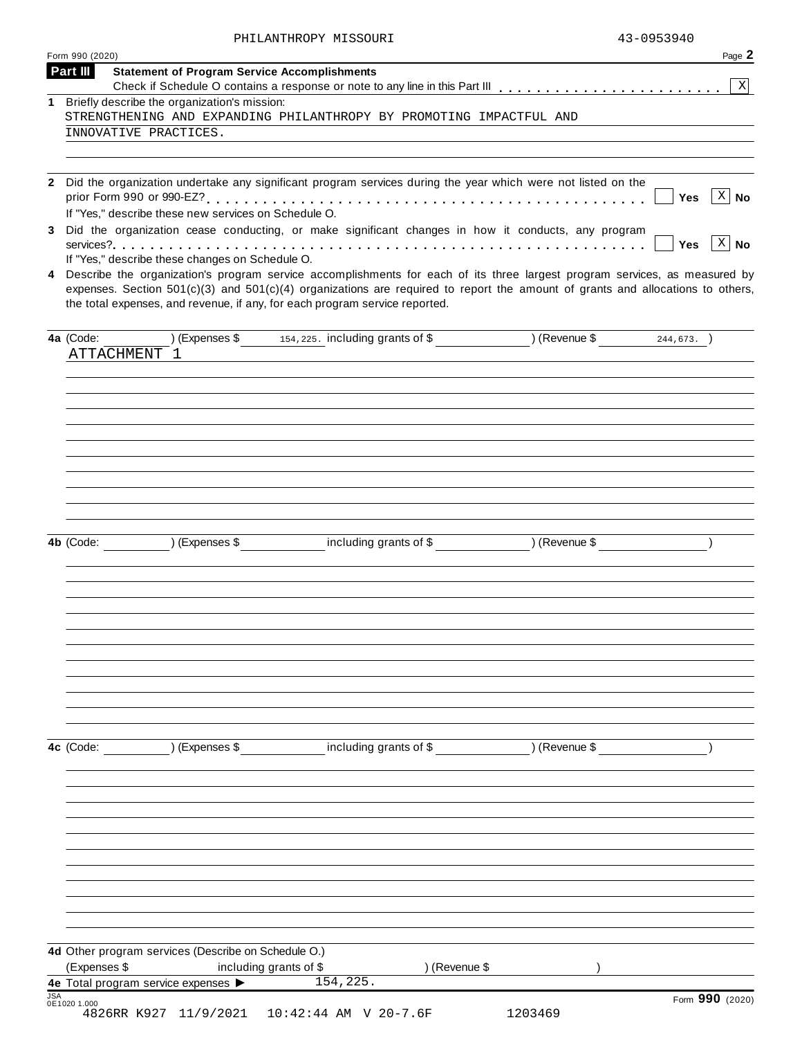PHILANTHROPY MISSOURI 43-0953940

Form 990 (2020) Page **2**

**Part III** **Statement of Program Service Accomplishments**

Check if Schedule O contains a response or note to any line in this Part III . . . . . . . . . . . . . . . . . . . . . . . . [X]

**1** Briefly describe the organization's mission:

STRENGTHENING AND EXPANDING PHILANTHROPY BY PROMOTING IMPACTFUL AND INNOVATIVE PRACTICES.

**2** Did the organization undertake any significant program services during the year which were not listed on the prior Form 990 or 990-EZ? . . . . . . . . . . . . . . . . . . . . . . . . . . . . . . . . . . . . . . . . . . . . . [ ] **Yes** [X] **No**

If "Yes," describe these new services on Schedule O.

**3** Did the organization cease conducting, or make significant changes in how it conducts, any program services? . . . . . . . . . . . . . . . . . . . . . . . . . . . . . . . . . . . . . . . . . . . . . . . . . . . . . . . . . . [ ] **Yes** [X] **No**

If "Yes," describe these changes on Schedule O.

**4** Describe the organization's program service accomplishments for each of its three largest program services, as measured by expenses. Section 501(c)(3) and 501(c)(4) organizations are required to report the amount of grants and allocations to others, the total expenses, and revenue, if any, for each program service reported.

**4a** (Code: ) (Expenses $ 154,225. including grants of $ ) (Revenue $ 244,673. )

ATTACHMENT 1

**4b** (Code: ) (Expenses $ including grants of $ ) (Revenue $ )

**4c** (Code: ) (Expenses $ including grants of $ ) (Revenue $ )

**4d** Other program services (Describe on Schedule O.)

(Expenses $ including grants of $ ) (Revenue $ )

**4e** Total program service expenses ▶ 154,225.

JSA
0E1020 1.000

Form **990** (2020)

4826RR K927 11/9/2021 10:42:44 AM V 20-7.6F 1203469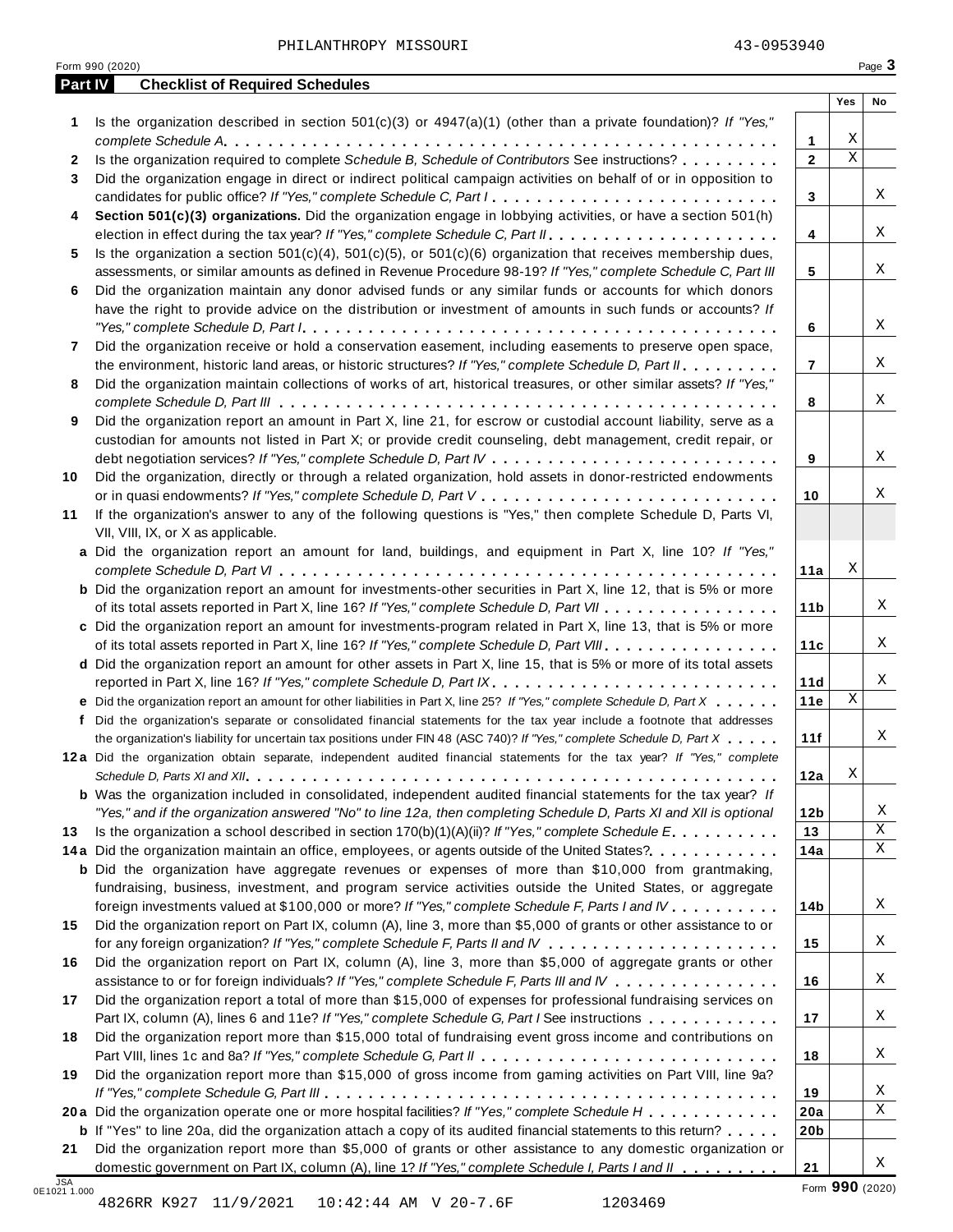PHILANTHROPY MISSOURI 43-0953940

Form 990 (2020) Page 3

## Part IV Checklist of Required Schedules

| | | | Yes | No |
|---|---|---|---|---|
| **1** | Is the organization described in section 501(c)(3) or 4947(a)(1) (other than a private foundation)? *If "Yes," complete Schedule A* | **1** | X | |
| **2** | Is the organization required to complete *Schedule B, Schedule of Contributors* See instructions? | **2** | X | |
| **3** | Did the organization engage in direct or indirect political campaign activities on behalf of or in opposition to candidates for public office? *If "Yes," complete Schedule C, Part I* | **3** | | X |
| **4** | **Section 501(c)(3) organizations.** Did the organization engage in lobbying activities, or have a section 501(h) election in effect during the tax year? *If "Yes," complete Schedule C, Part II* | **4** | | X |
| **5** | Is the organization a section 501(c)(4), 501(c)(5), or 501(c)(6) organization that receives membership dues, assessments, or similar amounts as defined in Revenue Procedure 98-19? *If "Yes," complete Schedule C, Part III* | **5** | | X |
| **6** | Did the organization maintain any donor advised funds or any similar funds or accounts for which donors have the right to provide advice on the distribution or investment of amounts in such funds or accounts? *If "Yes," complete Schedule D, Part I* | **6** | | X |
| **7** | Did the organization receive or hold a conservation easement, including easements to preserve open space, the environment, historic land areas, or historic structures? *If "Yes," complete Schedule D, Part II* | **7** | | X |
| **8** | Did the organization maintain collections of works of art, historical treasures, or other similar assets? *If "Yes," complete Schedule D, Part III* | **8** | | X |
| **9** | Did the organization report an amount in Part X, line 21, for escrow or custodial account liability, serve as a custodian for amounts not listed in Part X; or provide credit counseling, debt management, credit repair, or debt negotiation services? *If "Yes," complete Schedule D, Part IV* | **9** | | X |
| **10** | Did the organization, directly or through a related organization, hold assets in donor-restricted endowments or in quasi endowments? *If "Yes," complete Schedule D, Part V* | **10** | | X |
| **11** | If the organization's answer to any of the following questions is "Yes," then complete Schedule D, Parts VI, VII, VIII, IX, or X as applicable. | | | |
| **a** | Did the organization report an amount for land, buildings, and equipment in Part X, line 10? *If "Yes," complete Schedule D, Part VI* | **11a** | X | |
| **b** | Did the organization report an amount for investments-other securities in Part X, line 12, that is 5% or more of its total assets reported in Part X, line 16? *If "Yes," complete Schedule D, Part VII* | **11b** | | X |
| **c** | Did the organization report an amount for investments-program related in Part X, line 13, that is 5% or more of its total assets reported in Part X, line 16? *If "Yes," complete Schedule D, Part VIII* | **11c** | | X |
| **d** | Did the organization report an amount for other assets in Part X, line 15, that is 5% or more of its total assets reported in Part X, line 16? *If "Yes," complete Schedule D, Part IX* | **11d** | | X |
| **e** | Did the organization report an amount for other liabilities in Part X, line 25? *If "Yes," complete Schedule D, Part X* | **11e** | X | |
| **f** | Did the organization's separate or consolidated financial statements for the tax year include a footnote that addresses the organization's liability for uncertain tax positions under FIN 48 (ASC 740)? *If "Yes," complete Schedule D, Part X* | **11f** | | X |
| **12a** | Did the organization obtain separate, independent audited financial statements for the tax year? *If "Yes," complete Schedule D, Parts XI and XII* | **12a** | X | |
| **b** | Was the organization included in consolidated, independent audited financial statements for the tax year? *If "Yes," and if the organization answered "No" to line 12a, then completing Schedule D, Parts XI and XII is optional* | **12b** | | X |
| **13** | Is the organization a school described in section 170(b)(1)(A)(ii)? *If "Yes," complete Schedule E* | **13** | | X |
| **14a** | Did the organization maintain an office, employees, or agents outside of the United States? | **14a** | | X |
| **b** | Did the organization have aggregate revenues or expenses of more than $10,000 from grantmaking, fundraising, business, investment, and program service activities outside the United States, or aggregate foreign investments valued at $100,000 or more? *If "Yes," complete Schedule F, Parts I and IV* | **14b** | | X |
| **15** | Did the organization report on Part IX, column (A), line 3, more than $5,000 of grants or other assistance to or for any foreign organization? *If "Yes," complete Schedule F, Parts II and IV* | **15** | | X |
| **16** | Did the organization report on Part IX, column (A), line 3, more than $5,000 of aggregate grants or other assistance to or for foreign individuals? *If "Yes," complete Schedule F, Parts III and IV* | **16** | | X |
| **17** | Did the organization report a total of more than $15,000 of expenses for professional fundraising services on Part IX, column (A), lines 6 and 11e? *If "Yes," complete Schedule G, Part I* See instructions | **17** | | X |
| **18** | Did the organization report more than $15,000 total of fundraising event gross income and contributions on Part VIII, lines 1c and 8a? *If "Yes," complete Schedule G, Part II* | **18** | | X |
| **19** | Did the organization report more than $15,000 of gross income from gaming activities on Part VIII, line 9a? *If "Yes," complete Schedule G, Part III* | **19** | | X |
| **20a** | Did the organization operate one or more hospital facilities? *If "Yes," complete Schedule H* | **20a** | | X |
| **b** | If "Yes" to line 20a, did the organization attach a copy of its audited financial statements to this return? | **20b** | | |
| **21** | Did the organization report more than $5,000 of grants or other assistance to any domestic organization or domestic government on Part IX, column (A), line 1? *If "Yes," complete Schedule I, Parts I and II* | **21** | | X |

JSA 0E1021 1.000

Form **990** (2020)

4826RR K927 11/9/2021 10:42:44 AM V 20-7.6F 1203469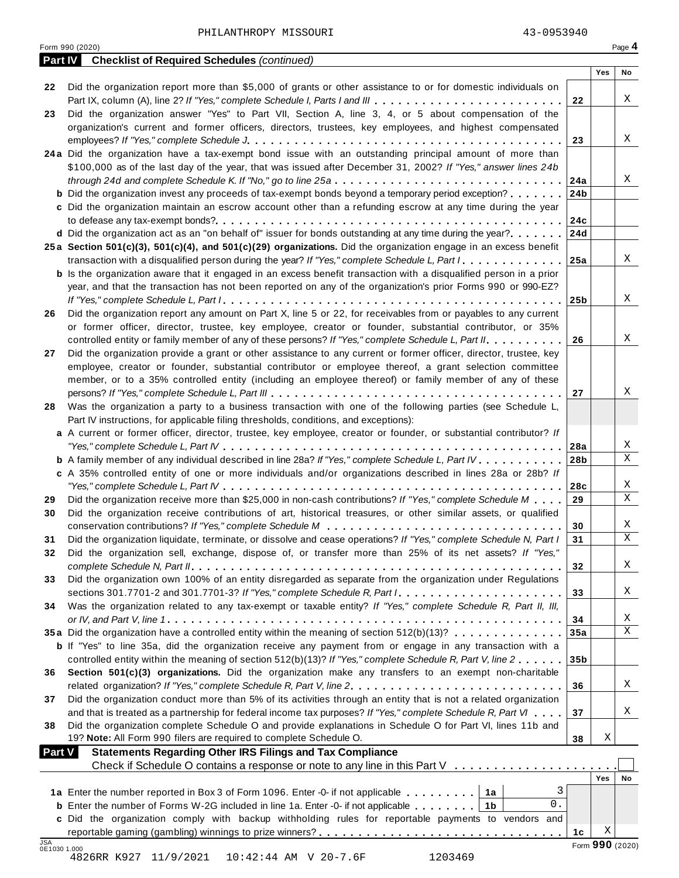PHILANTHROPY MISSOURI 43-0953940

Form 990 (2020) Page **4**

**Part IV Checklist of Required Schedules** *(continued)*

| | | | Yes | No |
|---|---|---|---|---|
| **22** | Did the organization report more than $5,000 of grants or other assistance to or for domestic individuals on Part IX, column (A), line 2? *If "Yes," complete Schedule I, Parts I and III* | **22** | | X |
| **23** | Did the organization answer "Yes" to Part VII, Section A, line 3, 4, or 5 about compensation of the organization's current and former officers, directors, trustees, key employees, and highest compensated employees? *If "Yes," complete Schedule J* | **23** | | X |
| **24a** | Did the organization have a tax-exempt bond issue with an outstanding principal amount of more than $100,000 as of the last day of the year, that was issued after December 31, 2002? *If "Yes," answer lines 24b through 24d and complete Schedule K. If "No," go to line 25a* | **24a** | | X |
| **b** | Did the organization invest any proceeds of tax-exempt bonds beyond a temporary period exception? | **24b** | | |
| **c** | Did the organization maintain an escrow account other than a refunding escrow at any time during the year to defease any tax-exempt bonds? | **24c** | | |
| **d** | Did the organization act as an "on behalf of" issuer for bonds outstanding at any time during the year? | **24d** | | |
| **25a** | **Section 501(c)(3), 501(c)(4), and 501(c)(29) organizations.** Did the organization engage in an excess benefit transaction with a disqualified person during the year? *If "Yes," complete Schedule L, Part I* | **25a** | | X |
| **b** | Is the organization aware that it engaged in an excess benefit transaction with a disqualified person in a prior year, and that the transaction has not been reported on any of the organization's prior Forms 990 or 990-EZ? *If "Yes," complete Schedule L, Part I* | **25b** | | X |
| **26** | Did the organization report any amount on Part X, line 5 or 22, for receivables from or payables to any current or former officer, director, trustee, key employee, creator or founder, substantial contributor, or 35% controlled entity or family member of any of these persons? *If "Yes," complete Schedule L, Part II* | **26** | | X |
| **27** | Did the organization provide a grant or other assistance to any current or former officer, director, trustee, key employee, creator or founder, substantial contributor or employee thereof, a grant selection committee member, or to a 35% controlled entity (including an employee thereof) or family member of any of these persons? *If "Yes," complete Schedule L, Part III* | **27** | | X |
| **28** | Was the organization a party to a business transaction with one of the following parties (see Schedule L, Part IV instructions, for applicable filing thresholds, conditions, and exceptions): | | | |
| **a** | A current or former officer, director, trustee, key employee, creator or founder, or substantial contributor? *If "Yes," complete Schedule L, Part IV* | **28a** | | X |
| **b** | A family member of any individual described in line 28a? *If "Yes," complete Schedule L, Part IV* | **28b** | | X |
| **c** | A 35% controlled entity of one or more individuals and/or organizations described in lines 28a or 28b? *If "Yes," complete Schedule L, Part IV* | **28c** | | X |
| **29** | Did the organization receive more than $25,000 in non-cash contributions? *If "Yes," complete Schedule M* | **29** | | X |
| **30** | Did the organization receive contributions of art, historical treasures, or other similar assets, or qualified conservation contributions? *If "Yes," complete Schedule M* | **30** | | X |
| **31** | Did the organization liquidate, terminate, or dissolve and cease operations? *If "Yes," complete Schedule N, Part I* | **31** | | X |
| **32** | Did the organization sell, exchange, dispose of, or transfer more than 25% of its net assets? *If "Yes," complete Schedule N, Part II* | **32** | | X |
| **33** | Did the organization own 100% of an entity disregarded as separate from the organization under Regulations sections 301.7701-2 and 301.7701-3? *If "Yes," complete Schedule R, Part I* | **33** | | X |
| **34** | Was the organization related to any tax-exempt or taxable entity? *If "Yes," complete Schedule R, Part II, III, or IV, and Part V, line 1* | **34** | | X |
| **35a** | Did the organization have a controlled entity within the meaning of section 512(b)(13)? | **35a** | | X |
| **b** | If "Yes" to line 35a, did the organization receive any payment from or engage in any transaction with a controlled entity within the meaning of section 512(b)(13)? *If "Yes," complete Schedule R, Part V, line 2* | **35b** | | |
| **36** | **Section 501(c)(3) organizations.** Did the organization make any transfers to an exempt non-charitable related organization? *If "Yes," complete Schedule R, Part V, line 2* | **36** | | X |
| **37** | Did the organization conduct more than 5% of its activities through an entity that is not a related organization and that is treated as a partnership for federal income tax purposes? *If "Yes," complete Schedule R, Part VI* | **37** | | X |
| **38** | Did the organization complete Schedule O and provide explanations in Schedule O for Part VI, lines 11b and 19? **Note:** All Form 990 filers are required to complete Schedule O. | **38** | X | |

**Part V Statements Regarding Other IRS Filings and Tax Compliance**

Check if Schedule O contains a response or note to any line in this Part V ☐

| | | | | | Yes | No |
|---|---|---|---|---|---|---|
| **1a** | Enter the number reported in Box 3 of Form 1096. Enter -0- if not applicable | **1a** | 3 | | | |
| **b** | Enter the number of Forms W-2G included in line 1a. Enter -0- if not applicable | **1b** | 0. | | | |
| **c** | Did the organization comply with backup withholding rules for reportable payments to vendors and reportable gaming (gambling) winnings to prize winners? | | | **1c** | X | |

Form **990** (2020)

4826RR K927 11/9/2021 10:42:44 AM V 20-7.6F 1203469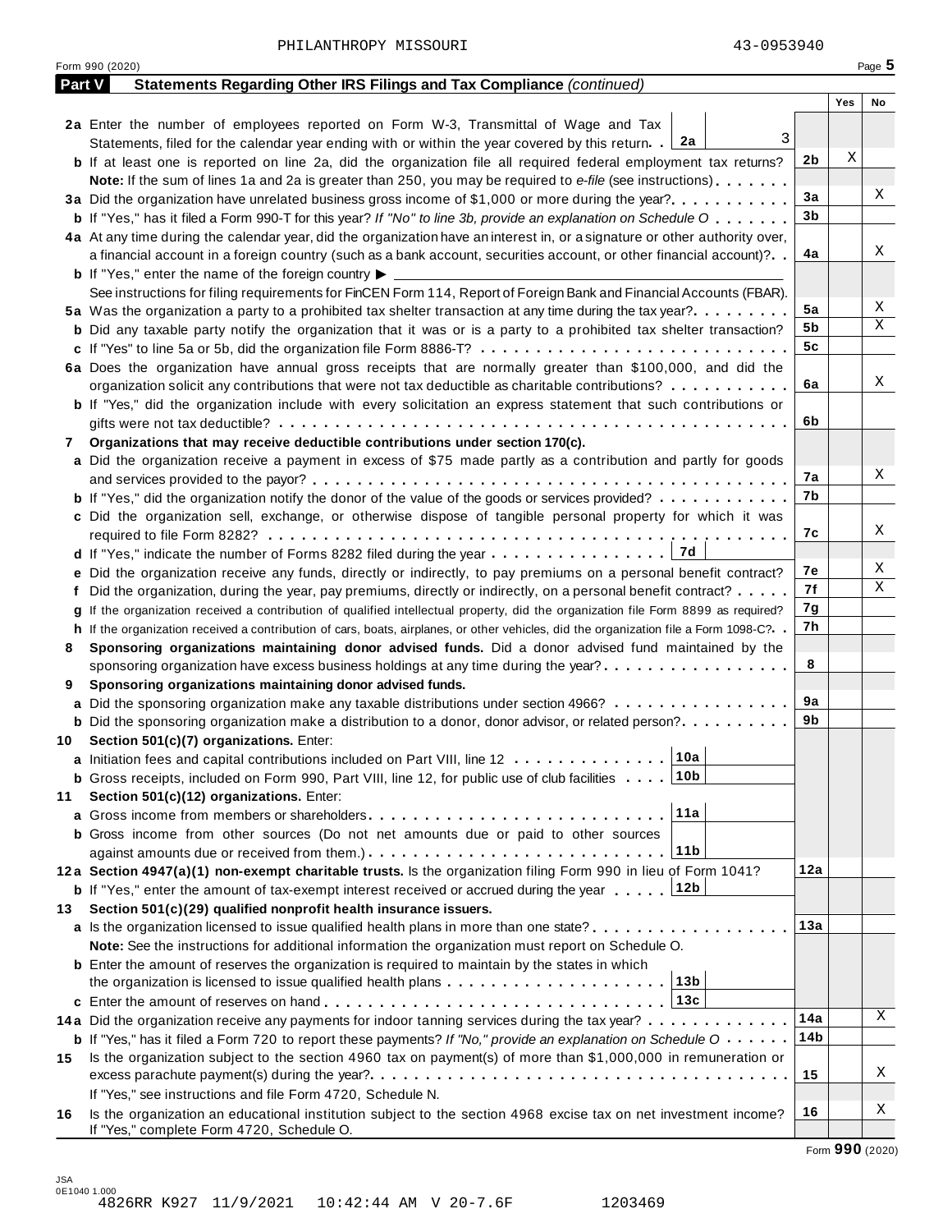PHILANTHROPY MISSOURI 43-0953940

Form 990 (2020) Page 5

## Part V Statements Regarding Other IRS Filings and Tax Compliance *(continued)*

| | | | Yes | No |
|---|---|---|---|---|
| **2a** | Enter the number of employees reported on Form W-3, Transmittal of Wage and Tax Statements, filed for the calendar year ending with or within the year covered by this return . . **2a** 3 | | | |
| **b** | If at least one is reported on line 2a, did the organization file all required federal employment tax returns? | 2b | X | |
| | **Note:** If the sum of lines 1a and 2a is greater than 250, you may be required to *e-file* (see instructions) | | | |
| **3a** | Did the organization have unrelated business gross income of $1,000 or more during the year? | 3a | | X |
| **b** | If "Yes," has it filed a Form 990-T for this year? *If "No" to line 3b, provide an explanation on Schedule O* | 3b | | |
| **4a** | At any time during the calendar year, did the organization have an interest in, or a signature or other authority over, a financial account in a foreign country (such as a bank account, securities account, or other financial account)? | 4a | | X |
| **b** | If "Yes," enter the name of the foreign country ▶ | | | |
| | See instructions for filing requirements for FinCEN Form 114, Report of Foreign Bank and Financial Accounts (FBAR). | | | |
| **5a** | Was the organization a party to a prohibited tax shelter transaction at any time during the tax year? | 5a | | X |
| **b** | Did any taxable party notify the organization that it was or is a party to a prohibited tax shelter transaction? | 5b | | X |
| **c** | If "Yes" to line 5a or 5b, did the organization file Form 8886-T? | 5c | | |
| **6a** | Does the organization have annual gross receipts that are normally greater than $100,000, and did the organization solicit any contributions that were not tax deductible as charitable contributions? | 6a | | X |
| **b** | If "Yes," did the organization include with every solicitation an express statement that such contributions or gifts were not tax deductible? | 6b | | |
| **7** | **Organizations that may receive deductible contributions under section 170(c).** | | | |
| **a** | Did the organization receive a payment in excess of $75 made partly as a contribution and partly for goods and services provided to the payor? | 7a | | X |
| **b** | If "Yes," did the organization notify the donor of the value of the goods or services provided? | 7b | | |
| **c** | Did the organization sell, exchange, or otherwise dispose of tangible personal property for which it was required to file Form 8282? | 7c | | X |
| **d** | If "Yes," indicate the number of Forms 8282 filed during the year . . . **7d** | | | |
| **e** | Did the organization receive any funds, directly or indirectly, to pay premiums on a personal benefit contract? | 7e | | X |
| **f** | Did the organization, during the year, pay premiums, directly or indirectly, on a personal benefit contract? | 7f | | X |
| **g** | If the organization received a contribution of qualified intellectual property, did the organization file Form 8899 as required? | 7g | | |
| **h** | If the organization received a contribution of cars, boats, airplanes, or other vehicles, did the organization file a Form 1098-C? | 7h | | |
| **8** | **Sponsoring organizations maintaining donor advised funds.** Did a donor advised fund maintained by the sponsoring organization have excess business holdings at any time during the year? | 8 | | |
| **9** | **Sponsoring organizations maintaining donor advised funds.** | | | |
| **a** | Did the sponsoring organization make any taxable distributions under section 4966? | 9a | | |
| **b** | Did the sponsoring organization make a distribution to a donor, donor advisor, or related person? | 9b | | |
| **10** | **Section 501(c)(7) organizations.** Enter: | | | |
| **a** | Initiation fees and capital contributions included on Part VIII, line 12 . . . **10a** | | | |
| **b** | Gross receipts, included on Form 990, Part VIII, line 12, for public use of club facilities . . . **10b** | | | |
| **11** | **Section 501(c)(12) organizations.** Enter: | | | |
| **a** | Gross income from members or shareholders . . . **11a** | | | |
| **b** | Gross income from other sources (Do not net amounts due or paid to other sources against amounts due or received from them.) . . . **11b** | | | |
| **12a** | **Section 4947(a)(1) non-exempt charitable trusts.** Is the organization filing Form 990 in lieu of Form 1041? | 12a | | |
| **b** | If "Yes," enter the amount of tax-exempt interest received or accrued during the year . . . **12b** | | | |
| **13** | **Section 501(c)(29) qualified nonprofit health insurance issuers.** | | | |
| **a** | Is the organization licensed to issue qualified health plans in more than one state? | 13a | | |
| | **Note:** See the instructions for additional information the organization must report on Schedule O. | | | |
| **b** | Enter the amount of reserves the organization is required to maintain by the states in which the organization is licensed to issue qualified health plans . . . **13b** | | | |
| **c** | Enter the amount of reserves on hand . . . **13c** | | | |
| **14a** | Did the organization receive any payments for indoor tanning services during the tax year? | 14a | | X |
| **b** | If "Yes," has it filed a Form 720 to report these payments? *If "No," provide an explanation on Schedule O* | 14b | | |
| **15** | Is the organization subject to the section 4960 tax on payment(s) of more than $1,000,000 in remuneration or excess parachute payment(s) during the year? | 15 | | X |
| | If "Yes," see instructions and file Form 4720, Schedule N. | | | |
| **16** | Is the organization an educational institution subject to the section 4968 excise tax on net investment income? If "Yes," complete Form 4720, Schedule O. | 16 | | X |

Form **990** (2020)

JSA
0E1040 1.000
4826RR K927 11/9/2021 10:42:44 AM V 20-7.6F 1203469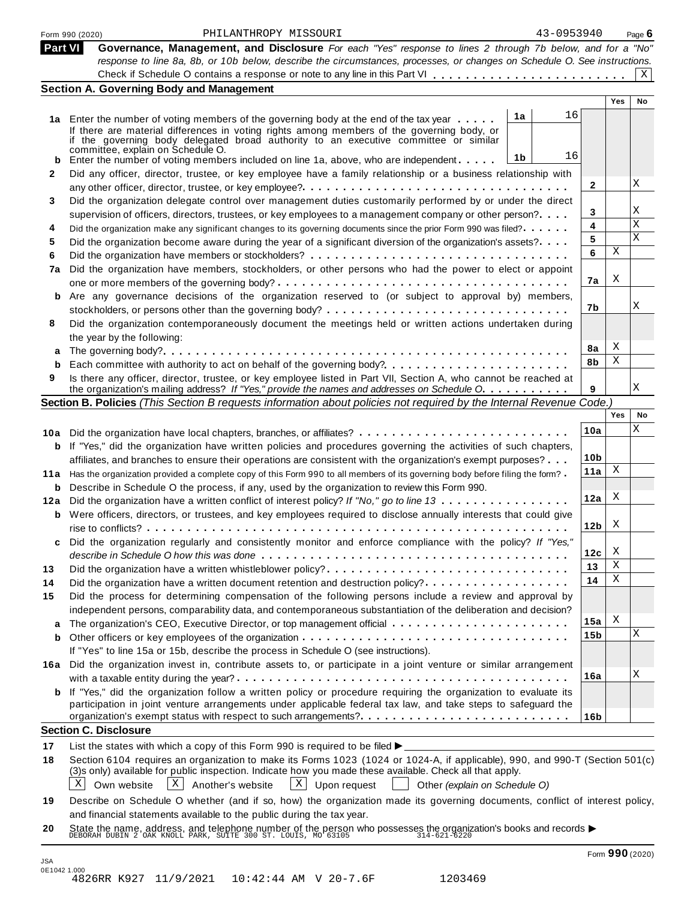## Part VI Governance, Management, and Disclosure

*For each "Yes" response to lines 2 through 7b below, and for a "No" response to line 8a, 8b, or 10b below, describe the circumstances, processes, or changes on Schedule O. See instructions.*

Check if Schedule O contains a response or note to any line in this Part VI . . . . . . . . . . . . . . . . . . . . . . . . . [X]

### Section A. Governing Body and Management

| | | | | Yes | No |
|---|---|---|---|---|---|
| **1a** | Enter the number of voting members of the governing body at the end of the tax year . . . . . If there are material differences in voting rights among members of the governing body, or if the governing body delegated broad authority to an executive committee or similar committee, explain on Schedule O. | 1a 16 | | | |
| **b** | Enter the number of voting members included on line 1a, above, who are independent . . . . . | 1b 16 | | | |
| **2** | Did any officer, director, trustee, or key employee have a family relationship or a business relationship with any other officer, director, trustee, or key employee? . . . . . | | 2 | | X |
| **3** | Did the organization delegate control over management duties customarily performed by or under the direct supervision of officers, directors, trustees, or key employees to a management company or other person? . . . . | | 3 | | X |
| **4** | Did the organization make any significant changes to its governing documents since the prior Form 990 was filed? . . . . . | | 4 | | X |
| **5** | Did the organization become aware during the year of a significant diversion of the organization's assets? . . . . | | 5 | | X |
| **6** | Did the organization have members or stockholders? . . . . . | | 6 | X | |
| **7a** | Did the organization have members, stockholders, or other persons who had the power to elect or appoint one or more members of the governing body? . . . . . | | 7a | X | |
| **b** | Are any governance decisions of the organization reserved to (or subject to approval by) members, stockholders, or persons other than the governing body? . . . . . | | 7b | | X |
| **8** | Did the organization contemporaneously document the meetings held or written actions undertaken during the year by the following: | | | | |
| **a** | The governing body? . . . . . | | 8a | X | |
| **b** | Each committee with authority to act on behalf of the governing body? . . . . . | | 8b | X | |
| **9** | Is there any officer, director, trustee, or key employee listed in Part VII, Section A, who cannot be reached at the organization's mailing address? *If "Yes," provide the names and addresses on Schedule O* . . . . . | | 9 | | X |

### Section B. Policies *(This Section B requests information about policies not required by the Internal Revenue Code.)*

| | | | Yes | No |
|---|---|---|---|---|
| **10a** | Did the organization have local chapters, branches, or affiliates? . . . . . | 10a | | X |
| **b** | If "Yes," did the organization have written policies and procedures governing the activities of such chapters, affiliates, and branches to ensure their operations are consistent with the organization's exempt purposes? . . . | 10b | | |
| **11a** | Has the organization provided a complete copy of this Form 990 to all members of its governing body before filing the form? . | 11a | X | |
| **b** | Describe in Schedule O the process, if any, used by the organization to review this Form 990. | | | |
| **12a** | Did the organization have a written conflict of interest policy? *If "No," go to line 13* . . . . . | 12a | X | |
| **b** | Were officers, directors, or trustees, and key employees required to disclose annually interests that could give rise to conflicts? . . . . . | 12b | X | |
| **c** | Did the organization regularly and consistently monitor and enforce compliance with the policy? *If "Yes," describe in Schedule O how this was done* . . . . . | 12c | X | |
| **13** | Did the organization have a written whistleblower policy? . . . . . | 13 | X | |
| **14** | Did the organization have a written document retention and destruction policy? . . . . . | 14 | X | |
| **15** | Did the process for determining compensation of the following persons include a review and approval by independent persons, comparability data, and contemporaneous substantiation of the deliberation and decision? | | | |
| **a** | The organization's CEO, Executive Director, or top management official . . . . . | 15a | X | |
| **b** | Other officers or key employees of the organization . . . . . If "Yes" to line 15a or 15b, describe the process in Schedule O (see instructions). | 15b | | X |
| **16a** | Did the organization invest in, contribute assets to, or participate in a joint venture or similar arrangement with a taxable entity during the year? . . . . . | 16a | | X |
| **b** | If "Yes," did the organization follow a written policy or procedure requiring the organization to evaluate its participation in joint venture arrangements under applicable federal tax law, and take steps to safeguard the organization's exempt status with respect to such arrangements? . . . . . | 16b | | |

### Section C. Disclosure

**17** List the states with which a copy of this Form 990 is required to be filed ▶

**18** Section 6104 requires an organization to make its Forms 1023 (1024 or 1024-A, if applicable), 990, and 990-T (Section 501(c)(3)s only) available for public inspection. Indicate how you made these available. Check all that apply.

[X] Own website [X] Another's website [X] Upon request [ ] Other *(explain on Schedule O)*

**19** Describe on Schedule O whether (and if so, how) the organization made its governing documents, conflict of interest policy, and financial statements available to the public during the tax year.

**20** State the name, address, and telephone number of the person who possesses the organization's books and records ▶
DEBORAH DUBIN 2 OAK KNOLL PARK, SUITE 300 ST. LOUIS, MO 63105 314-621-6220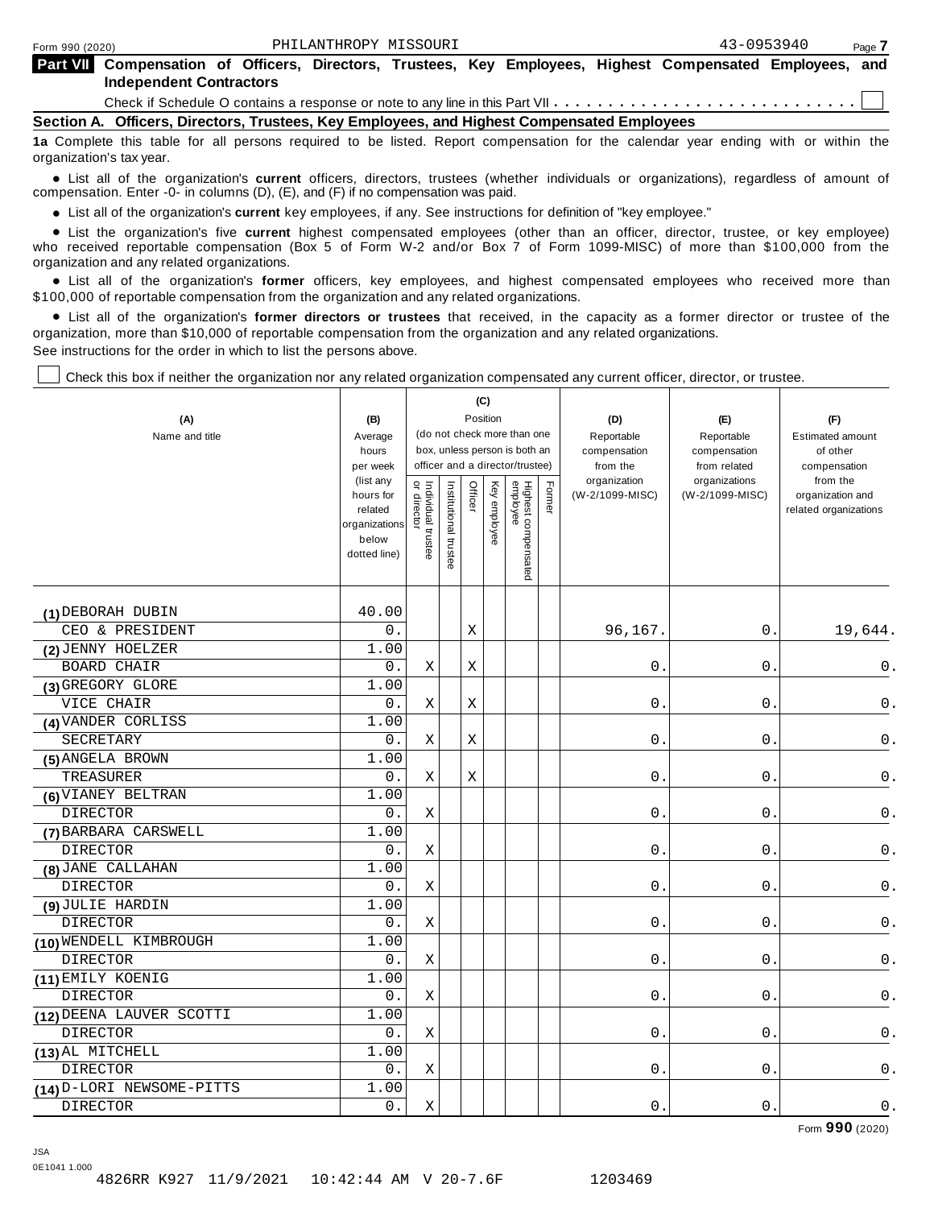Form 990 (2020) PHILANTHROPY MISSOURI 43-0953940

**Part VII Compensation of Officers, Directors, Trustees, Key Employees, Highest Compensated Employees, and Independent Contractors**

Check if Schedule O contains a response or note to any line in this Part VII . . . . . . . . . . . . . . . . . . . . . . . . . . . ☐

**Section A. Officers, Directors, Trustees, Key Employees, and Highest Compensated Employees**

**1a** Complete this table for all persons required to be listed. Report compensation for the calendar year ending with or within the organization's tax year.

- List all of the organization's **current** officers, directors, trustees (whether individuals or organizations), regardless of amount of compensation. Enter -0- in columns (D), (E), and (F) if no compensation was paid.
- List all of the organization's **current** key employees, if any. See instructions for definition of "key employee."
- List the organization's five **current** highest compensated employees (other than an officer, director, trustee, or key employee) who received reportable compensation (Box 5 of Form W-2 and/or Box 7 of Form 1099-MISC) of more than $100,000 from the organization and any related organizations.
- List all of the organization's **former** officers, key employees, and highest compensated employees who received more than $100,000 of reportable compensation from the organization and any related organizations.
- List all of the organization's **former directors or trustees** that received, in the capacity as a former director or trustee of the organization, more than $10,000 of reportable compensation from the organization and any related organizations.

See instructions for the order in which to list the persons above.

☐ Check this box if neither the organization nor any related organization compensated any current officer, director, or trustee.

| (A) Name and title | (B) Average hours per week (list any hours for related organizations below dotted line) | (C) Position: Individual trustee or director | Institutional trustee | Officer | Key employee | Highest compensated employee | Former | (D) Reportable compensation from the organization (W-2/1099-MISC) | (E) Reportable compensation from related organizations (W-2/1099-MISC) | (F) Estimated amount of other compensation from the organization and related organizations |
|---|---|---|---|---|---|---|---|---|---|---|
| (1) DEBORAH DUBIN<br>CEO & PRESIDENT | 40.00<br>0. | | | X | | | | 96,167. | 0. | 19,644. |
| (2) JENNY HOELZER<br>BOARD CHAIR | 1.00<br>0. | X | | X | | | | 0. | 0. | 0. |
| (3) GREGORY GLORE<br>VICE CHAIR | 1.00<br>0. | X | | X | | | | 0. | 0. | 0. |
| (4) VANDER CORLISS<br>SECRETARY | 1.00<br>0. | X | | X | | | | 0. | 0. | 0. |
| (5) ANGELA BROWN<br>TREASURER | 1.00<br>0. | X | | X | | | | 0. | 0. | 0. |
| (6) VIANEY BELTRAN<br>DIRECTOR | 1.00<br>0. | X | | | | | | 0. | 0. | 0. |
| (7) BARBARA CARSWELL<br>DIRECTOR | 1.00<br>0. | X | | | | | | 0. | 0. | 0. |
| (8) JANE CALLAHAN<br>DIRECTOR | 1.00<br>0. | X | | | | | | 0. | 0. | 0. |
| (9) JULIE HARDIN<br>DIRECTOR | 1.00<br>0. | X | | | | | | 0. | 0. | 0. |
| (10) WENDELL KIMBROUGH<br>DIRECTOR | 1.00<br>0. | X | | | | | | 0. | 0. | 0. |
| (11) EMILY KOENIG<br>DIRECTOR | 1.00<br>0. | X | | | | | | 0. | 0. | 0. |
| (12) DEENA LAUVER SCOTTI<br>DIRECTOR | 1.00<br>0. | X | | | | | | 0. | 0. | 0. |
| (13) AL MITCHELL<br>DIRECTOR | 1.00<br>0. | X | | | | | | 0. | 0. | 0. |
| (14) D-LORI NEWSOME-PITTS<br>DIRECTOR | 1.00<br>0. | X | | | | | | 0. | 0. | 0. |

Form **990** (2020)

JSA
0E1041 1.000
4826RR K927 11/9/2021 10:42:44 AM V 20-7.6F 1203469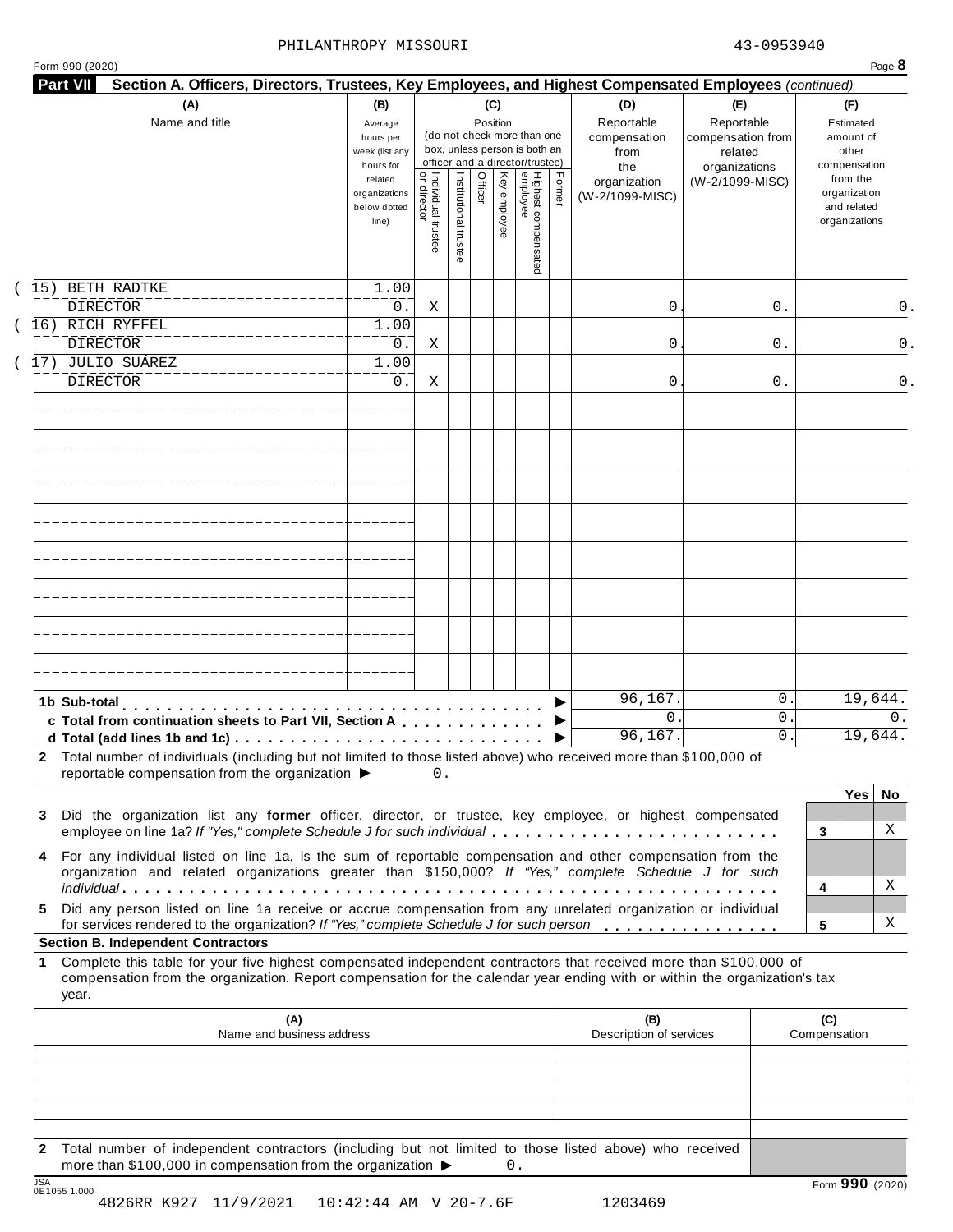PHILANTHROPY MISSOURI 43-0953940

Form 990 (2020) Page **8**

**Part VII** **Section A. Officers, Directors, Trustees, Key Employees, and Highest Compensated Employees** *(continued)*

| (A) Name and title | (B) Average hours per week (list any hours for related organizations below dotted line) | (C) Position: Individual trustee or director | Institutional trustee | Officer | Key employee | Highest compensated employee | Former | (D) Reportable compensation from the organization (W-2/1099-MISC) | (E) Reportable compensation from related organizations (W-2/1099-MISC) | (F) Estimated amount of other compensation from the organization and related organizations |
|---|---|---|---|---|---|---|---|---|---|---|
| (15) BETH RADTKE<br>DIRECTOR | 1.00<br>0. | X | | | | | | 0. | 0. | 0. |
| (16) RICH RYFFEL<br>DIRECTOR | 1.00<br>0. | X | | | | | | 0. | 0. | 0. |
| (17) JULIO SUÁREZ<br>DIRECTOR | 1.00<br>0. | X | | | | | | 0. | 0. | 0. |
| **1b Sub-total** | | | | | | | | 96,167. | 0. | 19,644. |
| **c Total from continuation sheets to Part VII, Section A** | | | | | | | | 0. | 0. | 0. |
| **d Total (add lines 1b and 1c)** | | | | | | | | 96,167. | 0. | 19,644. |

**2** Total number of individuals (including but not limited to those listed above) who received more than $100,000 of reportable compensation from the organization ▶ 0.

| | | Yes | No |
|---|---|---|---|
| **3** Did the organization list any **former** officer, director, or trustee, key employee, or highest compensated employee on line 1a? *If "Yes," complete Schedule J for such individual* | 3 | | X |
| **4** For any individual listed on line 1a, is the sum of reportable compensation and other compensation from the organization and related organizations greater than $150,000? *If "Yes," complete Schedule J for such individual* | 4 | | X |
| **5** Did any person listed on line 1a receive or accrue compensation from any unrelated organization or individual for services rendered to the organization? *If "Yes," complete Schedule J for such person* | 5 | | X |

**Section B. Independent Contractors**

**1** Complete this table for your five highest compensated independent contractors that received more than $100,000 of compensation from the organization. Report compensation for the calendar year ending with or within the organization's tax year.

| (A) Name and business address | (B) Description of services | (C) Compensation |
|---|---|---|
| | | |
| | | |
| | | |
| | | |
| | | |

**2** Total number of independent contractors (including but not limited to those listed above) who received more than $100,000 in compensation from the organization ▶ 0.

JSA 0E1055 1.000

4826RR K927 11/9/2021 10:42:44 AM V 20-7.6F 1203469

Form **990** (2020)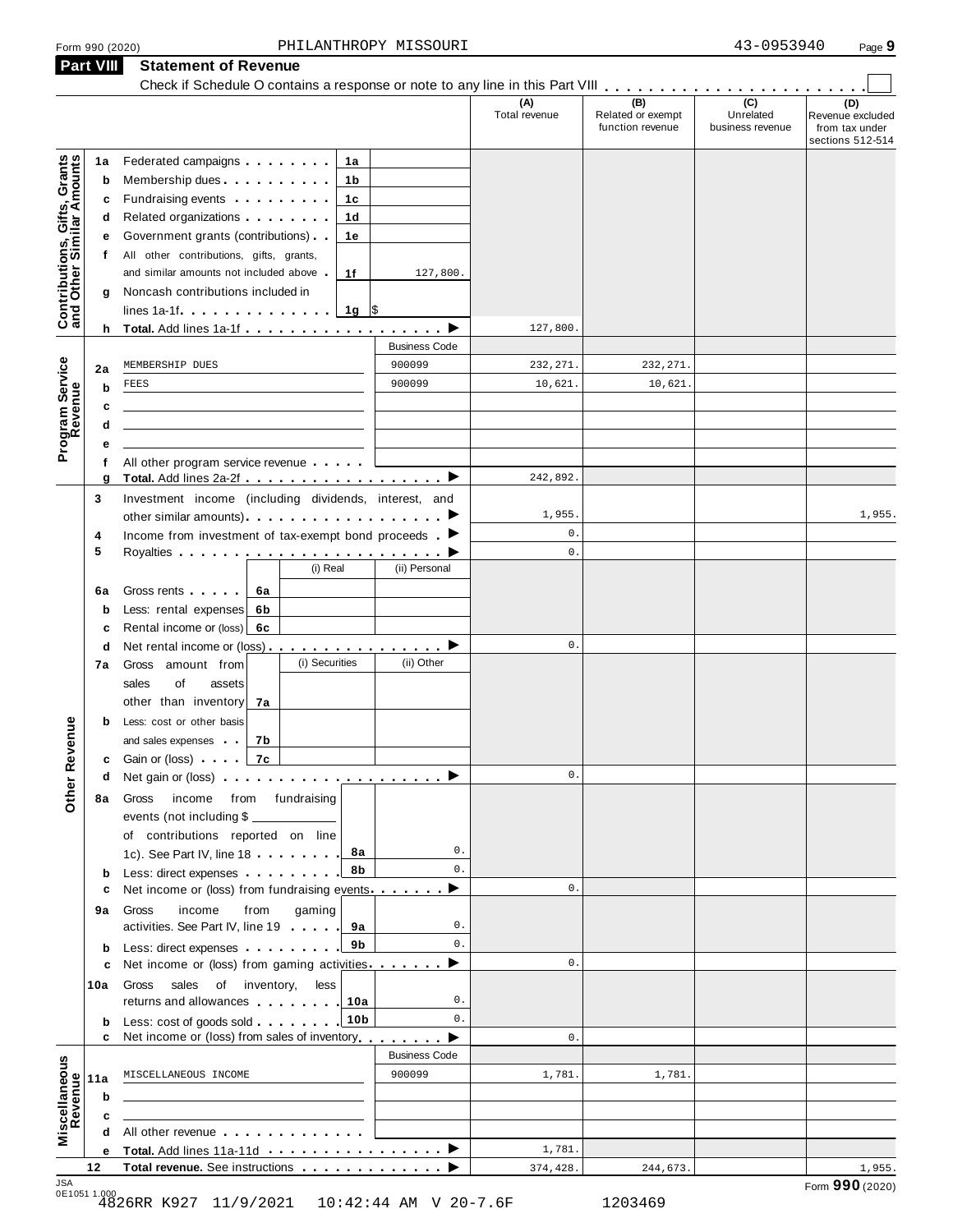Form 990 (2020) PHILANTHROPY MISSOURI 43-0953940

## Part VIII Statement of Revenue

Check if Schedule O contains a response or note to any line in this Part VIII . . . . . . . . . . . . . . . . . . . . . . ☐

| | | | | (A) Total revenue | (B) Related or exempt function revenue | (C) Unrelated business revenue | (D) Revenue excluded from tax under sections 512-514 |
|---|---|---|---|---|---|---|---|
| **Contributions, Gifts, Grants and Other Similar Amounts** | 1a Federated campaigns | 1a | | | | | |
| | b Membership dues | 1b | | | | | |
| | c Fundraising events | 1c | | | | | |
| | d Related organizations | 1d | | | | | |
| | e Government grants (contributions) | 1e | | | | | |
| | f All other contributions, gifts, grants, and similar amounts not included above | 1f | 127,800. | | | | |
| | g Noncash contributions included in lines 1a-1f | 1g | $ | | | | |
| | h **Total.** Add lines 1a-1f | | ▶ | 127,800. | | | |
| **Program Service Revenue** | | | Business Code | | | | |
| | 2a MEMBERSHIP DUES | | 900099 | 232,271. | 232,271. | | |
| | b FEES | | 900099 | 10,621. | 10,621. | | |
| | c | | | | | | |
| | d | | | | | | |
| | e | | | | | | |
| | f All other program service revenue | | | | | | |
| | g **Total.** Add lines 2a-2f | | ▶ | 242,892. | | | |
| **Other Revenue** | 3 Investment income (including dividends, interest, and other similar amounts) | | ▶ | 1,955. | | | 1,955. |
| | 4 Income from investment of tax-exempt bond proceeds | | ▶ | 0. | | | |
| | 5 Royalties | | ▶ | 0. | | | |
| | | (i) Real | (ii) Personal | | | | |
| | 6a Gross rents | 6a | | | | | |
| | b Less: rental expenses | 6b | | | | | |
| | c Rental income or (loss) | 6c | | | | | |
| | d Net rental income or (loss) | | ▶ | 0. | | | |
| | | (i) Securities | (ii) Other | | | | |
| | 7a Gross amount from sales of assets other than inventory | 7a | | | | | |
| | b Less: cost or other basis and sales expenses | 7b | | | | | |
| | c Gain or (loss) | 7c | | | | | |
| | d Net gain or (loss) | | ▶ | 0. | | | |
| | 8a Gross income from fundraising events (not including $ ______ of contributions reported on line 1c). See Part IV, line 18 | 8a | 0. | | | | |
| | b Less: direct expenses | 8b | 0. | | | | |
| | c Net income or (loss) from fundraising events | | ▶ | 0. | | | |
| | 9a Gross income from gaming activities. See Part IV, line 19 | 9a | 0. | | | | |
| | b Less: direct expenses | 9b | 0. | | | | |
| | c Net income or (loss) from gaming activities | | ▶ | 0. | | | |
| | 10a Gross sales of inventory, less returns and allowances | 10a | 0. | | | | |
| | b Less: cost of goods sold | 10b | 0. | | | | |
| | c Net income or (loss) from sales of inventory | | ▶ | 0. | | | |
| **Miscellaneous Revenue** | | | Business Code | | | | |
| | 11a MISCELLANEOUS INCOME | | 900099 | 1,781. | 1,781. | | |
| | b | | | | | | |
| | c | | | | | | |
| | d All other revenue | | | | | | |
| | e **Total.** Add lines 11a-11d | | ▶ | 1,781. | | | |
| | 12 **Total revenue.** See instructions | | ▶ | 374,428. | 244,673. | | 1,955. |

JSA 0E1051 1.000

4826RR K927 11/9/2021 10:42:44 AM V 20-7.6F 1203469

Form **990** (2020)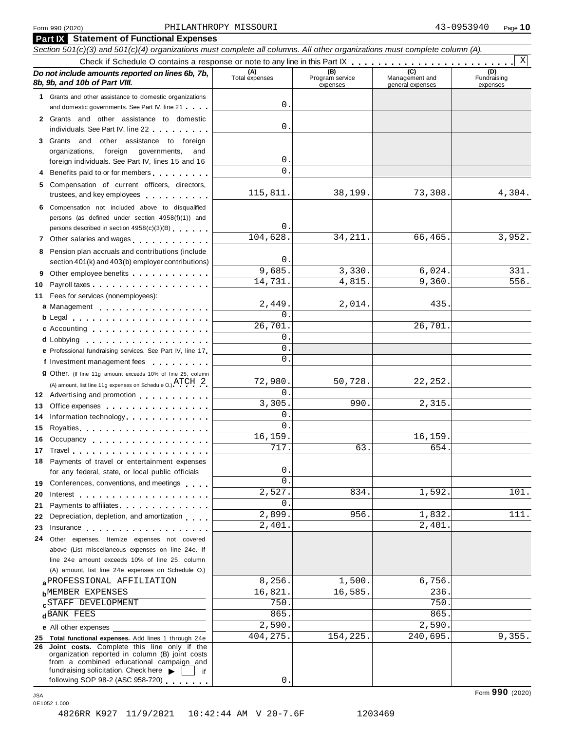Form 990 (2020) PHILANTHROPY MISSOURI 43-0953940

## Part IX Statement of Functional Expenses

*Section 501(c)(3) and 501(c)(4) organizations must complete all columns. All other organizations must complete column (A).*

Check if Schedule O contains a response or note to any line in this Part IX . . . . . . . . . . . . . . . . . . . . . . . . [X]

| *Do not include amounts reported on lines 6b, 7b, 8b, 9b, and 10b of Part VIII.* | (A) Total expenses | (B) Program service expenses | (C) Management and general expenses | (D) Fundraising expenses |
|---|---|---|---|---|
| 1 Grants and other assistance to domestic organizations and domestic governments. See Part IV, line 21 | 0. | | | |
| 2 Grants and other assistance to domestic individuals. See Part IV, line 22 | 0. | | | |
| 3 Grants and other assistance to foreign organizations, foreign governments, and foreign individuals. See Part IV, lines 15 and 16 | 0. | | | |
| 4 Benefits paid to or for members | 0. | | | |
| 5 Compensation of current officers, directors, trustees, and key employees | 115,811. | 38,199. | 73,308. | 4,304. |
| 6 Compensation not included above to disqualified persons (as defined under section 4958(f)(1)) and persons described in section 4958(c)(3)(B) | 0. | | | |
| 7 Other salaries and wages | 104,628. | 34,211. | 66,465. | 3,952. |
| 8 Pension plan accruals and contributions (include section 401(k) and 403(b) employer contributions) | 0. | | | |
| 9 Other employee benefits | 9,685. | 3,330. | 6,024. | 331. |
| 10 Payroll taxes | 14,731. | 4,815. | 9,360. | 556. |
| 11 Fees for services (nonemployees): | | | | |
| a Management | 2,449. | 2,014. | 435. | |
| b Legal | 0. | | | |
| c Accounting | 26,701. | | 26,701. | |
| d Lobbying | 0. | | | |
| e Professional fundraising services. See Part IV, line 17 | 0. | | | |
| f Investment management fees | 0. | | | |
| g Other. (If line 11g amount exceeds 10% of line 25, column (A) amount, list line 11g expenses on Schedule O.) ATCH 2 | 72,980. | 50,728. | 22,252. | |
| 12 Advertising and promotion | 0. | | | |
| 13 Office expenses | 3,305. | 990. | 2,315. | |
| 14 Information technology | 0. | | | |
| 15 Royalties | 0. | | | |
| 16 Occupancy | 16,159. | | 16,159. | |
| 17 Travel | 717. | 63. | 654. | |
| 18 Payments of travel or entertainment expenses for any federal, state, or local public officials | 0. | | | |
| 19 Conferences, conventions, and meetings | 0. | | | |
| 20 Interest | 2,527. | 834. | 1,592. | 101. |
| 21 Payments to affiliates | 0. | | | |
| 22 Depreciation, depletion, and amortization | 2,899. | 956. | 1,832. | 111. |
| 23 Insurance | 2,401. | | 2,401. | |
| 24 Other expenses. Itemize expenses not covered above (List miscellaneous expenses on line 24e. If line 24e amount exceeds 10% of line 25, column (A) amount, list line 24e expenses on Schedule O.) | | | | |
| a PROFESSIONAL AFFILIATION | 8,256. | 1,500. | 6,756. | |
| b MEMBER EXPENSES | 16,821. | 16,585. | 236. | |
| c STAFF DEVELOPMENT | 750. | | 750. | |
| d BANK FEES | 865. | | 865. | |
| e All other expenses | 2,590. | | 2,590. | |
| 25 **Total functional expenses.** Add lines 1 through 24e | 404,275. | 154,225. | 240,695. | 9,355. |
| 26 **Joint costs.** Complete this line only if the organization reported in column (B) joint costs from a combined educational campaign and fundraising solicitation. Check here ▶ [ ] if following SOP 98-2 (ASC 958-720) | 0. | | | |

Form **990** (2020)

JSA 0E1052 1.000

4826RR K927 11/9/2021 10:42:44 AM V 20-7.6F 1203469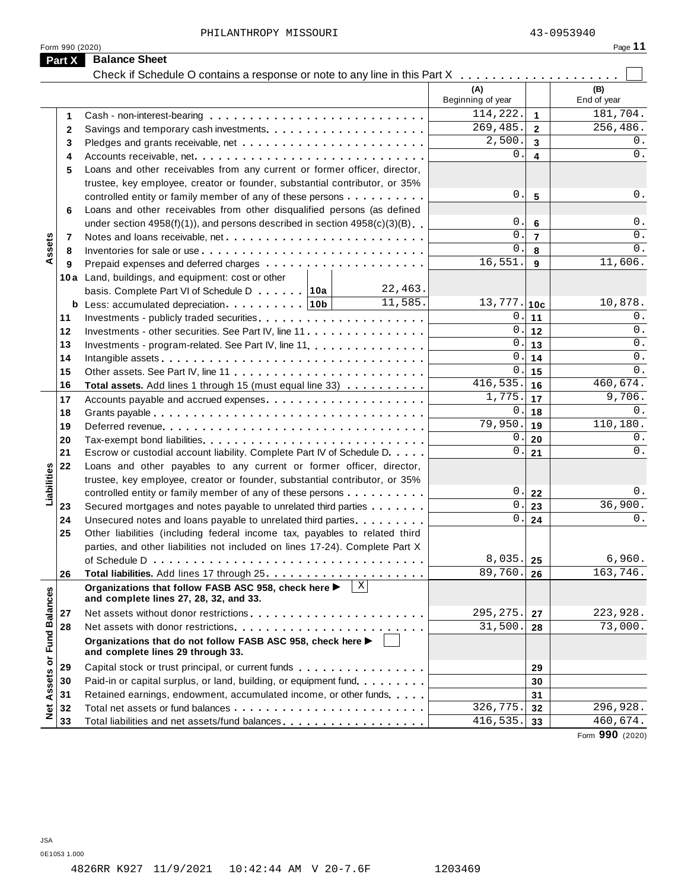PHILANTHROPY MISSOURI 43-0953940

Form 990 (2020)

## Part X Balance Sheet

Check if Schedule O contains a response or note to any line in this Part X . . . . . . . . . . . . . . . . . . . . ☐

| | | | | (A) Beginning of year | | (B) End of year |
|---|---|---|---|---|---|---|
| Assets | 1 | Cash - non-interest-bearing | | 114,222. | 1 | 181,704. |
| | 2 | Savings and temporary cash investments | | 269,485. | 2 | 256,486. |
| | 3 | Pledges and grants receivable, net | | 2,500. | 3 | 0. |
| | 4 | Accounts receivable, net | | 0. | 4 | 0. |
| | 5 | Loans and other receivables from any current or former officer, director, trustee, key employee, creator or founder, substantial contributor, or 35% controlled entity or family member of any of these persons | | 0. | 5 | 0. |
| | 6 | Loans and other receivables from other disqualified persons (as defined under section 4958(f)(1)), and persons described in section 4958(c)(3)(B) | | 0. | 6 | 0. |
| | 7 | Notes and loans receivable, net | | 0. | 7 | 0. |
| | 8 | Inventories for sale or use | | 0. | 8 | 0. |
| | 9 | Prepaid expenses and deferred charges | | 16,551. | 9 | 11,606. |
| | 10a | Land, buildings, and equipment: cost or other basis. Complete Part VI of Schedule D . . . . . . 10a | 22,463. | | | |
| | b | Less: accumulated depreciation . . . . . . . . . 10b | 11,585. | 13,777. | 10c | 10,878. |
| | 11 | Investments - publicly traded securities | | 0. | 11 | 0. |
| | 12 | Investments - other securities. See Part IV, line 11 | | 0. | 12 | 0. |
| | 13 | Investments - program-related. See Part IV, line 11 | | 0. | 13 | 0. |
| | 14 | Intangible assets | | 0. | 14 | 0. |
| | 15 | Other assets. See Part IV, line 11 | | 0. | 15 | 0. |
| | 16 | **Total assets.** Add lines 1 through 15 (must equal line 33) | | 416,535. | 16 | 460,674. |
| Liabilities | 17 | Accounts payable and accrued expenses | | 1,775. | 17 | 9,706. |
| | 18 | Grants payable | | 0. | 18 | 0. |
| | 19 | Deferred revenue | | 79,950. | 19 | 110,180. |
| | 20 | Tax-exempt bond liabilities | | 0. | 20 | 0. |
| | 21 | Escrow or custodial account liability. Complete Part IV of Schedule D | | 0. | 21 | 0. |
| | 22 | Loans and other payables to any current or former officer, director, trustee, key employee, creator or founder, substantial contributor, or 35% controlled entity or family member of any of these persons | | 0. | 22 | 0. |
| | 23 | Secured mortgages and notes payable to unrelated third parties | | 0. | 23 | 36,900. |
| | 24 | Unsecured notes and loans payable to unrelated third parties | | 0. | 24 | 0. |
| | 25 | Other liabilities (including federal income tax, payables to related third parties, and other liabilities not included on lines 17-24). Complete Part X of Schedule D | | 8,035. | 25 | 6,960. |
| | 26 | **Total liabilities.** Add lines 17 through 25 | | 89,760. | 26 | 163,746. |
| Net Assets or Fund Balances | | **Organizations that follow FASB ASC 958, check here ▶** ☒ **and complete lines 27, 28, 32, and 33.** | | | | |
| | 27 | Net assets without donor restrictions | | 295,275. | 27 | 223,928. |
| | 28 | Net assets with donor restrictions | | 31,500. | 28 | 73,000. |
| | | **Organizations that do not follow FASB ASC 958, check here ▶** ☐ **and complete lines 29 through 33.** | | | | |
| | 29 | Capital stock or trust principal, or current funds | | | 29 | |
| | 30 | Paid-in or capital surplus, or land, building, or equipment fund | | | 30 | |
| | 31 | Retained earnings, endowment, accumulated income, or other funds | | | 31 | |
| | 32 | Total net assets or fund balances | | 326,775. | 32 | 296,928. |
| | 33 | Total liabilities and net assets/fund balances | | 416,535. | 33 | 460,674. |

Form **990** (2020)

JSA
0E1053 1.000

4826RR K927 11/9/2021 10:42:44 AM V 20-7.6F 1203469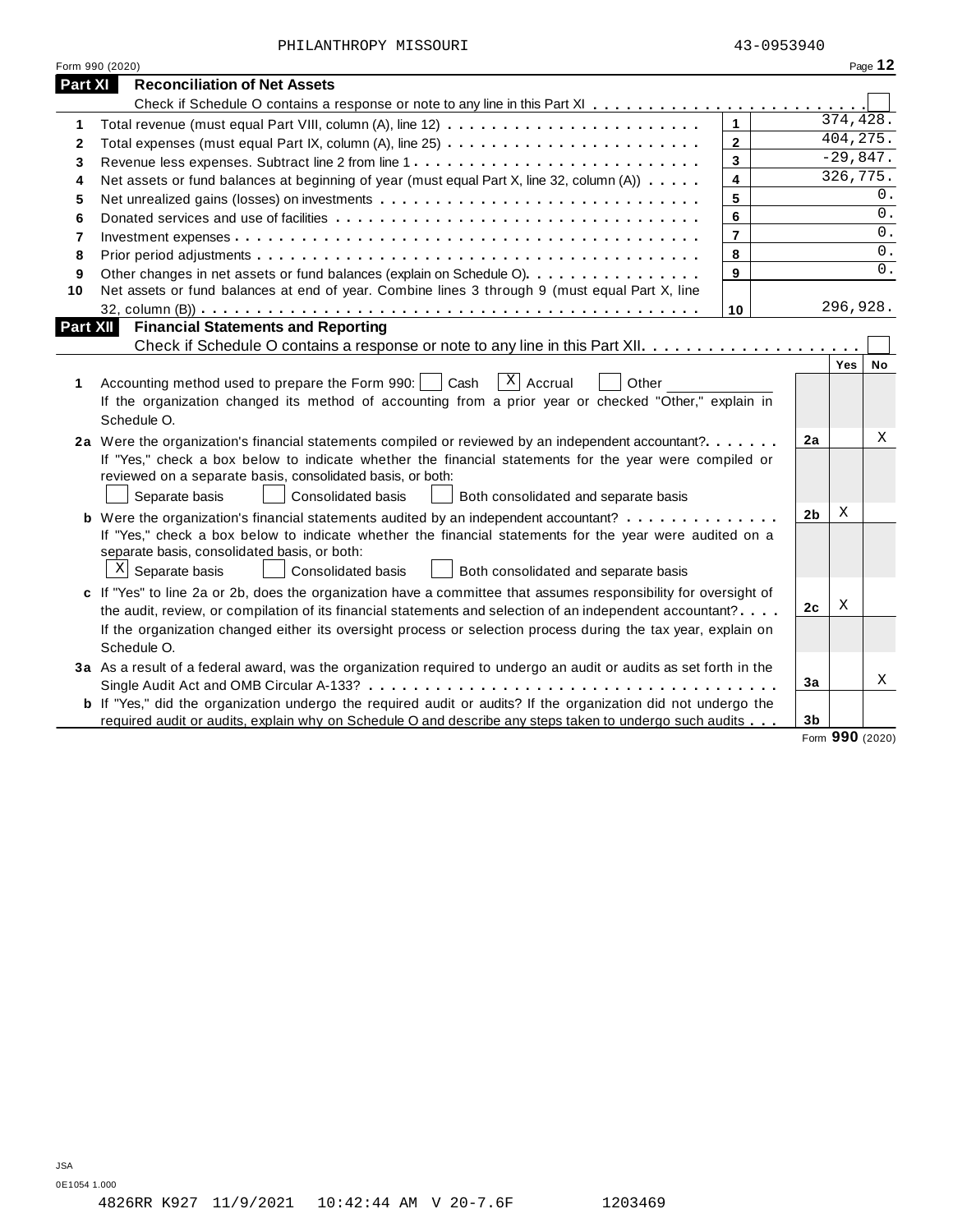PHILANTHROPY MISSOURI 43-0953940

Form 990 (2020) Page **12**

## Part XI Reconciliation of Net Assets

Check if Schedule O contains a response or note to any line in this Part XI . . . . . . . . . . . . . . . . . . . . . . . . ☐

| | | | |
|---|---|---|---|
| 1 | Total revenue (must equal Part VIII, column (A), line 12) | 1 | 374,428. |
| 2 | Total expenses (must equal Part IX, column (A), line 25) | 2 | 404,275. |
| 3 | Revenue less expenses. Subtract line 2 from line 1 | 3 | -29,847. |
| 4 | Net assets or fund balances at beginning of year (must equal Part X, line 32, column (A)) | 4 | 326,775. |
| 5 | Net unrealized gains (losses) on investments | 5 | 0. |
| 6 | Donated services and use of facilities | 6 | 0. |
| 7 | Investment expenses | 7 | 0. |
| 8 | Prior period adjustments | 8 | 0. |
| 9 | Other changes in net assets or fund balances (explain on Schedule O) | 9 | 0. |
| 10 | Net assets or fund balances at end of year. Combine lines 3 through 9 (must equal Part X, line 32, column (B)) | 10 | 296,928. |

## Part XII Financial Statements and Reporting

Check if Schedule O contains a response or note to any line in this Part XII . . . . . . . . . . . . . . . . . . . . ☐

| | | | Yes | No |
|---|---|---|---|---|
| 1 | Accounting method used to prepare the Form 990: ☐ Cash ☒ Accrual ☐ Other ______ If the organization changed its method of accounting from a prior year or checked "Other," explain in Schedule O. | | | |
| 2a | Were the organization's financial statements compiled or reviewed by an independent accountant? | 2a | | X |
| | If "Yes," check a box below to indicate whether the financial statements for the year were compiled or reviewed on a separate basis, consolidated basis, or both: ☐ Separate basis ☐ Consolidated basis ☐ Both consolidated and separate basis | | | |
| b | Were the organization's financial statements audited by an independent accountant? | 2b | X | |
| | If "Yes," check a box below to indicate whether the financial statements for the year were audited on a separate basis, consolidated basis, or both: ☒ Separate basis ☐ Consolidated basis ☐ Both consolidated and separate basis | | | |
| c | If "Yes" to line 2a or 2b, does the organization have a committee that assumes responsibility for oversight of the audit, review, or compilation of its financial statements and selection of an independent accountant? | 2c | X | |
| | If the organization changed either its oversight process or selection process during the tax year, explain on Schedule O. | | | |
| 3a | As a result of a federal award, was the organization required to undergo an audit or audits as set forth in the Single Audit Act and OMB Circular A-133? | 3a | | X |
| b | If "Yes," did the organization undergo the required audit or audits? If the organization did not undergo the required audit or audits, explain why on Schedule O and describe any steps taken to undergo such audits | 3b | | |

Form **990** (2020)

JSA
0E1054 1.000
4826RR K927 11/9/2021 10:42:44 AM V 20-7.6F 1203469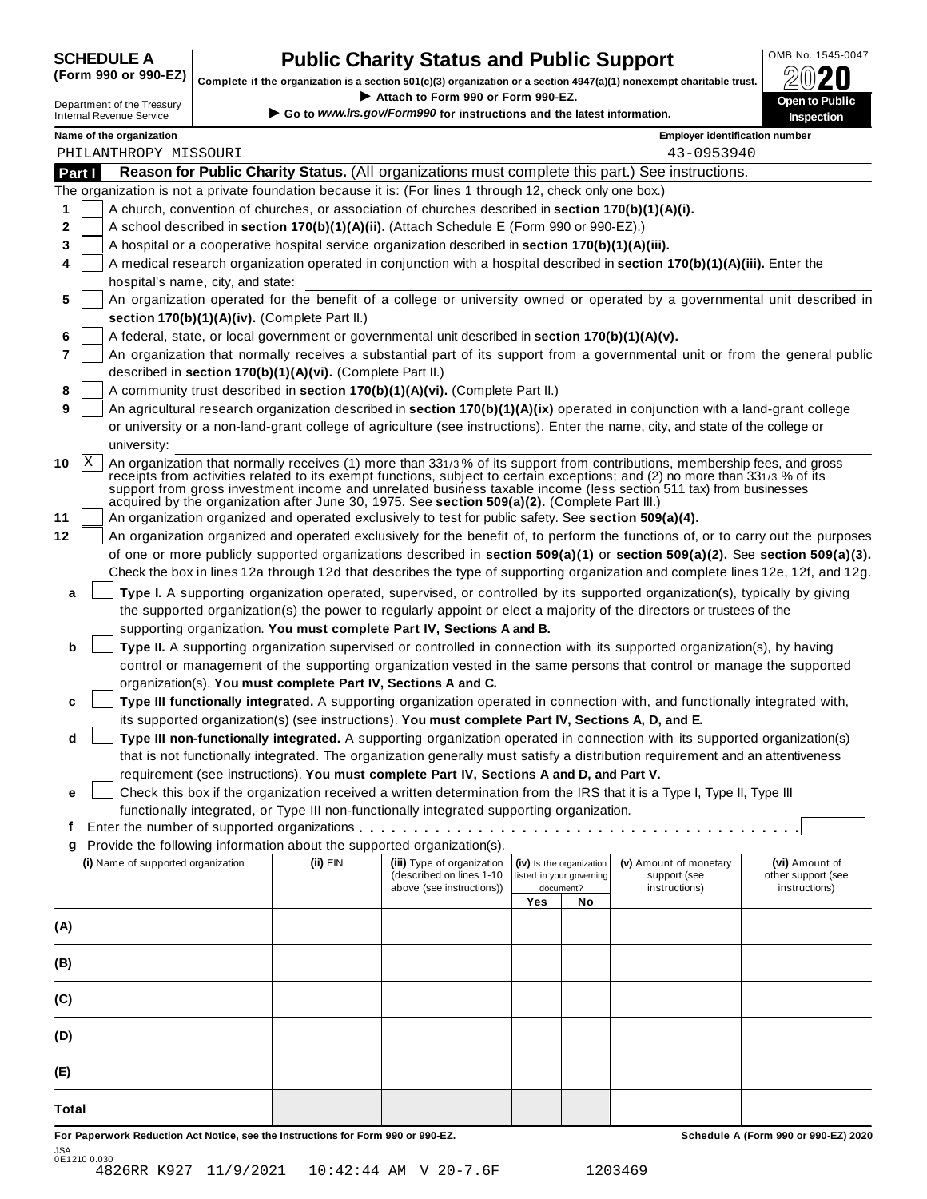**SCHEDULE A (Form 990 or 990-EZ)**

Department of the Treasury
Internal Revenue Service

# Public Charity Status and Public Support

**Complete if the organization is a section 501(c)(3) organization or a section 4947(a)(1) nonexempt charitable trust.**
▶ Attach to Form 990 or Form 990-EZ.
▶ Go to *www.irs.gov/Form990* for instructions and the latest information.

OMB No. 1545-0047
**2020**
**Open to Public Inspection**

**Name of the organization:** PHILANTHROPY MISSOURI
**Employer identification number:** 43-0953940

## Part I — Reason for Public Charity Status. (All organizations must complete this part.) See instructions.

The organization is not a private foundation because it is: (For lines 1 through 12, check only one box.)

1 [ ] A church, convention of churches, or association of churches described in **section 170(b)(1)(A)(i).**

2 [ ] A school described in **section 170(b)(1)(A)(ii).** (Attach Schedule E (Form 990 or 990-EZ).)

3 [ ] A hospital or a cooperative hospital service organization described in **section 170(b)(1)(A)(iii).**

4 [ ] A medical research organization operated in conjunction with a hospital described in **section 170(b)(1)(A)(iii).** Enter the hospital's name, city, and state:

5 [ ] An organization operated for the benefit of a college or university owned or operated by a governmental unit described in **section 170(b)(1)(A)(iv).** (Complete Part II.)

6 [ ] A federal, state, or local government or governmental unit described in **section 170(b)(1)(A)(v).**

7 [ ] An organization that normally receives a substantial part of its support from a governmental unit or from the general public described in **section 170(b)(1)(A)(vi).** (Complete Part II.)

8 [ ] A community trust described in **section 170(b)(1)(A)(vi).** (Complete Part II.)

9 [ ] An agricultural research organization described in **section 170(b)(1)(A)(ix)** operated in conjunction with a land-grant college or university or a non-land-grant college of agriculture (see instructions). Enter the name, city, and state of the college or university:

10 [X] An organization that normally receives (1) more than 33 1/3 % of its support from contributions, membership fees, and gross receipts from activities related to its exempt functions, subject to certain exceptions; and (2) no more than 33 1/3 % of its support from gross investment income and unrelated business taxable income (less section 511 tax) from businesses acquired by the organization after June 30, 1975. See **section 509(a)(2).** (Complete Part III.)

11 [ ] An organization organized and operated exclusively to test for public safety. See **section 509(a)(4).**

12 [ ] An organization organized and operated exclusively for the benefit of, to perform the functions of, or to carry out the purposes of one or more publicly supported organizations described in **section 509(a)(1)** or **section 509(a)(2).** See **section 509(a)(3).** Check the box in lines 12a through 12d that describes the type of supporting organization and complete lines 12e, 12f, and 12g.

a [ ] **Type I.** A supporting organization operated, supervised, or controlled by its supported organization(s), typically by giving the supported organization(s) the power to regularly appoint or elect a majority of the directors or trustees of the supporting organization. **You must complete Part IV, Sections A and B.**

b [ ] **Type II.** A supporting organization supervised or controlled in connection with its supported organization(s), by having control or management of the supporting organization vested in the same persons that control or manage the supported organization(s). **You must complete Part IV, Sections A and C.**

c [ ] **Type III functionally integrated.** A supporting organization operated in connection with, and functionally integrated with, its supported organization(s) (see instructions). **You must complete Part IV, Sections A, D, and E.**

d [ ] **Type III non-functionally integrated.** A supporting organization operated in connection with its supported organization(s) that is not functionally integrated. The organization generally must satisfy a distribution requirement and an attentiveness requirement (see instructions). **You must complete Part IV, Sections A and D, and Part V.**

e [ ] Check this box if the organization received a written determination from the IRS that it is a Type I, Type II, Type III functionally integrated, or Type III non-functionally integrated supporting organization.

f Enter the number of supported organizations . . . . . . . . . . . . . . . . . . . . . . . . . . . . . . . . . . . . .

g Provide the following information about the supported organization(s).

| (i) Name of supported organization | (ii) EIN | (iii) Type of organization (described on lines 1-10 above (see instructions)) | (iv) Is the organization listed in your governing document? Yes | No | (v) Amount of monetary support (see instructions) | (vi) Amount of other support (see instructions) |
|---|---|---|---|---|---|---|
| (A) | | | | | | |
| (B) | | | | | | |
| (C) | | | | | | |
| (D) | | | | | | |
| (E) | | | | | | |
| Total | | | | | | |

**For Paperwork Reduction Act Notice, see the Instructions for Form 990 or 990-EZ.** **Schedule A (Form 990 or 990-EZ) 2020**

JSA
0E1210 0.030
4826RR K927 11/9/2021 10:42:44 AM V 20-7.6F 1203469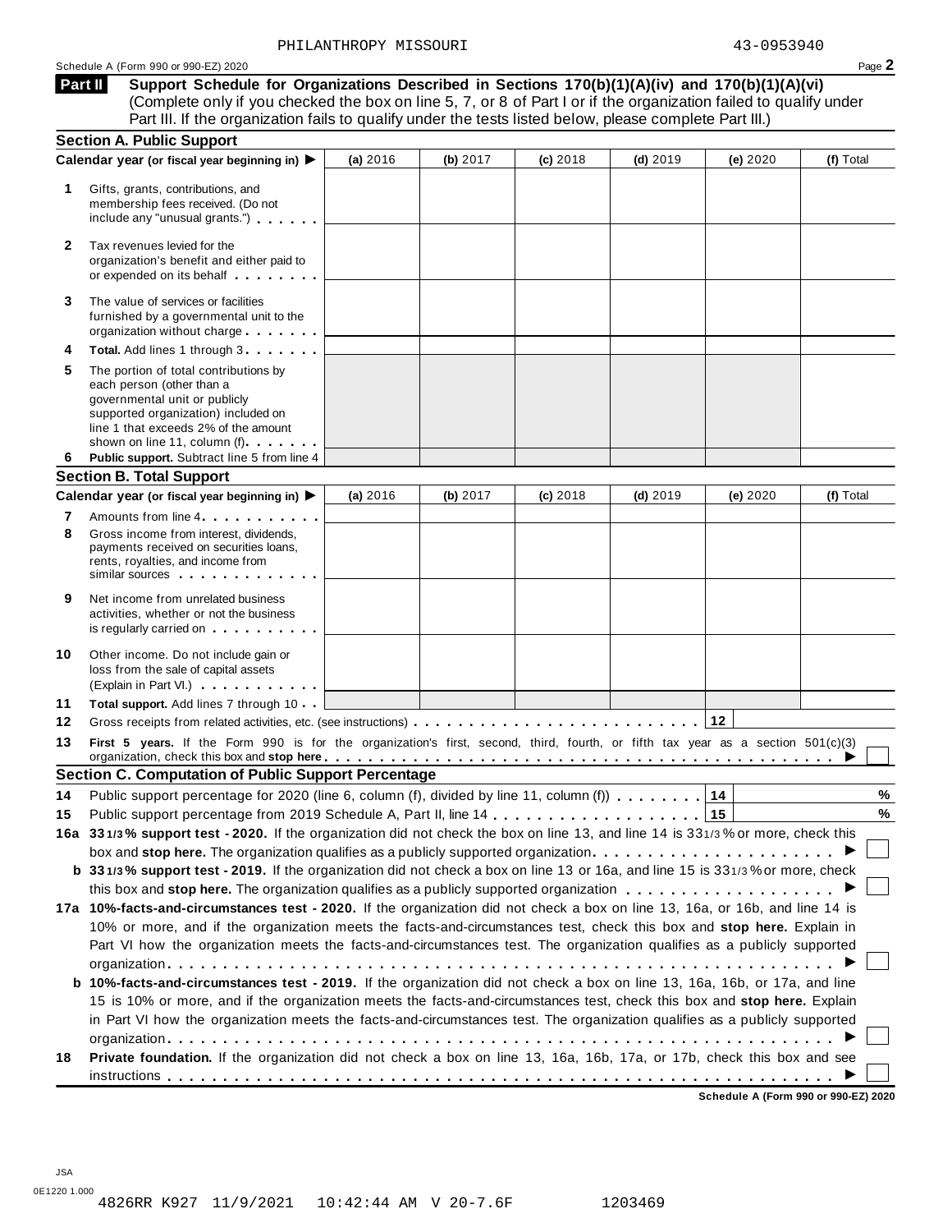PHILANTHROPY MISSOURI 43-0953940

Schedule A (Form 990 or 990-EZ) 2020

**Part II** **Support Schedule for Organizations Described in Sections 170(b)(1)(A)(iv) and 170(b)(1)(A)(vi)** (Complete only if you checked the box on line 5, 7, or 8 of Part I or if the organization failed to qualify under Part III. If the organization fails to qualify under the tests listed below, please complete Part III.)

### Section A. Public Support

| Calendar year (or fiscal year beginning in) ▶ | (a) 2016 | (b) 2017 | (c) 2018 | (d) 2019 | (e) 2020 | (f) Total |
|---|---|---|---|---|---|---|
| **1** Gifts, grants, contributions, and membership fees received. (Do not include any "unusual grants.") | | | | | | |
| **2** Tax revenues levied for the organization's benefit and either paid to or expended on its behalf | | | | | | |
| **3** The value of services or facilities furnished by a governmental unit to the organization without charge | | | | | | |
| **4** **Total.** Add lines 1 through 3 | | | | | | |
| **5** The portion of total contributions by each person (other than a governmental unit or publicly supported organization) included on line 1 that exceeds 2% of the amount shown on line 11, column (f) | | | | | | |
| **6** **Public support.** Subtract line 5 from line 4 | | | | | | |

### Section B. Total Support

| Calendar year (or fiscal year beginning in) ▶ | (a) 2016 | (b) 2017 | (c) 2018 | (d) 2019 | (e) 2020 | (f) Total |
|---|---|---|---|---|---|---|
| **7** Amounts from line 4 | | | | | | |
| **8** Gross income from interest, dividends, payments received on securities loans, rents, royalties, and income from similar sources | | | | | | |
| **9** Net income from unrelated business activities, whether or not the business is regularly carried on | | | | | | |
| **10** Other income. Do not include gain or loss from the sale of capital assets (Explain in Part VI.) | | | | | | |
| **11** **Total support.** Add lines 7 through 10 | | | | | | |

**12** Gross receipts from related activities, etc. (see instructions) . . . **12**

**13** **First 5 years.** If the Form 990 is for the organization's first, second, third, fourth, or fifth tax year as a section 501(c)(3) organization, check this box and **stop here** ▶ ☐

### Section C. Computation of Public Support Percentage

**14** Public support percentage for 2020 (line 6, column (f), divided by line 11, column (f)) . . . **14** %

**15** Public support percentage from 2019 Schedule A, Part II, line 14 . . . **15** %

**16a** **33 1/3 % support test - 2020.** If the organization did not check the box on line 13, and line 14 is 33 1/3 % or more, check this box and **stop here.** The organization qualifies as a publicly supported organization ▶ ☐

**b** **33 1/3 % support test - 2019.** If the organization did not check a box on line 13 or 16a, and line 15 is 33 1/3 % or more, check this box and **stop here.** The organization qualifies as a publicly supported organization ▶ ☐

**17a** **10%-facts-and-circumstances test - 2020.** If the organization did not check a box on line 13, 16a, or 16b, and line 14 is 10% or more, and if the organization meets the facts-and-circumstances test, check this box and **stop here.** Explain in Part VI how the organization meets the facts-and-circumstances test. The organization qualifies as a publicly supported organization ▶ ☐

**b** **10%-facts-and-circumstances test - 2019.** If the organization did not check a box on line 13, 16a, 16b, or 17a, and line 15 is 10% or more, and if the organization meets the facts-and-circumstances test, check this box and **stop here.** Explain in Part VI how the organization meets the facts-and-circumstances test. The organization qualifies as a publicly supported organization ▶ ☐

**18** **Private foundation.** If the organization did not check a box on line 13, 16a, 16b, 17a, or 17b, check this box and see instructions ▶ ☐

**Schedule A (Form 990 or 990-EZ) 2020**

JSA
0E1220 1.000
4826RR K927 11/9/2021 10:42:44 AM V 20-7.6F 1203469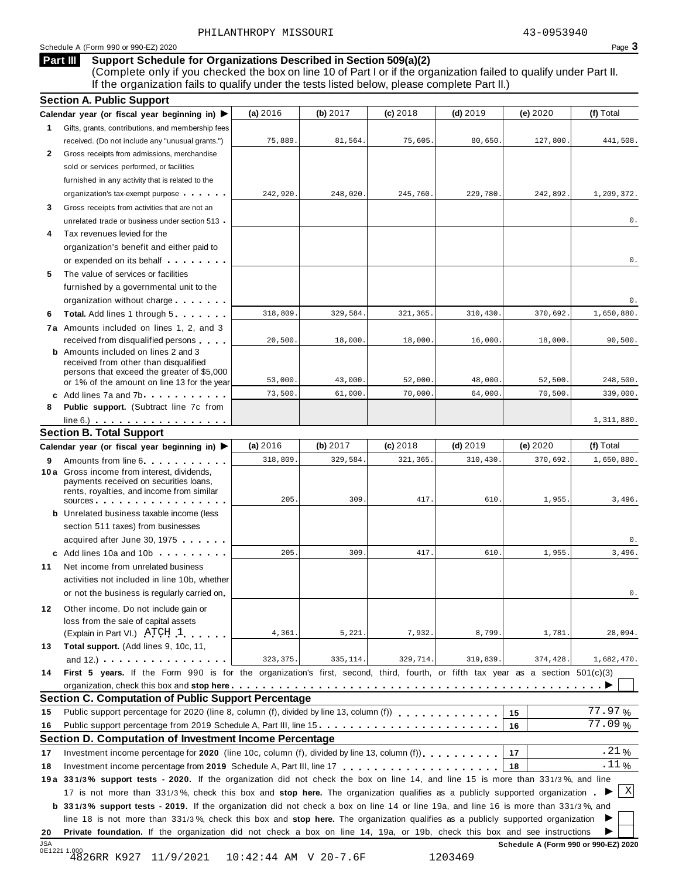PHILANTHROPY MISSOURI 43-0953940

Schedule A (Form 990 or 990-EZ) 2020

## Part III Support Schedule for Organizations Described in Section 509(a)(2)

(Complete only if you checked the box on line 10 of Part I or if the organization failed to qualify under Part II. If the organization fails to qualify under the tests listed below, please complete Part II.)

### Section A. Public Support

| Calendar year (or fiscal year beginning in) ▶ | (a) 2016 | (b) 2017 | (c) 2018 | (d) 2019 | (e) 2020 | (f) Total |
|---|---|---|---|---|---|---|
| **1** Gifts, grants, contributions, and membership fees received. (Do not include any "unusual grants.") | 75,889. | 81,564. | 75,605. | 80,650. | 127,800. | 441,508. |
| **2** Gross receipts from admissions, merchandise sold or services performed, or facilities furnished in any activity that is related to the organization's tax-exempt purpose | 242,920. | 248,020. | 245,760. | 229,780. | 242,892. | 1,209,372. |
| **3** Gross receipts from activities that are not an unrelated trade or business under section 513 | | | | | | 0. |
| **4** Tax revenues levied for the organization's benefit and either paid to or expended on its behalf | | | | | | 0. |
| **5** The value of services or facilities furnished by a governmental unit to the organization without charge | | | | | | 0. |
| **6 Total.** Add lines 1 through 5 | 318,809. | 329,584. | 321,365. | 310,430. | 370,692. | 1,650,880. |
| **7a** Amounts included on lines 1, 2, and 3 received from disqualified persons | 20,500. | 18,000. | 18,000. | 16,000. | 18,000. | 90,500. |
| **b** Amounts included on lines 2 and 3 received from other than disqualified persons that exceed the greater of $5,000 or 1% of the amount on line 13 for the year | 53,000. | 43,000. | 52,000. | 48,000. | 52,500. | 248,500. |
| **c** Add lines 7a and 7b | 73,500. | 61,000. | 70,000. | 64,000. | 70,500. | 339,000. |
| **8 Public support.** (Subtract line 7c from line 6.) | | | | | | 1,311,880. |

### Section B. Total Support

| Calendar year (or fiscal year beginning in) ▶ | (a) 2016 | (b) 2017 | (c) 2018 | (d) 2019 | (e) 2020 | (f) Total |
|---|---|---|---|---|---|---|
| **9** Amounts from line 6 | 318,809. | 329,584. | 321,365. | 310,430. | 370,692. | 1,650,880. |
| **10a** Gross income from interest, dividends, payments received on securities loans, rents, royalties, and income from similar sources | 205. | 309. | 417. | 610. | 1,955. | 3,496. |
| **b** Unrelated business taxable income (less section 511 taxes) from businesses acquired after June 30, 1975 | | | | | | 0. |
| **c** Add lines 10a and 10b | 205. | 309. | 417. | 610. | 1,955. | 3,496. |
| **11** Net income from unrelated business activities not included in line 10b, whether or not the business is regularly carried on | | | | | | 0. |
| **12** Other income. Do not include gain or loss from the sale of capital assets (Explain in Part VI.) ATCH 1 | 4,361. | 5,221. | 7,932. | 8,799. | 1,781. | 28,094. |
| **13 Total support.** (Add lines 9, 10c, 11, and 12.) | 323,375. | 335,114. | 329,714. | 319,839. | 374,428. | 1,682,470. |

**14 First 5 years.** If the Form 990 is for the organization's first, second, third, fourth, or fifth tax year as a section 501(c)(3) organization, check this box and **stop here** ▶ ☐

### Section C. Computation of Public Support Percentage

| | | | |
|---|---|---|---|
| **15** | Public support percentage for 2020 (line 8, column (f), divided by line 13, column (f)) | 15 | 77.97 % |
| **16** | Public support percentage from 2019 Schedule A, Part III, line 15 | 16 | 77.09 % |

### Section D. Computation of Investment Income Percentage

| | | | |
|---|---|---|---|
| **17** | Investment income percentage for **2020** (line 10c, column (f), divided by line 13, column (f)) | 17 | .21 % |
| **18** | Investment income percentage from **2019** Schedule A, Part III, line 17 | 18 | .11 % |

**19a 33 1/3% support tests - 2020.** If the organization did not check the box on line 14, and line 15 is more than 33 1/3%, and line 17 is not more than 33 1/3%, check this box and **stop here.** The organization qualifies as a publicly supported organization ▶ ☒

**b 33 1/3% support tests - 2019.** If the organization did not check a box on line 14 or line 19a, and line 16 is more than 33 1/3%, and line 18 is not more than 33 1/3%, check this box and **stop here.** The organization qualifies as a publicly supported organization ▶ ☐

**20 Private foundation.** If the organization did not check a box on line 14, 19a, or 19b, check this box and see instructions ▶ ☐

JSA 0E1221 1.000

4826RR K927 11/9/2021 10:42:44 AM V 20-7.6F 1203469

Schedule A (Form 990 or 990-EZ) 2020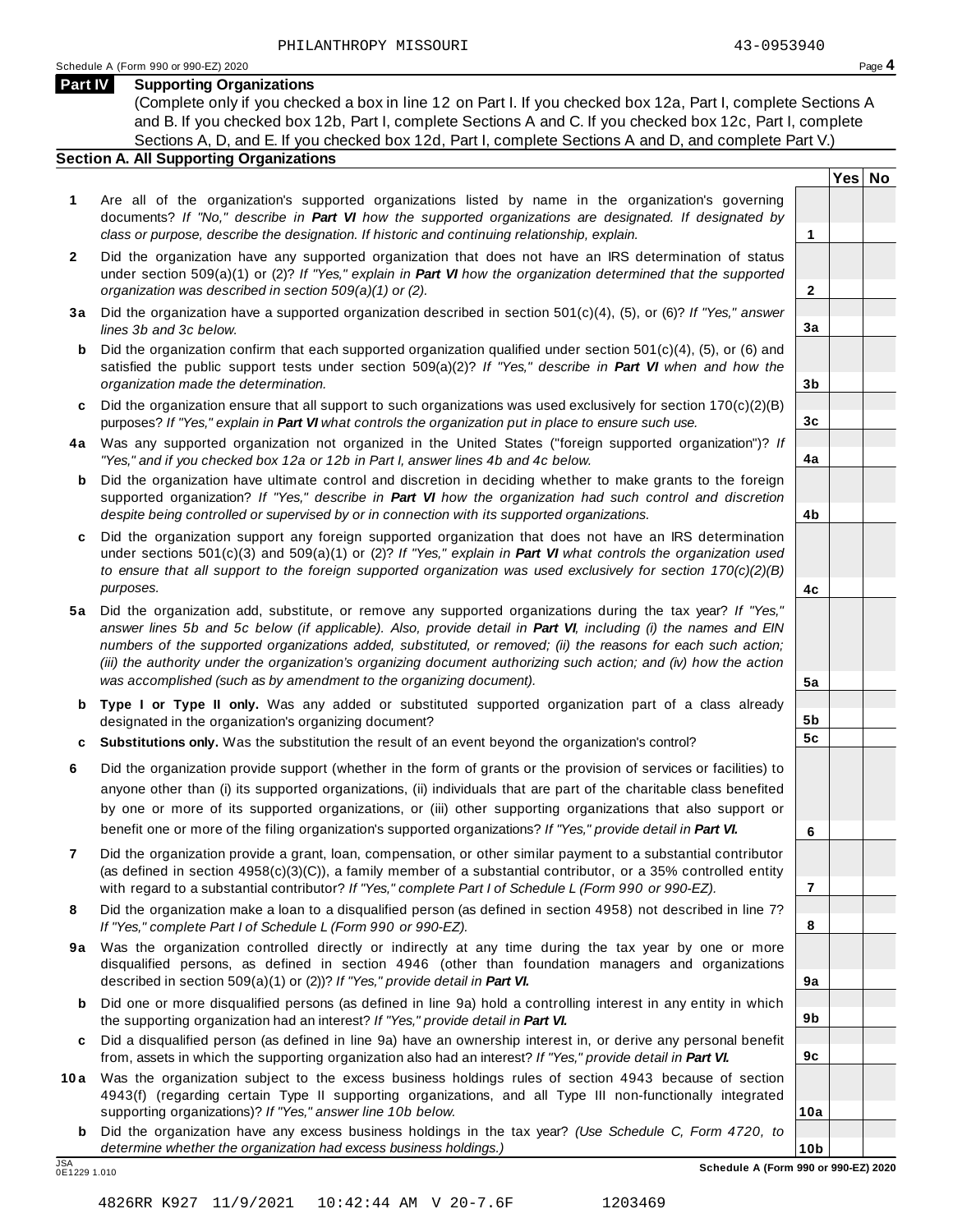PHILANTHROPY MISSOURI 43-0953940

Schedule A (Form 990 or 990-EZ) 2020

## Part IV Supporting Organizations

(Complete only if you checked a box in line 12 on Part I. If you checked box 12a, Part I, complete Sections A and B. If you checked box 12b, Part I, complete Sections A and C. If you checked box 12c, Part I, complete Sections A, D, and E. If you checked box 12d, Part I, complete Sections A and D, and complete Part V.)

### Section A. All Supporting Organizations

| | | | Yes | No |
|---|---|---|---|---|
| **1** | Are all of the organization's supported organizations listed by name in the organization's governing documents? *If "No," describe in **Part VI** how the supported organizations are designated. If designated by class or purpose, describe the designation. If historic and continuing relationship, explain.* | **1** | | |
| **2** | Did the organization have any supported organization that does not have an IRS determination of status under section 509(a)(1) or (2)? *If "Yes," explain in **Part VI** how the organization determined that the supported organization was described in section 509(a)(1) or (2).* | **2** | | |
| **3a** | Did the organization have a supported organization described in section 501(c)(4), (5), or (6)? *If "Yes," answer lines 3b and 3c below.* | **3a** | | |
| **b** | Did the organization confirm that each supported organization qualified under section 501(c)(4), (5), or (6) and satisfied the public support tests under section 509(a)(2)? *If "Yes," describe in **Part VI** when and how the organization made the determination.* | **3b** | | |
| **c** | Did the organization ensure that all support to such organizations was used exclusively for section 170(c)(2)(B) purposes? *If "Yes," explain in **Part VI** what controls the organization put in place to ensure such use.* | **3c** | | |
| **4a** | Was any supported organization not organized in the United States ("foreign supported organization")? *If "Yes," and if you checked box 12a or 12b in Part I, answer lines 4b and 4c below.* | **4a** | | |
| **b** | Did the organization have ultimate control and discretion in deciding whether to make grants to the foreign supported organization? *If "Yes," describe in **Part VI** how the organization had such control and discretion despite being controlled or supervised by or in connection with its supported organizations.* | **4b** | | |
| **c** | Did the organization support any foreign supported organization that does not have an IRS determination under sections 501(c)(3) and 509(a)(1) or (2)? *If "Yes," explain in **Part VI** what controls the organization used to ensure that all support to the foreign supported organization was used exclusively for section 170(c)(2)(B) purposes.* | **4c** | | |
| **5a** | Did the organization add, substitute, or remove any supported organizations during the tax year? *If "Yes," answer lines 5b and 5c below (if applicable). Also, provide detail in **Part VI**, including (i) the names and EIN numbers of the supported organizations added, substituted, or removed; (ii) the reasons for each such action; (iii) the authority under the organization's organizing document authorizing such action; and (iv) how the action was accomplished (such as by amendment to the organizing document).* | **5a** | | |
| **b** | **Type I or Type II only.** Was any added or substituted supported organization part of a class already designated in the organization's organizing document? | **5b** | | |
| **c** | **Substitutions only.** Was the substitution the result of an event beyond the organization's control? | **5c** | | |
| **6** | Did the organization provide support (whether in the form of grants or the provision of services or facilities) to anyone other than (i) its supported organizations, (ii) individuals that are part of the charitable class benefited by one or more of its supported organizations, or (iii) other supporting organizations that also support or benefit one or more of the filing organization's supported organizations? *If "Yes," provide detail in **Part VI.*** | **6** | | |
| **7** | Did the organization provide a grant, loan, compensation, or other similar payment to a substantial contributor (as defined in section 4958(c)(3)(C)), a family member of a substantial contributor, or a 35% controlled entity with regard to a substantial contributor? *If "Yes," complete Part I of Schedule L (Form 990 or 990-EZ).* | **7** | | |
| **8** | Did the organization make a loan to a disqualified person (as defined in section 4958) not described in line 7? *If "Yes," complete Part I of Schedule L (Form 990 or 990-EZ).* | **8** | | |
| **9a** | Was the organization controlled directly or indirectly at any time during the tax year by one or more disqualified persons, as defined in section 4946 (other than foundation managers and organizations described in section 509(a)(1) or (2))? *If "Yes," provide detail in **Part VI.*** | **9a** | | |
| **b** | Did one or more disqualified persons (as defined in line 9a) hold a controlling interest in any entity in which the supporting organization had an interest? *If "Yes," provide detail in **Part VI.*** | **9b** | | |
| **c** | Did a disqualified person (as defined in line 9a) have an ownership interest in, or derive any personal benefit from, assets in which the supporting organization also had an interest? *If "Yes," provide detail in **Part VI.*** | **9c** | | |
| **10a** | Was the organization subject to the excess business holdings rules of section 4943 because of section 4943(f) (regarding certain Type II supporting organizations, and all Type III non-functionally integrated supporting organizations)? *If "Yes," answer line 10b below.* | **10a** | | |
| **b** | Did the organization have any excess business holdings in the tax year? *(Use Schedule C, Form 4720, to determine whether the organization had excess business holdings.)* | **10b** | | |

JSA 0E1229 1.010

**Schedule A (Form 990 or 990-EZ) 2020**

4826RR K927 11/9/2021 10:42:44 AM V 20-7.6F 1203469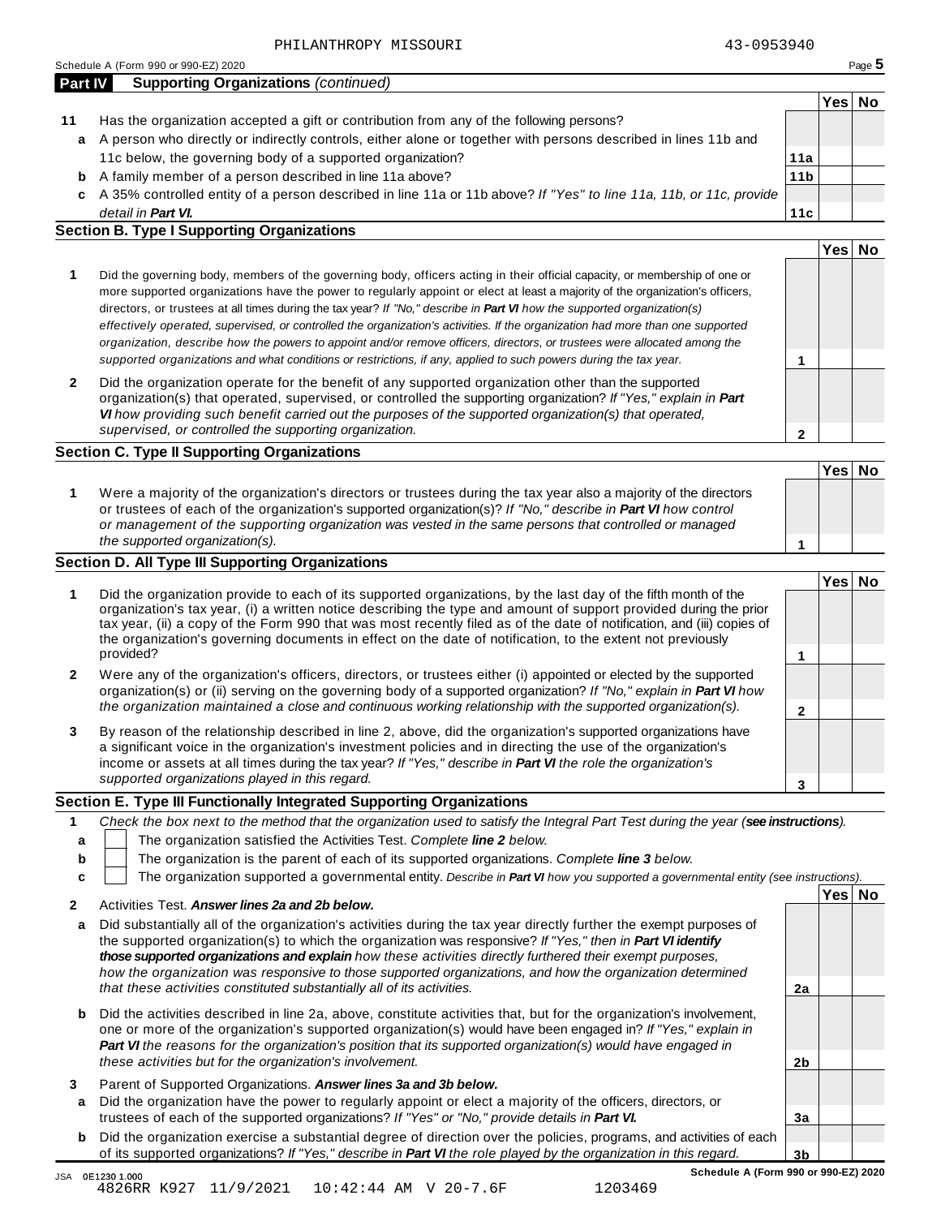PHILANTHROPY MISSOURI 43-0953940

Schedule A (Form 990 or 990-EZ) 2020

## Part IV Supporting Organizations *(continued)*

| | | | Yes | No |
|---|---|---|---|---|
| **11** | Has the organization accepted a gift or contribution from any of the following persons? | | | |
| **a** | A person who directly or indirectly controls, either alone or together with persons described in lines 11b and 11c below, the governing body of a supported organization? | **11a** | | |
| **b** | A family member of a person described in line 11a above? | **11b** | | |
| **c** | A 35% controlled entity of a person described in line 11a or 11b above? *If "Yes" to line 11a, 11b, or 11c, provide detail in **Part VI**.* | **11c** | | |

### Section B. Type I Supporting Organizations

| | | | Yes | No |
|---|---|---|---|---|
| **1** | Did the governing body, members of the governing body, officers acting in their official capacity, or membership of one or more supported organizations have the power to regularly appoint or elect at least a majority of the organization's officers, directors, or trustees at all times during the tax year? *If "No," describe in **Part VI** how the supported organization(s) effectively operated, supervised, or controlled the organization's activities. If the organization had more than one supported organization, describe how the powers to appoint and/or remove officers, directors, or trustees were allocated among the supported organizations and what conditions or restrictions, if any, applied to such powers during the tax year.* | **1** | | |
| **2** | Did the organization operate for the benefit of any supported organization other than the supported organization(s) that operated, supervised, or controlled the supporting organization? *If "Yes," explain in **Part VI** how providing such benefit carried out the purposes of the supported organization(s) that operated, supervised, or controlled the supporting organization.* | **2** | | |

### Section C. Type II Supporting Organizations

| | | | Yes | No |
|---|---|---|---|---|
| **1** | Were a majority of the organization's directors or trustees during the tax year also a majority of the directors or trustees of each of the organization's supported organization(s)? *If "No," describe in **Part VI** how control or management of the supporting organization was vested in the same persons that controlled or managed the supported organization(s).* | **1** | | |

### Section D. All Type III Supporting Organizations

| | | | Yes | No |
|---|---|---|---|---|
| **1** | Did the organization provide to each of its supported organizations, by the last day of the fifth month of the organization's tax year, (i) a written notice describing the type and amount of support provided during the prior tax year, (ii) a copy of the Form 990 that was most recently filed as of the date of notification, and (iii) copies of the organization's governing documents in effect on the date of notification, to the extent not previously provided? | **1** | | |
| **2** | Were any of the organization's officers, directors, or trustees either (i) appointed or elected by the supported organization(s) or (ii) serving on the governing body of a supported organization? *If "No," explain in **Part VI** how the organization maintained a close and continuous working relationship with the supported organization(s).* | **2** | | |
| **3** | By reason of the relationship described in line 2, above, did the organization's supported organizations have a significant voice in the organization's investment policies and in directing the use of the organization's income or assets at all times during the tax year? *If "Yes," describe in **Part VI** the role the organization's supported organizations played in this regard.* | **3** | | |

### Section E. Type III Functionally Integrated Supporting Organizations

**1** *Check the box next to the method that the organization used to satisfy the Integral Part Test during the year (**see instructions**).*

- **a** ☐ The organization satisfied the Activities Test. *Complete **line 2** below.*
- **b** ☐ The organization is the parent of each of its supported organizations. *Complete **line 3** below.*
- **c** ☐ The organization supported a governmental entity. *Describe in **Part VI** how you supported a governmental entity (see instructions).*

| | | | Yes | No |
|---|---|---|---|---|
| **2** | Activities Test. ***Answer lines 2a and 2b below.*** | | | |
| **a** | Did substantially all of the organization's activities during the tax year directly further the exempt purposes of the supported organization(s) to which the organization was responsive? *If "Yes," then in **Part VI identify those supported organizations and explain** how these activities directly furthered their exempt purposes, how the organization was responsive to those supported organizations, and how the organization determined that these activities constituted substantially all of its activities.* | **2a** | | |
| **b** | Did the activities described in line 2a, above, constitute activities that, but for the organization's involvement, one or more of the organization's supported organization(s) would have been engaged in? *If "Yes," explain in **Part VI** the reasons for the organization's position that its supported organization(s) would have engaged in these activities but for the organization's involvement.* | **2b** | | |
| **3** | Parent of Supported Organizations. ***Answer lines 3a and 3b below.*** | | | |
| **a** | Did the organization have the power to regularly appoint or elect a majority of the officers, directors, or trustees of each of the supported organizations? *If "Yes" or "No," provide details in **Part VI**.* | **3a** | | |
| **b** | Did the organization exercise a substantial degree of direction over the policies, programs, and activities of each of its supported organizations? *If "Yes," describe in **Part VI** the role played by the organization in this regard.* | **3b** | | |

JSA 0E1230 1.000 Schedule A (Form 990 or 990-EZ) 2020

4826RR K927 11/9/2021 10:42:44 AM V 20-7.6F 1203469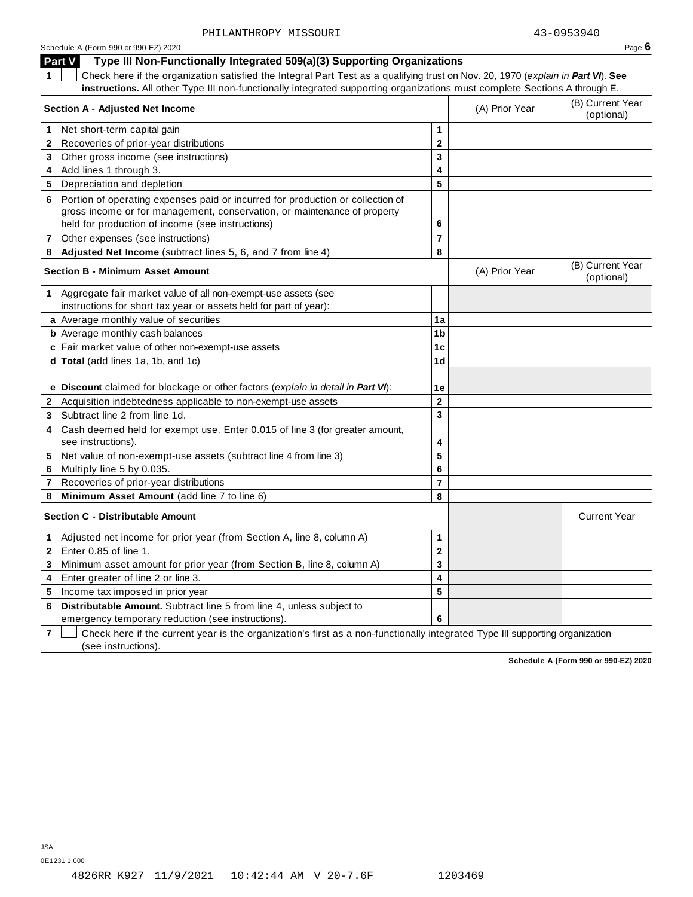PHILANTHROPY MISSOURI 43-0953940

Schedule A (Form 990 or 990-EZ) 2020 Page **6**

## Part V Type III Non-Functionally Integrated 509(a)(3) Supporting Organizations

**1** ☐ Check here if the organization satisfied the Integral Part Test as a qualifying trust on Nov. 20, 1970 (*explain in **Part VI***). **See instructions.** All other Type III non-functionally integrated supporting organizations must complete Sections A through E.

| **Section A - Adjusted Net Income** | | (A) Prior Year | (B) Current Year (optional) |
|---|---|---|---|
| **1** Net short-term capital gain | 1 | | |
| **2** Recoveries of prior-year distributions | 2 | | |
| **3** Other gross income (see instructions) | 3 | | |
| **4** Add lines 1 through 3. | 4 | | |
| **5** Depreciation and depletion | 5 | | |
| **6** Portion of operating expenses paid or incurred for production or collection of gross income or for management, conservation, or maintenance of property held for production of income (see instructions) | 6 | | |
| **7** Other expenses (see instructions) | 7 | | |
| **8** **Adjusted Net Income** (subtract lines 5, 6, and 7 from line 4) | 8 | | |

| **Section B - Minimum Asset Amount** | | (A) Prior Year | (B) Current Year (optional) |
|---|---|---|---|
| **1** Aggregate fair market value of all non-exempt-use assets (see instructions for short tax year or assets held for part of year): | | | |
| **a** Average monthly value of securities | 1a | | |
| **b** Average monthly cash balances | 1b | | |
| **c** Fair market value of other non-exempt-use assets | 1c | | |
| **d** **Total** (add lines 1a, 1b, and 1c) | 1d | | |
| **e** **Discount** claimed for blockage or other factors (*explain in detail in **Part VI***): | 1e | | |
| **2** Acquisition indebtedness applicable to non-exempt-use assets | 2 | | |
| **3** Subtract line 2 from line 1d. | 3 | | |
| **4** Cash deemed held for exempt use. Enter 0.015 of line 3 (for greater amount, see instructions). | 4 | | |
| **5** Net value of non-exempt-use assets (subtract line 4 from line 3) | 5 | | |
| **6** Multiply line 5 by 0.035. | 6 | | |
| **7** Recoveries of prior-year distributions | 7 | | |
| **8** **Minimum Asset Amount** (add line 7 to line 6) | 8 | | |

| **Section C - Distributable Amount** | | | Current Year |
|---|---|---|---|
| **1** Adjusted net income for prior year (from Section A, line 8, column A) | 1 | | |
| **2** Enter 0.85 of line 1. | 2 | | |
| **3** Minimum asset amount for prior year (from Section B, line 8, column A) | 3 | | |
| **4** Enter greater of line 2 or line 3. | 4 | | |
| **5** Income tax imposed in prior year | 5 | | |
| **6** **Distributable Amount.** Subtract line 5 from line 4, unless subject to emergency temporary reduction (see instructions). | 6 | | |

**7** ☐ Check here if the current year is the organization's first as a non-functionally integrated Type III supporting organization (see instructions).

**Schedule A (Form 990 or 990-EZ) 2020**

JSA
0E1231 1.000

4826RR K927 11/9/2021 10:42:44 AM V 20-7.6F 1203469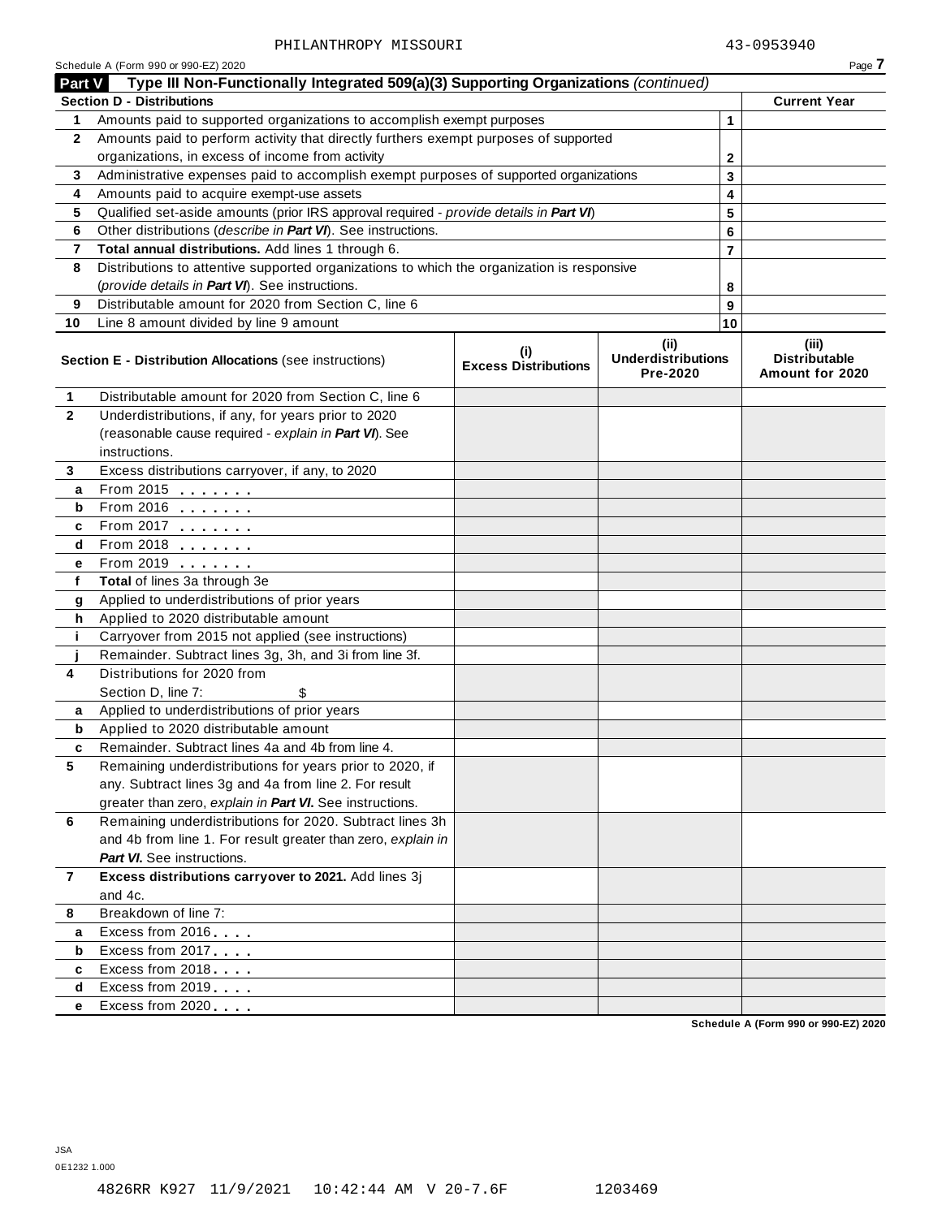PHILANTHROPY MISSOURI 43-0953940

Schedule A (Form 990 or 990-EZ) 2020

## Part V Type III Non-Functionally Integrated 509(a)(3) Supporting Organizations *(continued)*

| Section D - Distributions | | | Current Year |
|---|---|---|---|
| 1 | Amounts paid to supported organizations to accomplish exempt purposes | 1 | |
| 2 | Amounts paid to perform activity that directly furthers exempt purposes of supported organizations, in excess of income from activity | 2 | |
| 3 | Administrative expenses paid to accomplish exempt purposes of supported organizations | 3 | |
| 4 | Amounts paid to acquire exempt-use assets | 4 | |
| 5 | Qualified set-aside amounts (prior IRS approval required - *provide details in **Part VI***) | 5 | |
| 6 | Other distributions (*describe in **Part VI***). See instructions. | 6 | |
| 7 | **Total annual distributions.** Add lines 1 through 6. | 7 | |
| 8 | Distributions to attentive supported organizations to which the organization is responsive (*provide details in **Part VI***). See instructions. | 8 | |
| 9 | Distributable amount for 2020 from Section C, line 6 | 9 | |
| 10 | Line 8 amount divided by line 9 amount | 10 | |

| | Section E - Distribution Allocations (see instructions) | (i) Excess Distributions | (ii) Underdistributions Pre-2020 | (iii) Distributable Amount for 2020 |
|---|---|---|---|---|
| 1 | Distributable amount for 2020 from Section C, line 6 | | | |
| 2 | Underdistributions, if any, for years prior to 2020 (reasonable cause required - *explain in **Part VI***). See instructions. | | | |
| 3 | Excess distributions carryover, if any, to 2020 | | | |
| a | From 2015 | | | |
| b | From 2016 | | | |
| c | From 2017 | | | |
| d | From 2018 | | | |
| e | From 2019 | | | |
| f | **Total** of lines 3a through 3e | | | |
| g | Applied to underdistributions of prior years | | | |
| h | Applied to 2020 distributable amount | | | |
| i | Carryover from 2015 not applied (see instructions) | | | |
| j | Remainder. Subtract lines 3g, 3h, and 3i from line 3f. | | | |
| 4 | Distributions for 2020 from Section D, line 7: $ | | | |
| a | Applied to underdistributions of prior years | | | |
| b | Applied to 2020 distributable amount | | | |
| c | Remainder. Subtract lines 4a and 4b from line 4. | | | |
| 5 | Remaining underdistributions for years prior to 2020, if any. Subtract lines 3g and 4a from line 2. For result greater than zero, *explain in **Part VI***. See instructions. | | | |
| 6 | Remaining underdistributions for 2020. Subtract lines 3h and 4b from line 1. For result greater than zero, *explain in **Part VI***. See instructions. | | | |
| 7 | **Excess distributions carryover to 2021.** Add lines 3j and 4c. | | | |
| 8 | Breakdown of line 7: | | | |
| a | Excess from 2016 | | | |
| b | Excess from 2017 | | | |
| c | Excess from 2018 | | | |
| d | Excess from 2019 | | | |
| e | Excess from 2020 | | | |

Schedule A (Form 990 or 990-EZ) 2020

JSA
0E1232 1.000

4826RR K927 11/9/2021 10:42:44 AM V 20-7.6F 1203469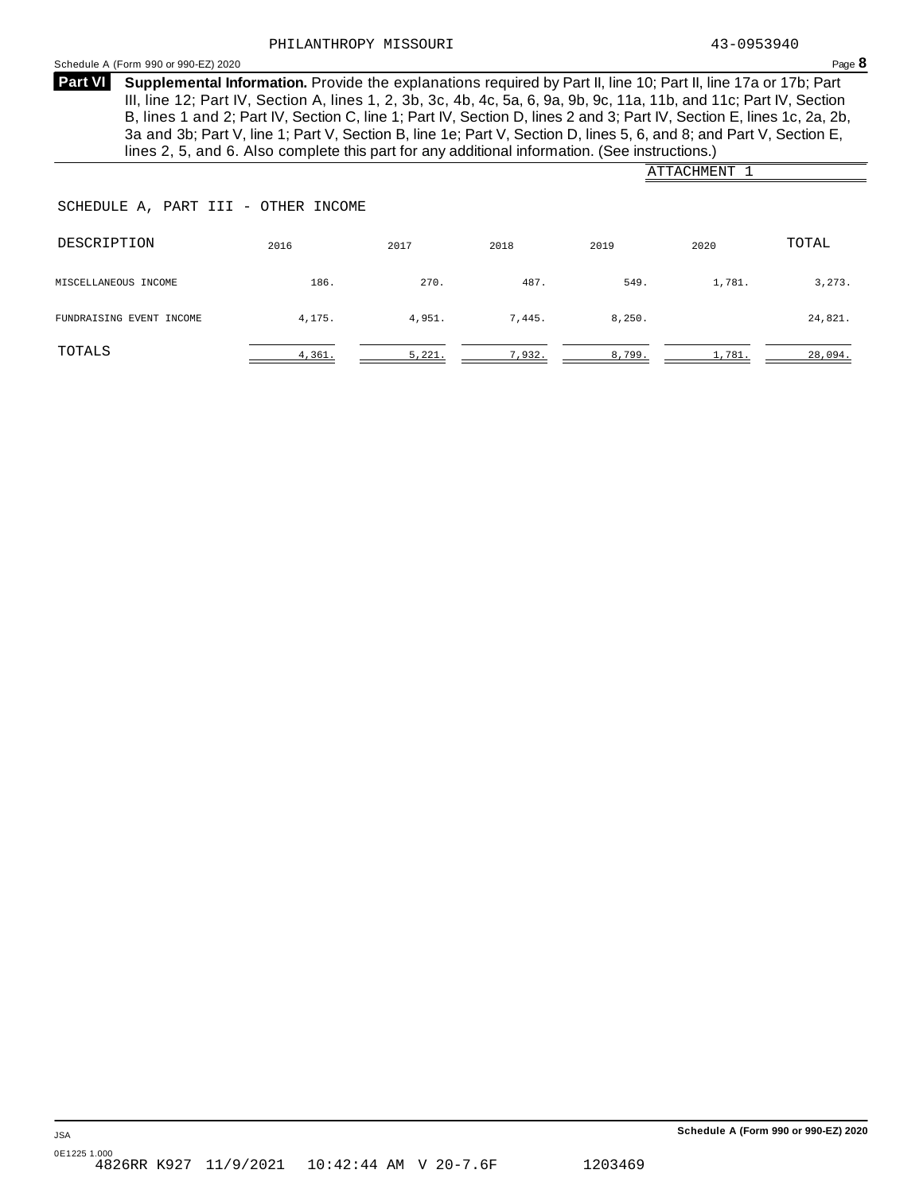PHILANTHROPY MISSOURI 43-0953940

Schedule A (Form 990 or 990-EZ) 2020 Page **8**

**Part VI** **Supplemental Information.** Provide the explanations required by Part II, line 10; Part II, line 17a or 17b; Part III, line 12; Part IV, Section A, lines 1, 2, 3b, 3c, 4b, 4c, 5a, 6, 9a, 9b, 9c, 11a, 11b, and 11c; Part IV, Section B, lines 1 and 2; Part IV, Section C, line 1; Part IV, Section D, lines 2 and 3; Part IV, Section E, lines 1c, 2a, 2b, 3a and 3b; Part V, line 1; Part V, Section B, line 1e; Part V, Section D, lines 5, 6, and 8; and Part V, Section E, lines 2, 5, and 6. Also complete this part for any additional information. (See instructions.)

ATTACHMENT 1

SCHEDULE A, PART III - OTHER INCOME

| DESCRIPTION | 2016 | 2017 | 2018 | 2019 | 2020 | TOTAL |
|---|---|---|---|---|---|---|
| MISCELLANEOUS INCOME | 186. | 270. | 487. | 549. | 1,781. | 3,273. |
| FUNDRAISING EVENT INCOME | 4,175. | 4,951. | 7,445. | 8,250. | | 24,821. |
| TOTALS | 4,361. | 5,221. | 7,932. | 8,799. | 1,781. | 28,094. |

JSA
0E1225 1.000
4826RR K927 11/9/2021 10:42:44 AM V 20-7.6F 1203469

Schedule A (Form 990 or 990-EZ) 2020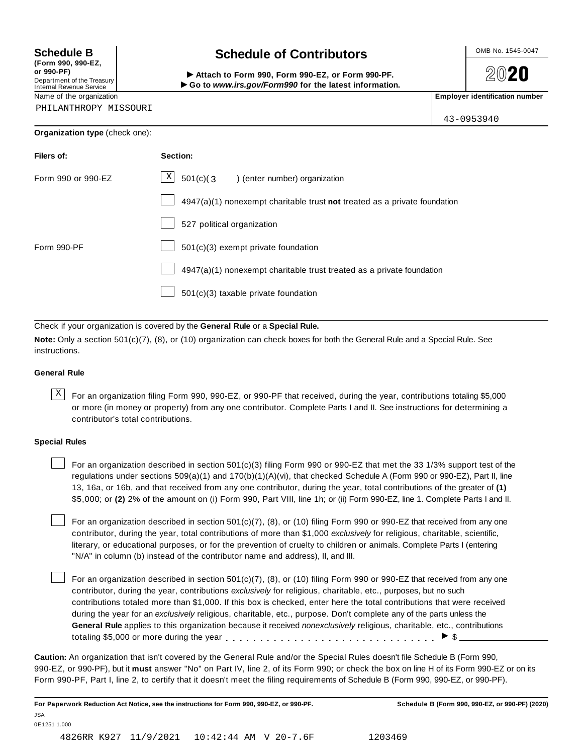**Schedule B**
**(Form 990, 990-EZ, or 990-PF)**
Department of the Treasury
Internal Revenue Service

# Schedule of Contributors

▶ **Attach to Form 990, Form 990-EZ, or Form 990-PF.**
▶ **Go to *www.irs.gov/Form990* for the latest information.**

OMB No. 1545-0047

**2020**

| Name of the organization | Employer identification number |
|---|---|
| PHILANTHROPY MISSOURI | 43-0953940 |

**Organization type** (check one):

| Filers of: | Section: |
|---|---|
| Form 990 or 990-EZ | [X] 501(c)( 3 ) (enter number) organization |
| | [ ] 4947(a)(1) nonexempt charitable trust **not** treated as a private foundation |
| | [ ] 527 political organization |
| Form 990-PF | [ ] 501(c)(3) exempt private foundation |
| | [ ] 4947(a)(1) nonexempt charitable trust treated as a private foundation |
| | [ ] 501(c)(3) taxable private foundation |

Check if your organization is covered by the **General Rule** or a **Special Rule.**

**Note:** Only a section 501(c)(7), (8), or (10) organization can check boxes for both the General Rule and a Special Rule. See instructions.

### General Rule

[X] For an organization filing Form 990, 990-EZ, or 990-PF that received, during the year, contributions totaling $5,000 or more (in money or property) from any one contributor. Complete Parts I and II. See instructions for determining a contributor's total contributions.

### Special Rules

[ ] For an organization described in section 501(c)(3) filing Form 990 or 990-EZ that met the 33 1/3% support test of the regulations under sections 509(a)(1) and 170(b)(1)(A)(vi), that checked Schedule A (Form 990 or 990-EZ), Part II, line 13, 16a, or 16b, and that received from any one contributor, during the year, total contributions of the greater of **(1)** $5,000; or **(2)** 2% of the amount on (i) Form 990, Part VIII, line 1h; or (ii) Form 990-EZ, line 1. Complete Parts I and II.

[ ] For an organization described in section 501(c)(7), (8), or (10) filing Form 990 or 990-EZ that received from any one contributor, during the year, total contributions of more than $1,000 *exclusively* for religious, charitable, scientific, literary, or educational purposes, or for the prevention of cruelty to children or animals. Complete Parts I (entering "N/A" in column (b) instead of the contributor name and address), II, and III.

[ ] For an organization described in section 501(c)(7), (8), or (10) filing Form 990 or 990-EZ that received from any one contributor, during the year, contributions *exclusively* for religious, charitable, etc., purposes, but no such contributions totaled more than $1,000. If this box is checked, enter here the total contributions that were received during the year for an *exclusively* religious, charitable, etc., purpose. Don't complete any of the parts unless the **General Rule** applies to this organization because it received *nonexclusively* religious, charitable, etc., contributions totaling $5,000 or more during the year . . . . . . . . . . . . . . . . . . . . . . . . . . . . . ▶ $ ____________

**Caution:** An organization that isn't covered by the General Rule and/or the Special Rules doesn't file Schedule B (Form 990, 990-EZ, or 990-PF), but it **must** answer "No" on Part IV, line 2, of its Form 990; or check the box on line H of its Form 990-EZ or on its Form 990-PF, Part I, line 2, to certify that it doesn't meet the filing requirements of Schedule B (Form 990, 990-EZ, or 990-PF).

**For Paperwork Reduction Act Notice, see the instructions for Form 990, 990-EZ, or 990-PF.** **Schedule B (Form 990, 990-EZ, or 990-PF) (2020)**

JSA
0E1251 1.000

4826RR K927 11/9/2021 10:42:44 AM V 20-7.6F 1203469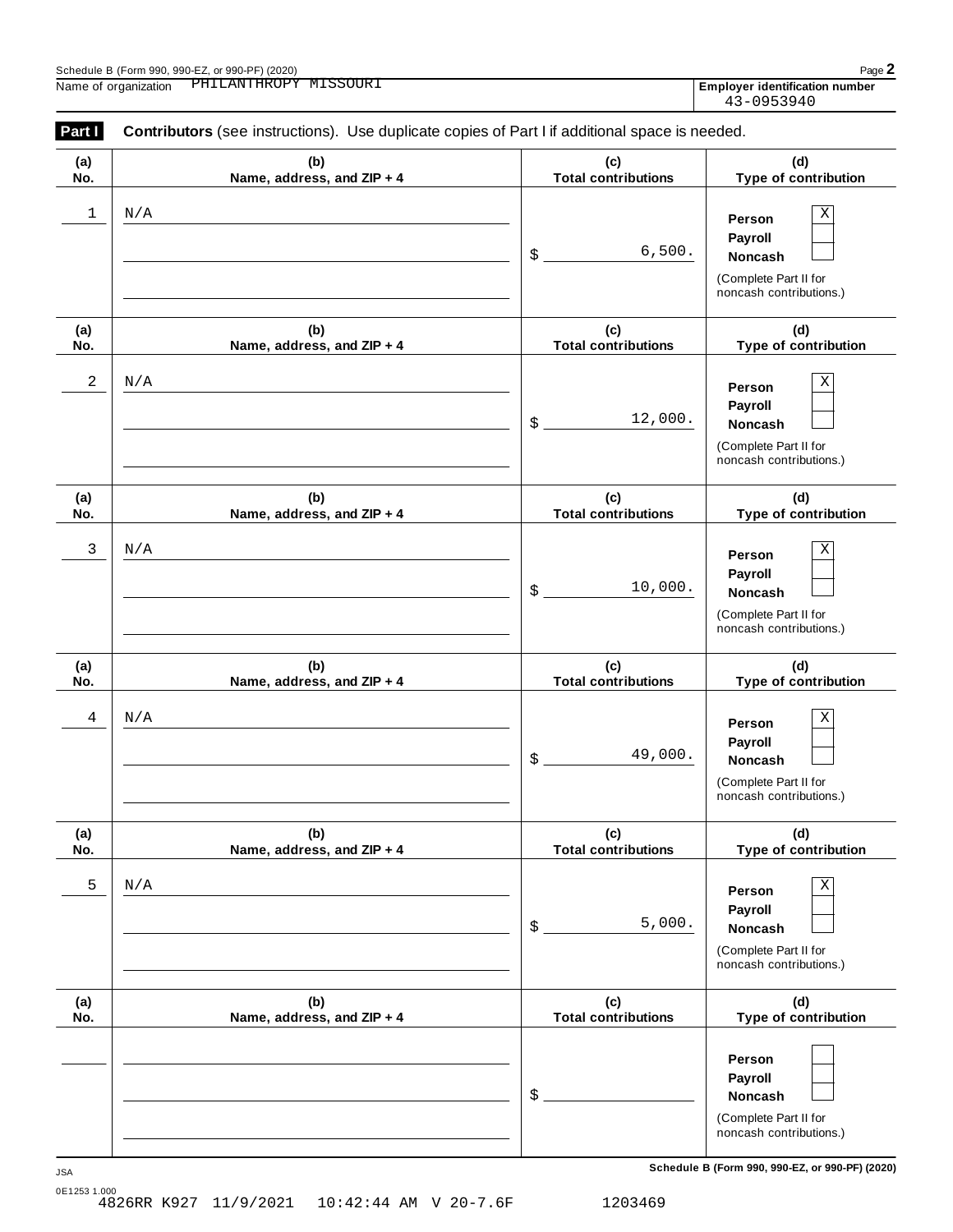Schedule B (Form 990, 990-EZ, or 990-PF) (2020)

Name of organization PHILANTHROPY MISSOURI

**Employer identification number** 43-0953940

**Part I** **Contributors** (see instructions). Use duplicate copies of Part I if additional space is needed.

| (a) No. | (b) Name, address, and ZIP + 4 | (c) Total contributions | (d) Type of contribution |
|---|---|---|---|
| 1 | N/A | $ 6,500. | Person [X] Payroll [ ] Noncash [ ] (Complete Part II for noncash contributions.) |
| 2 | N/A | $ 12,000. | Person [X] Payroll [ ] Noncash [ ] (Complete Part II for noncash contributions.) |
| 3 | N/A | $ 10,000. | Person [X] Payroll [ ] Noncash [ ] (Complete Part II for noncash contributions.) |
| 4 | N/A | $ 49,000. | Person [X] Payroll [ ] Noncash [ ] (Complete Part II for noncash contributions.) |
| 5 | N/A | $ 5,000. | Person [X] Payroll [ ] Noncash [ ] (Complete Part II for noncash contributions.) |
| | | $ | Person [ ] Payroll [ ] Noncash [ ] (Complete Part II for noncash contributions.) |

JSA

0E1253 1.000

4826RR K927 11/9/2021 10:42:44 AM V 20-7.6F 1203469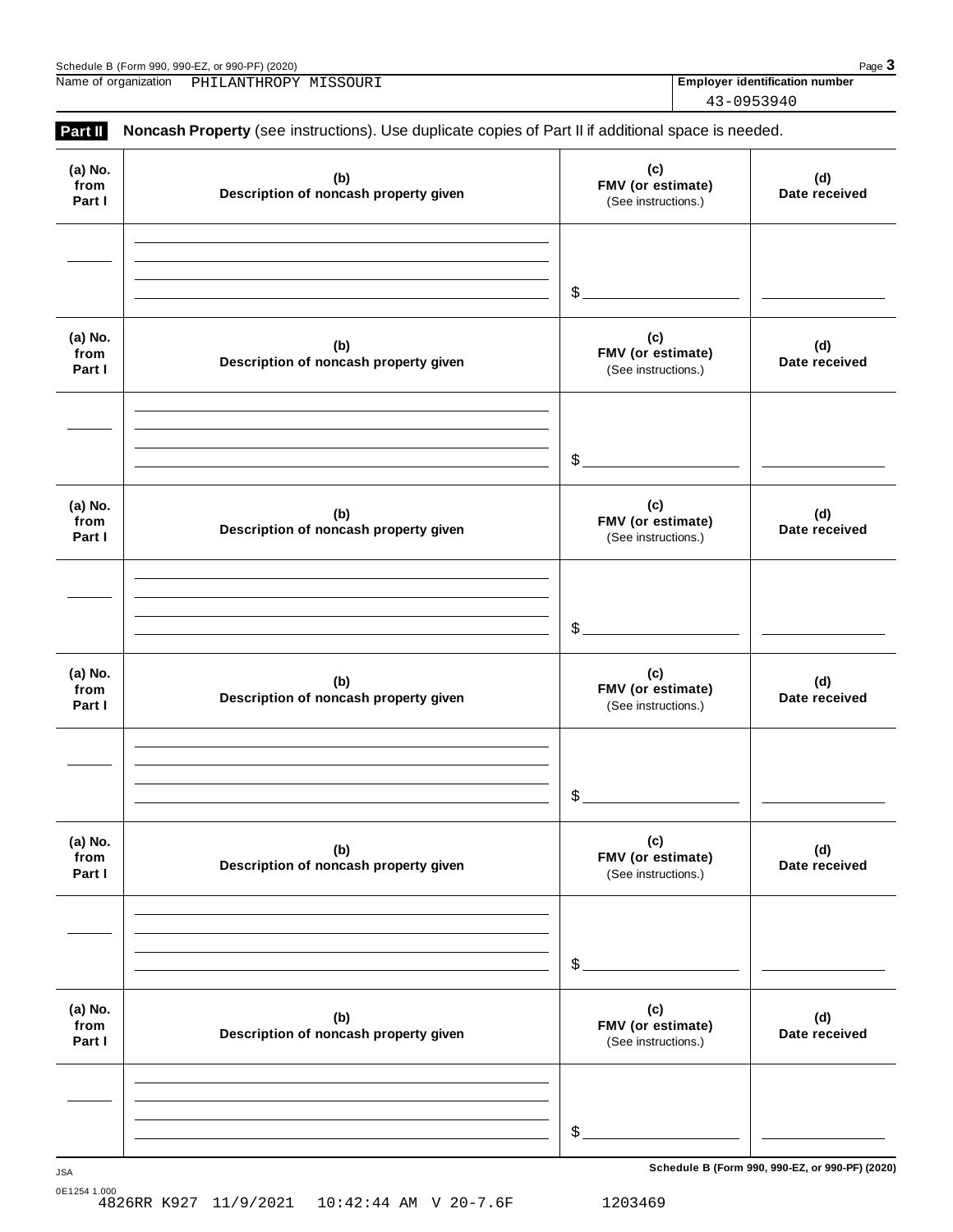Name of organization PHILANTHROPY MISSOURI

**Employer identification number**
43-0953940

**Part II** **Noncash Property** (see instructions). Use duplicate copies of Part II if additional space is needed.

| (a) No. from Part I | (b) Description of noncash property given | (c) FMV (or estimate) (See instructions.) | (d) Date received |
|---|---|---|---|
| | | $ | |

| (a) No. from Part I | (b) Description of noncash property given | (c) FMV (or estimate) (See instructions.) | (d) Date received |
|---|---|---|---|
| | | $ | |

| (a) No. from Part I | (b) Description of noncash property given | (c) FMV (or estimate) (See instructions.) | (d) Date received |
|---|---|---|---|
| | | $ | |

| (a) No. from Part I | (b) Description of noncash property given | (c) FMV (or estimate) (See instructions.) | (d) Date received |
|---|---|---|---|
| | | $ | |

| (a) No. from Part I | (b) Description of noncash property given | (c) FMV (or estimate) (See instructions.) | (d) Date received |
|---|---|---|---|
| | | $ | |

| (a) No. from Part I | (b) Description of noncash property given | (c) FMV (or estimate) (See instructions.) | (d) Date received |
|---|---|---|---|
| | | $ | |

JSA

0E1254 1.000

4826RR K927 11/9/2021 10:42:44 AM V 20-7.6F 1203469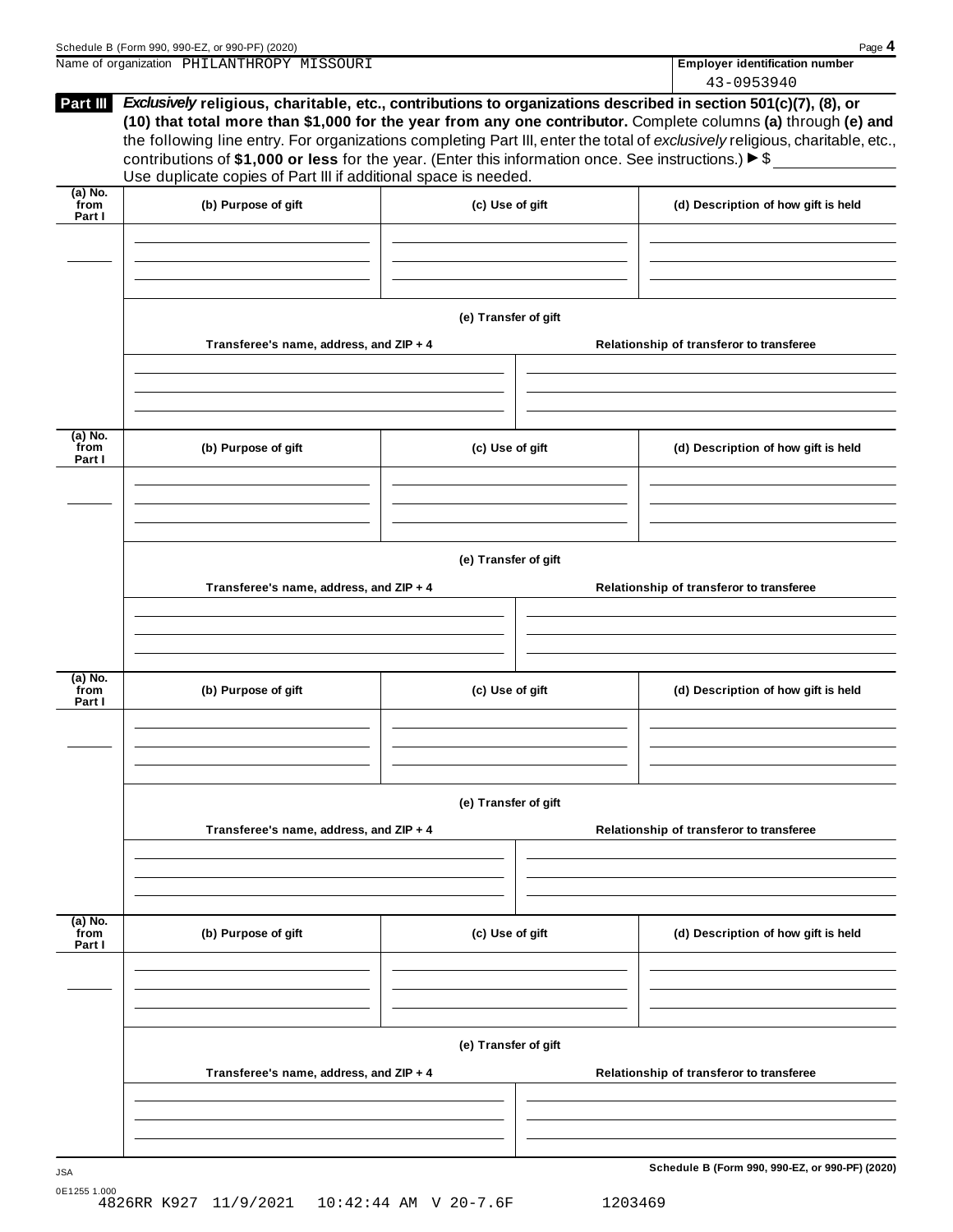Name of organization PHILANTHROPY MISSOURI

**Employer identification number**

43-0953940

**Part III** ***Exclusively*** **religious, charitable, etc., contributions to organizations described in section 501(c)(7), (8), or (10) that total more than $1,000 for the year from any one contributor.** Complete columns **(a)** through **(e) and** the following line entry. For organizations completing Part III, enter the total of *exclusively* religious, charitable, etc., contributions of **$1,000 or less** for the year. (Enter this information once. See instructions.) ▶ $ \_\_\_\_\_\_\_\_

Use duplicate copies of Part III if additional space is needed.

| (a) No. from Part I | (b) Purpose of gift | (c) Use of gift | (d) Description of how gift is held |
|---|---|---|---|
| | | | |

**(e) Transfer of gift**

| Transferee's name, address, and ZIP + 4 | Relationship of transferor to transferee |
|---|---|
| | |

| (a) No. from Part I | (b) Purpose of gift | (c) Use of gift | (d) Description of how gift is held |
|---|---|---|---|
| | | | |

**(e) Transfer of gift**

| Transferee's name, address, and ZIP + 4 | Relationship of transferor to transferee |
|---|---|
| | |

| (a) No. from Part I | (b) Purpose of gift | (c) Use of gift | (d) Description of how gift is held |
|---|---|---|---|
| | | | |

**(e) Transfer of gift**

| Transferee's name, address, and ZIP + 4 | Relationship of transferor to transferee |
|---|---|
| | |

| (a) No. from Part I | (b) Purpose of gift | (c) Use of gift | (d) Description of how gift is held |
|---|---|---|---|
| | | | |

**(e) Transfer of gift**

| Transferee's name, address, and ZIP + 4 | Relationship of transferor to transferee |
|---|---|
| | |

**Schedule B (Form 990, 990-EZ, or 990-PF) (2020)**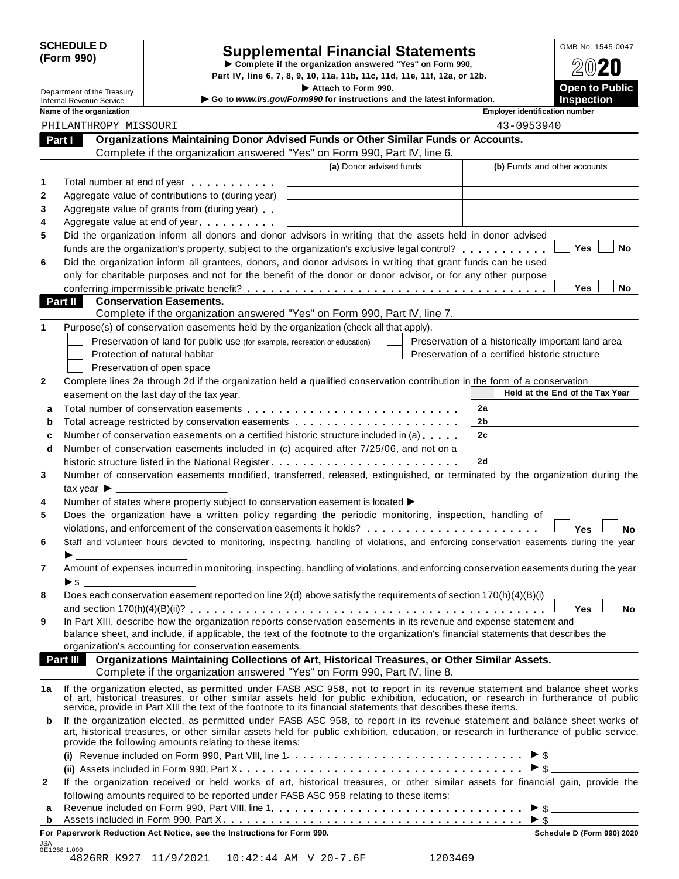**SCHEDULE D (Form 990)**

Department of the Treasury
Internal Revenue Service

# Supplemental Financial Statements

▶ Complete if the organization answered "Yes" on Form 990, Part IV, line 6, 7, 8, 9, 10, 11a, 11b, 11c, 11d, 11e, 11f, 12a, or 12b.

▶ Attach to Form 990.

▶ Go to *www.irs.gov/Form990* for instructions and the latest information.

OMB No. 1545-0047

2020

**Open to Public Inspection**

| Name of the organization | Employer identification number |
|---|---|
| PHILANTHROPY MISSOURI | 43-0953940 |

## Part I Organizations Maintaining Donor Advised Funds or Other Similar Funds or Accounts.

Complete if the organization answered "Yes" on Form 990, Part IV, line 6.

| | | (a) Donor advised funds | (b) Funds and other accounts |
|---|---|---|---|
| 1 | Total number at end of year | | |
| 2 | Aggregate value of contributions to (during year) | | |
| 3 | Aggregate value of grants from (during year) | | |
| 4 | Aggregate value at end of year | | |

5 Did the organization inform all donors and donor advisors in writing that the assets held in donor advised funds are the organization's property, subject to the organization's exclusive legal control? ☐ Yes ☐ No

6 Did the organization inform all grantees, donors, and donor advisors in writing that grant funds can be used only for charitable purposes and not for the benefit of the donor or donor advisor, or for any other purpose conferring impermissible private benefit? ☐ Yes ☐ No

## Part II Conservation Easements.

Complete if the organization answered "Yes" on Form 990, Part IV, line 7.

1 Purpose(s) of conservation easements held by the organization (check all that apply).

- ☐ Preservation of land for public use (for example, recreation or education)
- ☐ Protection of natural habitat
- ☐ Preservation of open space
- ☐ Preservation of a historically important land area
- ☐ Preservation of a certified historic structure

2 Complete lines 2a through 2d if the organization held a qualified conservation contribution in the form of a conservation easement on the last day of the tax year.

| | | | Held at the End of the Tax Year |
|---|---|---|---|
| a | Total number of conservation easements | 2a | |
| b | Total acreage restricted by conservation easements | 2b | |
| c | Number of conservation easements on a certified historic structure included in (a) | 2c | |
| d | Number of conservation easements included in (c) acquired after 7/25/06, and not on a historic structure listed in the National Register | 2d | |

3 Number of conservation easements modified, transferred, released, extinguished, or terminated by the organization during the tax year ▶ ____________

4 Number of states where property subject to conservation easement is located ▶ ____________

5 Does the organization have a written policy regarding the periodic monitoring, inspection, handling of violations, and enforcement of the conservation easements it holds? ☐ Yes ☐ No

6 Staff and volunteer hours devoted to monitoring, inspecting, handling of violations, and enforcing conservation easements during the year ▶ ____________

7 Amount of expenses incurred in monitoring, inspecting, handling of violations, and enforcing conservation easements during the year ▶ $ ____________

8 Does each conservation easement reported on line 2(d) above satisfy the requirements of section 170(h)(4)(B)(i) and section 170(h)(4)(B)(ii)? ☐ Yes ☐ No

9 In Part XIII, describe how the organization reports conservation easements in its revenue and expense statement and balance sheet, and include, if applicable, the text of the footnote to the organization's financial statements that describes the organization's accounting for conservation easements.

## Part III Organizations Maintaining Collections of Art, Historical Treasures, or Other Similar Assets.

Complete if the organization answered "Yes" on Form 990, Part IV, line 8.

1a If the organization elected, as permitted under FASB ASC 958, not to report in its revenue statement and balance sheet works of art, historical treasures, or other similar assets held for public exhibition, education, or research in furtherance of public service, provide in Part XIII the text of the footnote to its financial statements that describes these items.

b If the organization elected, as permitted under FASB ASC 958, to report in its revenue statement and balance sheet works of art, historical treasures, or other similar assets held for public exhibition, education, or research in furtherance of public service, provide the following amounts relating to these items:

(i) Revenue included on Form 990, Part VIII, line 1 ▶ $ ____________

(ii) Assets included in Form 990, Part X ▶ $ ____________

2 If the organization received or held works of art, historical treasures, or other similar assets for financial gain, provide the following amounts required to be reported under FASB ASC 958 relating to these items:

a Revenue included on Form 990, Part VIII, line 1 ▶ $ ____________

b Assets included in Form 990, Part X ▶ $ ____________

**For Paperwork Reduction Act Notice, see the Instructions for Form 990.** **Schedule D (Form 990) 2020**

JSA
0E1268 1.000
4826RR K927 11/9/2021 10:42:44 AM V 20-7.6F 1203469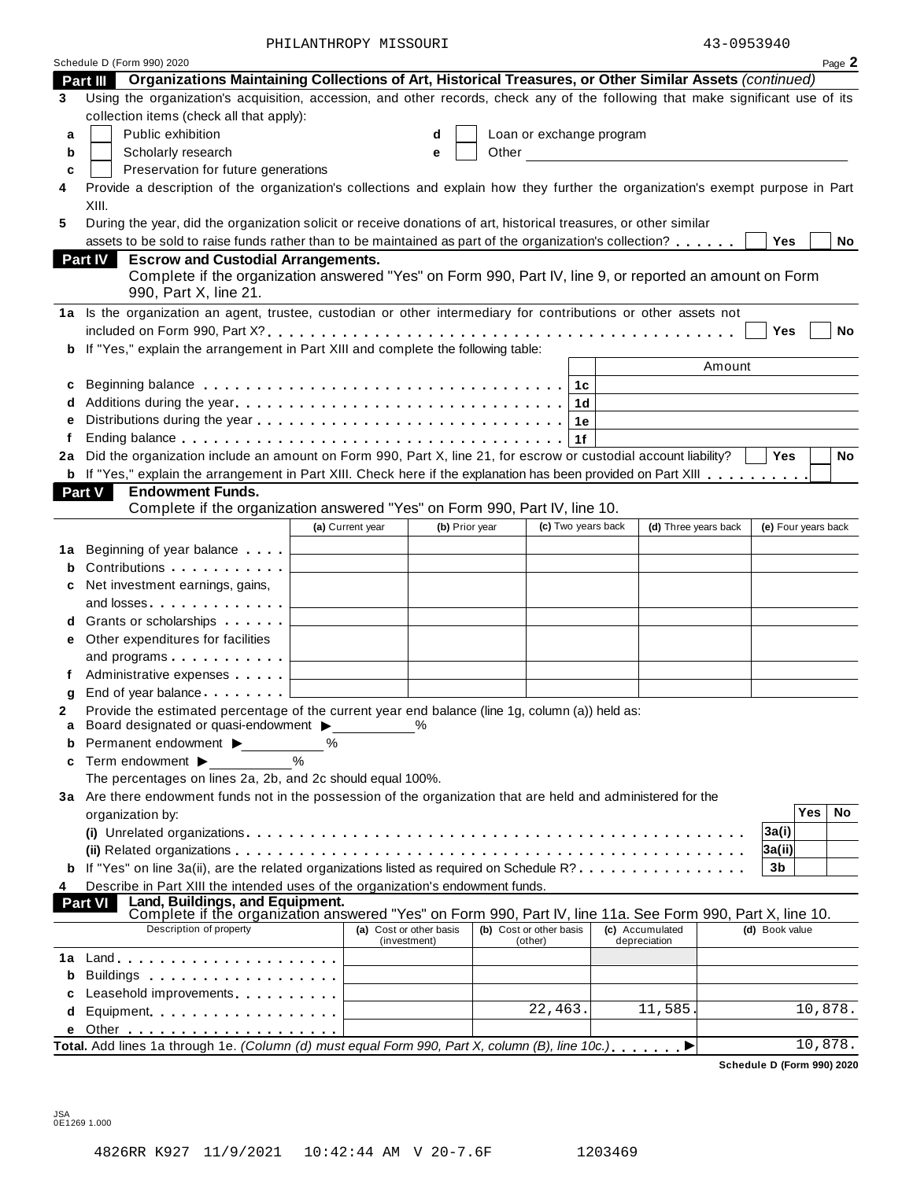PHILANTHROPY MISSOURI 43-0953940

Schedule D (Form 990) 2020 Page **2**

## Part III Organizations Maintaining Collections of Art, Historical Treasures, or Other Similar Assets *(continued)*

**3** Using the organization's acquisition, accession, and other records, check any of the following that make significant use of its collection items (check all that apply):

- **a** ☐ Public exhibition
- **b** ☐ Scholarly research
- **c** ☐ Preservation for future generations
- **d** ☐ Loan or exchange program
- **e** ☐ Other

**4** Provide a description of the organization's collections and explain how they further the organization's exempt purpose in Part XIII.

**5** During the year, did the organization solicit or receive donations of art, historical treasures, or other similar assets to be sold to raise funds rather than to be maintained as part of the organization's collection? ☐ Yes ☐ No

## Part IV Escrow and Custodial Arrangements.

Complete if the organization answered "Yes" on Form 990, Part IV, line 9, or reported an amount on Form 990, Part X, line 21.

**1a** Is the organization an agent, trustee, custodian or other intermediary for contributions or other assets not included on Form 990, Part X? ☐ Yes ☐ No

**b** If "Yes," explain the arrangement in Part XIII and complete the following table:

| | | | Amount |
|---|---|---|---|
| **c** | Beginning balance | 1c | |
| **d** | Additions during the year | 1d | |
| **e** | Distributions during the year | 1e | |
| **f** | Ending balance | 1f | |

**2a** Did the organization include an amount on Form 990, Part X, line 21, for escrow or custodial account liability? ☐ Yes ☐ No

**b** If "Yes," explain the arrangement in Part XIII. Check here if the explanation has been provided on Part XIII ☐

## Part V Endowment Funds.

Complete if the organization answered "Yes" on Form 990, Part IV, line 10.

| | | (a) Current year | (b) Prior year | (c) Two years back | (d) Three years back | (e) Four years back |
|---|---|---|---|---|---|---|
| **1a** | Beginning of year balance | | | | | |
| **b** | Contributions | | | | | |
| **c** | Net investment earnings, gains, and losses | | | | | |
| **d** | Grants or scholarships | | | | | |
| **e** | Other expenditures for facilities and programs | | | | | |
| **f** | Administrative expenses | | | | | |
| **g** | End of year balance | | | | | |

**2** Provide the estimated percentage of the current year end balance (line 1g, column (a)) held as:

- **a** Board designated or quasi-endowment ▶ ____ %
- **b** Permanent endowment ▶ ____ %
- **c** Term endowment ▶ ____ %

The percentages on lines 2a, 2b, and 2c should equal 100%.

**3a** Are there endowment funds not in the possession of the organization that are held and administered for the organization by:

| | | | Yes | No |
|---|---|---|---|---|
| | (i) Unrelated organizations | 3a(i) | | |
| | (ii) Related organizations | 3a(ii) | | |
| **b** | If "Yes" on line 3a(ii), are the related organizations listed as required on Schedule R? | 3b | | |

**4** Describe in Part XIII the intended uses of the organization's endowment funds.

## Part VI Land, Buildings, and Equipment.

Complete if the organization answered "Yes" on Form 990, Part IV, line 11a. See Form 990, Part X, line 10.

| | Description of property | (a) Cost or other basis (investment) | (b) Cost or other basis (other) | (c) Accumulated depreciation | (d) Book value |
|---|---|---|---|---|---|
| **1a** | Land | | | | |
| **b** | Buildings | | | | |
| **c** | Leasehold improvements | | | | |
| **d** | Equipment | | 22,463. | 11,585. | 10,878. |
| **e** | Other | | | | |

**Total.** Add lines 1a through 1e. *(Column (d) must equal Form 990, Part X, column (B), line 10c.)* ▶ 10,878.

**Schedule D (Form 990) 2020**

JSA
0E1269 1.000

4826RR K927 11/9/2021 10:42:44 AM V 20-7.6F 1203469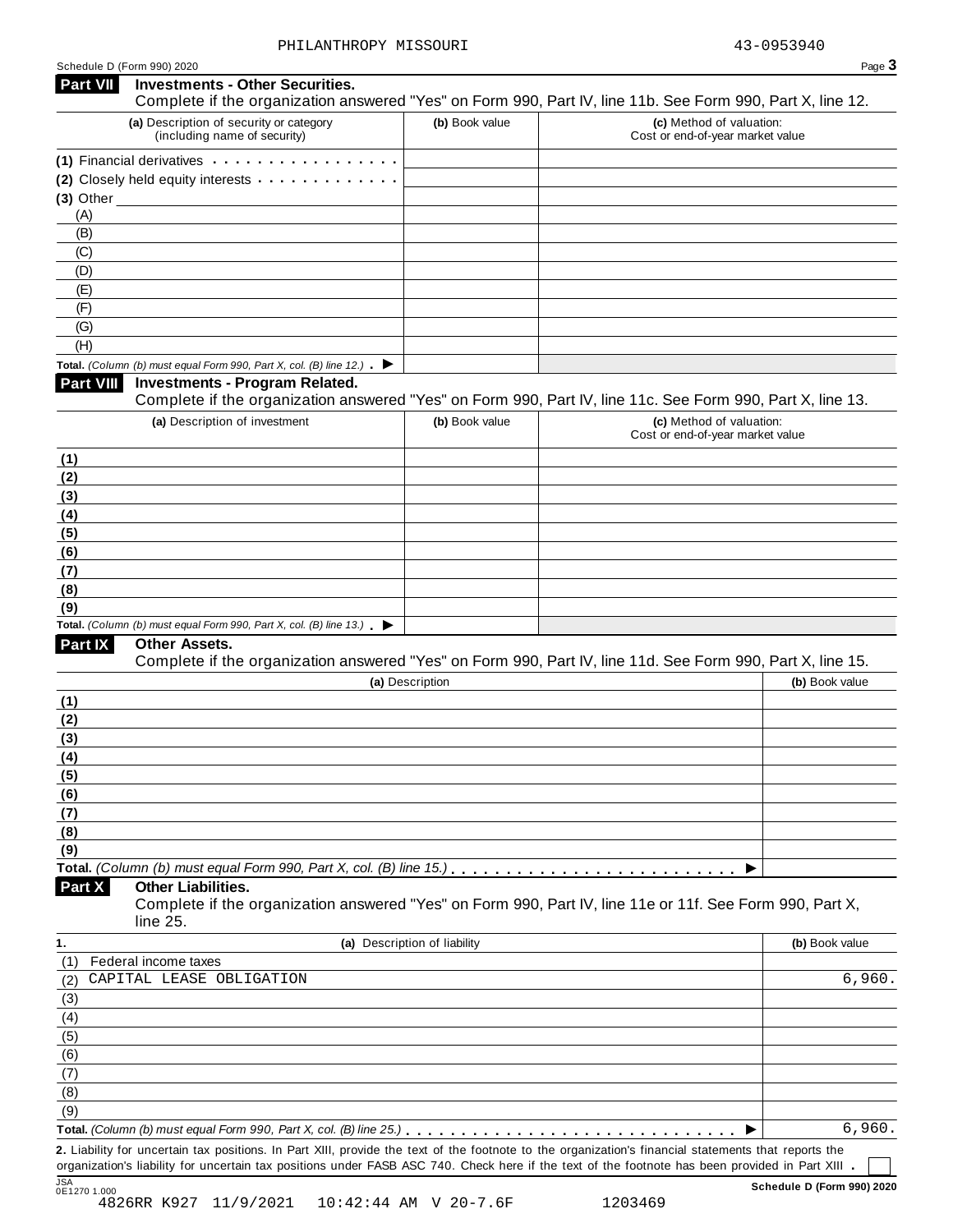PHILANTHROPY MISSOURI 43-0953940

Schedule D (Form 990) 2020

## Part VII Investments - Other Securities.

Complete if the organization answered "Yes" on Form 990, Part IV, line 11b. See Form 990, Part X, line 12.

| (a) Description of security or category (including name of security) | (b) Book value | (c) Method of valuation: Cost or end-of-year market value |
|---|---|---|
| (1) Financial derivatives | | |
| (2) Closely held equity interests | | |
| (3) Other | | |
| (A) | | |
| (B) | | |
| (C) | | |
| (D) | | |
| (E) | | |
| (F) | | |
| (G) | | |
| (H) | | |
| **Total.** *(Column (b) must equal Form 990, Part X, col. (B) line 12.)* ▶ | | |

## Part VIII Investments - Program Related.

Complete if the organization answered "Yes" on Form 990, Part IV, line 11c. See Form 990, Part X, line 13.

| (a) Description of investment | (b) Book value | (c) Method of valuation: Cost or end-of-year market value |
|---|---|---|
| (1) | | |
| (2) | | |
| (3) | | |
| (4) | | |
| (5) | | |
| (6) | | |
| (7) | | |
| (8) | | |
| (9) | | |
| **Total.** *(Column (b) must equal Form 990, Part X, col. (B) line 13.)* ▶ | | |

## Part IX Other Assets.

Complete if the organization answered "Yes" on Form 990, Part IV, line 11d. See Form 990, Part X, line 15.

| (a) Description | (b) Book value |
|---|---|
| (1) | |
| (2) | |
| (3) | |
| (4) | |
| (5) | |
| (6) | |
| (7) | |
| (8) | |
| (9) | |
| **Total.** *(Column (b) must equal Form 990, Part X, col. (B) line 15.)* ▶ | |

## Part X Other Liabilities.

Complete if the organization answered "Yes" on Form 990, Part IV, line 11e or 11f. See Form 990, Part X, line 25.

| 1. (a) Description of liability | (b) Book value |
|---|---|
| (1) Federal income taxes | |
| (2) CAPITAL LEASE OBLIGATION | 6,960. |
| (3) | |
| (4) | |
| (5) | |
| (6) | |
| (7) | |
| (8) | |
| (9) | |
| **Total.** *(Column (b) must equal Form 990, Part X, col. (B) line 25.)* ▶ | 6,960. |

**2.** Liability for uncertain tax positions. In Part XIII, provide the text of the footnote to the organization's financial statements that reports the organization's liability for uncertain tax positions under FASB ASC 740. Check here if the text of the footnote has been provided in Part XIII . ☐

JSA 0E1270 1.000

**Schedule D (Form 990) 2020**

4826RR K927 11/9/2021 10:42:44 AM V 20-7.6F 1203469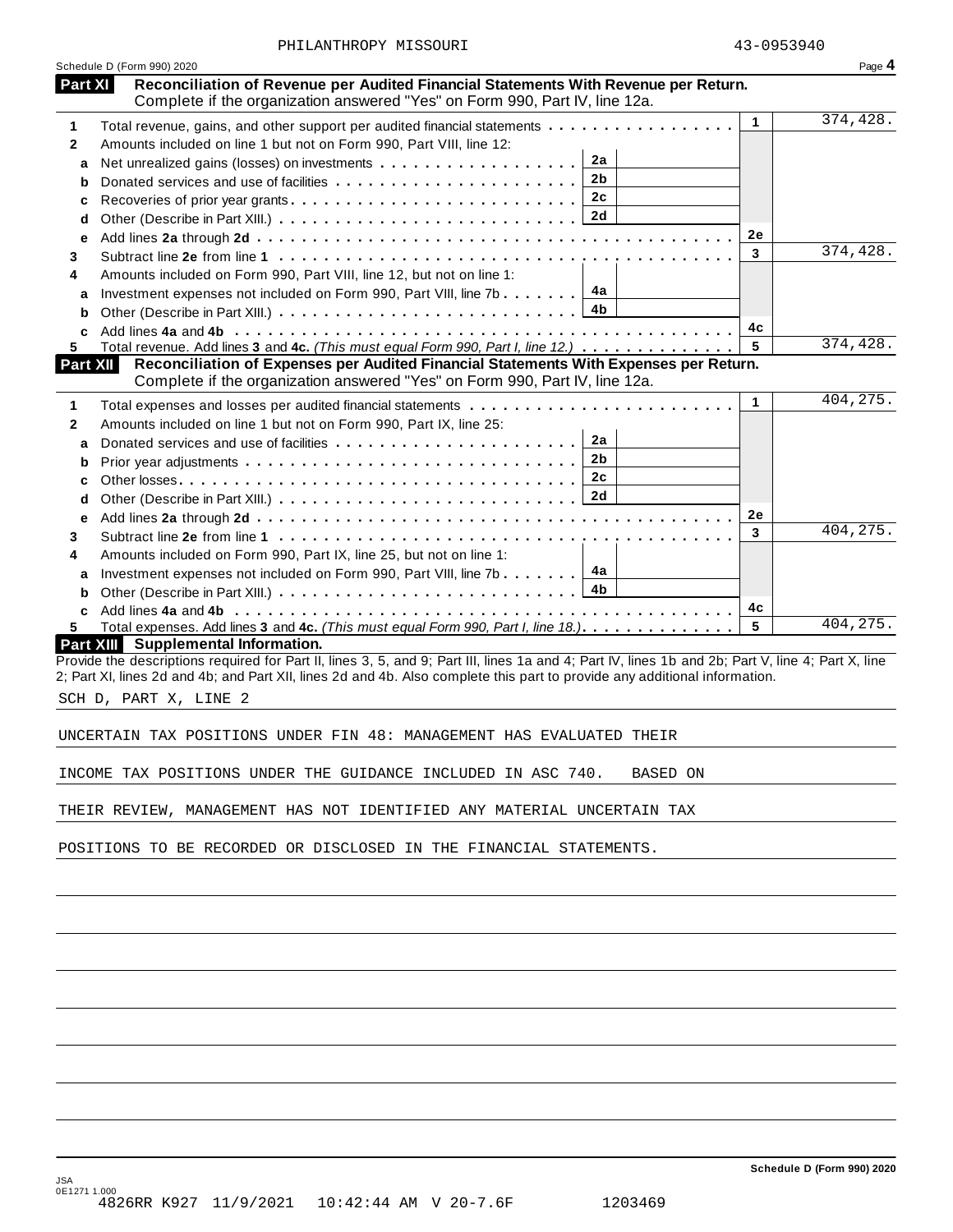PHILANTHROPY MISSOURI 43-0953940

Schedule D (Form 990) 2020 Page **4**

## Part XI Reconciliation of Revenue per Audited Financial Statements With Revenue per Return.

Complete if the organization answered "Yes" on Form 990, Part IV, line 12a.

| | | | | | |
|---|---|---|---|---|---|
| **1** | Total revenue, gains, and other support per audited financial statements | | | 1 | 374,428. |
| **2** | Amounts included on line 1 but not on Form 990, Part VIII, line 12: | | | | |
| **a** | Net unrealized gains (losses) on investments | 2a | | | |
| **b** | Donated services and use of facilities | 2b | | | |
| **c** | Recoveries of prior year grants | 2c | | | |
| **d** | Other (Describe in Part XIII.) | 2d | | | |
| **e** | Add lines **2a** through **2d** | | | 2e | |
| **3** | Subtract line **2e** from line **1** | | | 3 | 374,428. |
| **4** | Amounts included on Form 990, Part VIII, line 12, but not on line 1: | | | | |
| **a** | Investment expenses not included on Form 990, Part VIII, line 7b | 4a | | | |
| **b** | Other (Describe in Part XIII.) | 4b | | | |
| **c** | Add lines **4a** and **4b** | | | 4c | |
| **5** | Total revenue. Add lines **3** and **4c.** *(This must equal Form 990, Part I, line 12.)* | | | 5 | 374,428. |

## Part XII Reconciliation of Expenses per Audited Financial Statements With Expenses per Return.

Complete if the organization answered "Yes" on Form 990, Part IV, line 12a.

| | | | | | |
|---|---|---|---|---|---|
| **1** | Total expenses and losses per audited financial statements | | | 1 | 404,275. |
| **2** | Amounts included on line 1 but not on Form 990, Part IX, line 25: | | | | |
| **a** | Donated services and use of facilities | 2a | | | |
| **b** | Prior year adjustments | 2b | | | |
| **c** | Other losses | 2c | | | |
| **d** | Other (Describe in Part XIII.) | 2d | | | |
| **e** | Add lines **2a** through **2d** | | | 2e | |
| **3** | Subtract line **2e** from line **1** | | | 3 | 404,275. |
| **4** | Amounts included on Form 990, Part IX, line 25, but not on line 1: | | | | |
| **a** | Investment expenses not included on Form 990, Part VIII, line 7b | 4a | | | |
| **b** | Other (Describe in Part XIII.) | 4b | | | |
| **c** | Add lines **4a** and **4b** | | | 4c | |
| **5** | Total expenses. Add lines **3** and **4c.** *(This must equal Form 990, Part I, line 18.)* | | | 5 | 404,275. |

## Part XIII Supplemental Information.

Provide the descriptions required for Part II, lines 3, 5, and 9; Part III, lines 1a and 4; Part IV, lines 1b and 2b; Part V, line 4; Part X, line 2; Part XI, lines 2d and 4b; and Part XII, lines 2d and 4b. Also complete this part to provide any additional information.

SCH D, PART X, LINE 2

UNCERTAIN TAX POSITIONS UNDER FIN 48: MANAGEMENT HAS EVALUATED THEIR INCOME TAX POSITIONS UNDER THE GUIDANCE INCLUDED IN ASC 740. BASED ON THEIR REVIEW, MANAGEMENT HAS NOT IDENTIFIED ANY MATERIAL UNCERTAIN TAX POSITIONS TO BE RECORDED OR DISCLOSED IN THE FINANCIAL STATEMENTS.

Schedule D (Form 990) 2020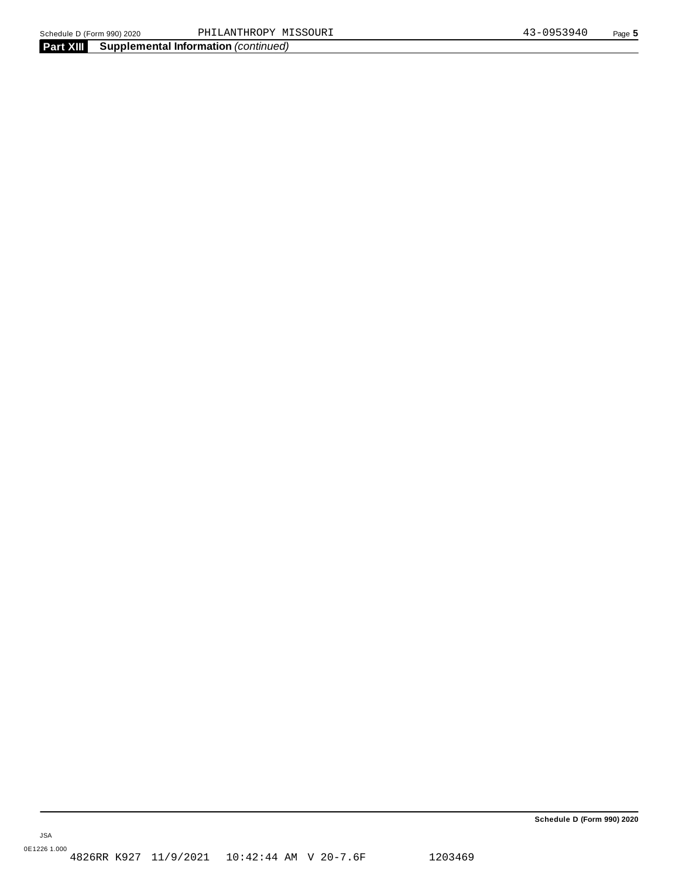**Part XIII** **Supplemental Information** *(continued)*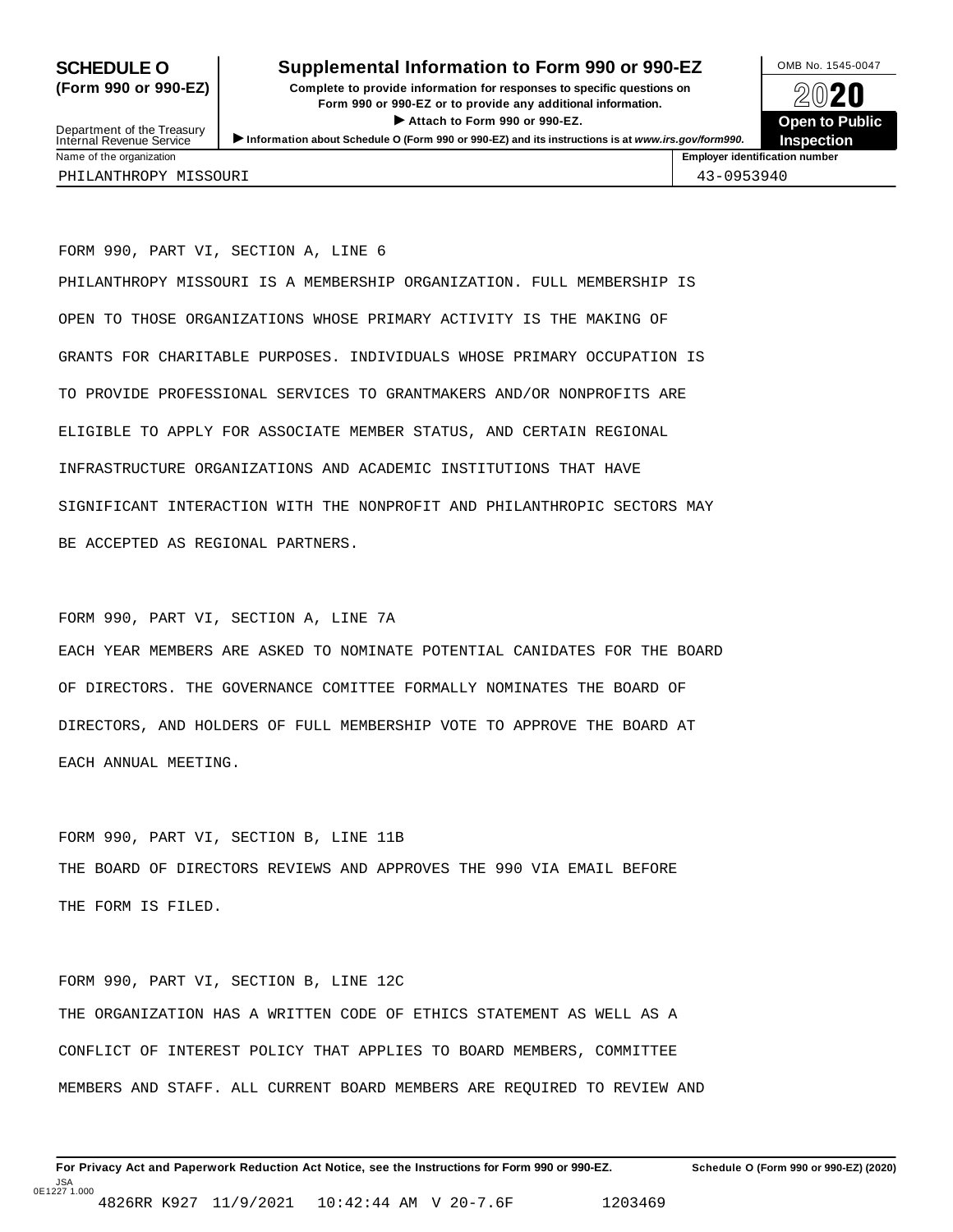**SCHEDULE O**
**(Form 990 or 990-EZ)**

Department of the Treasury
Internal Revenue Service

# Supplemental Information to Form 990 or 990-EZ

**Complete to provide information for responses to specific questions on Form 990 or 990-EZ or to provide any additional information.**

▶ **Attach to Form 990 or 990-EZ.**

▶ **Information about Schedule O (Form 990 or 990-EZ) and its instructions is at** ***www.irs.gov/form990.***

OMB No. 1545-0047

**2020**

**Open to Public Inspection**

| Name of the organization | Employer identification number |
|---|---|
| PHILANTHROPY MISSOURI | 43-0953940 |

FORM 990, PART VI, SECTION A, LINE 6

PHILANTHROPY MISSOURI IS A MEMBERSHIP ORGANIZATION. FULL MEMBERSHIP IS OPEN TO THOSE ORGANIZATIONS WHOSE PRIMARY ACTIVITY IS THE MAKING OF GRANTS FOR CHARITABLE PURPOSES. INDIVIDUALS WHOSE PRIMARY OCCUPATION IS TO PROVIDE PROFESSIONAL SERVICES TO GRANTMAKERS AND/OR NONPROFITS ARE ELIGIBLE TO APPLY FOR ASSOCIATE MEMBER STATUS, AND CERTAIN REGIONAL INFRASTRUCTURE ORGANIZATIONS AND ACADEMIC INSTITUTIONS THAT HAVE SIGNIFICANT INTERACTION WITH THE NONPROFIT AND PHILANTHROPIC SECTORS MAY BE ACCEPTED AS REGIONAL PARTNERS.

FORM 990, PART VI, SECTION A, LINE 7A

EACH YEAR MEMBERS ARE ASKED TO NOMINATE POTENTIAL CANIDATES FOR THE BOARD OF DIRECTORS. THE GOVERNANCE COMITTEE FORMALLY NOMINATES THE BOARD OF DIRECTORS, AND HOLDERS OF FULL MEMBERSHIP VOTE TO APPROVE THE BOARD AT EACH ANNUAL MEETING.

FORM 990, PART VI, SECTION B, LINE 11B

THE BOARD OF DIRECTORS REVIEWS AND APPROVES THE 990 VIA EMAIL BEFORE THE FORM IS FILED.

FORM 990, PART VI, SECTION B, LINE 12C

THE ORGANIZATION HAS A WRITTEN CODE OF ETHICS STATEMENT AS WELL AS A CONFLICT OF INTEREST POLICY THAT APPLIES TO BOARD MEMBERS, COMMITTEE MEMBERS AND STAFF. ALL CURRENT BOARD MEMBERS ARE REQUIRED TO REVIEW AND

**For Privacy Act and Paperwork Reduction Act Notice, see the Instructions for Form 990 or 990-EZ.** **Schedule O (Form 990 or 990-EZ) (2020)**

JSA
0E1227 1.000

4826RR K927 11/9/2021 10:42:44 AM V 20-7.6F 1203469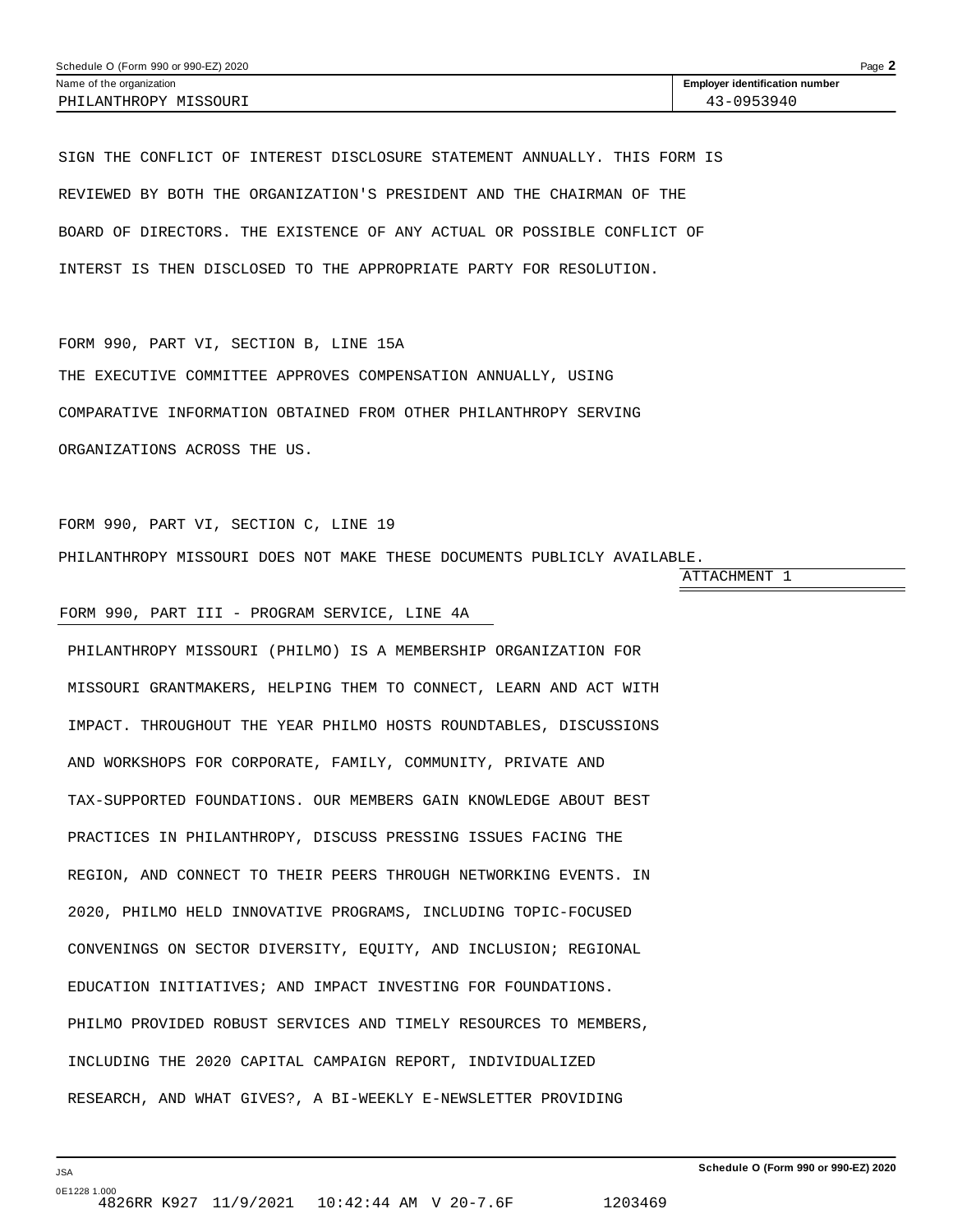Schedule O (Form 990 or 990-EZ) 2020

| Name of the organization | Employer identification number |
|---|---|
| PHILANTHROPY MISSOURI | 43-0953940 |

SIGN THE CONFLICT OF INTEREST DISCLOSURE STATEMENT ANNUALLY. THIS FORM IS REVIEWED BY BOTH THE ORGANIZATION'S PRESIDENT AND THE CHAIRMAN OF THE BOARD OF DIRECTORS. THE EXISTENCE OF ANY ACTUAL OR POSSIBLE CONFLICT OF INTERST IS THEN DISCLOSED TO THE APPROPRIATE PARTY FOR RESOLUTION.

FORM 990, PART VI, SECTION B, LINE 15A

THE EXECUTIVE COMMITTEE APPROVES COMPENSATION ANNUALLY, USING COMPARATIVE INFORMATION OBTAINED FROM OTHER PHILANTHROPY SERVING ORGANIZATIONS ACROSS THE US.

FORM 990, PART VI, SECTION C, LINE 19

PHILANTHROPY MISSOURI DOES NOT MAKE THESE DOCUMENTS PUBLICLY AVAILABLE.

ATTACHMENT 1

FORM 990, PART III - PROGRAM SERVICE, LINE 4A

PHILANTHROPY MISSOURI (PHILMO) IS A MEMBERSHIP ORGANIZATION FOR MISSOURI GRANTMAKERS, HELPING THEM TO CONNECT, LEARN AND ACT WITH IMPACT. THROUGHOUT THE YEAR PHILMO HOSTS ROUNDTABLES, DISCUSSIONS AND WORKSHOPS FOR CORPORATE, FAMILY, COMMUNITY, PRIVATE AND TAX-SUPPORTED FOUNDATIONS. OUR MEMBERS GAIN KNOWLEDGE ABOUT BEST PRACTICES IN PHILANTHROPY, DISCUSS PRESSING ISSUES FACING THE REGION, AND CONNECT TO THEIR PEERS THROUGH NETWORKING EVENTS. IN 2020, PHILMO HELD INNOVATIVE PROGRAMS, INCLUDING TOPIC-FOCUSED CONVENINGS ON SECTOR DIVERSITY, EQUITY, AND INCLUSION; REGIONAL EDUCATION INITIATIVES; AND IMPACT INVESTING FOR FOUNDATIONS. PHILMO PROVIDED ROBUST SERVICES AND TIMELY RESOURCES TO MEMBERS, INCLUDING THE 2020 CAPITAL CAMPAIGN REPORT, INDIVIDUALIZED RESEARCH, AND WHAT GIVES?, A BI-WEEKLY E-NEWSLETTER PROVIDING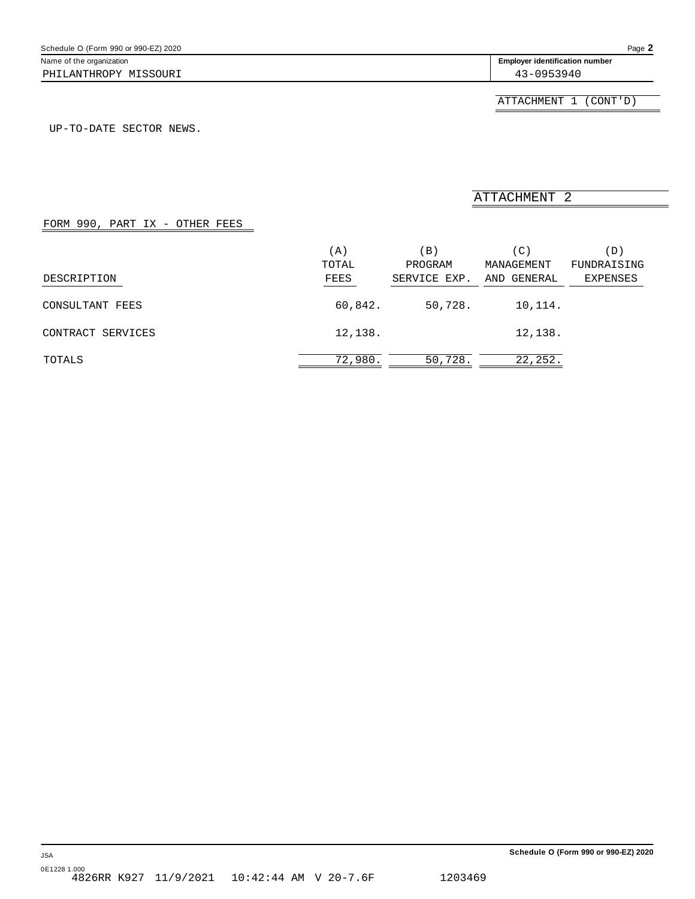Name of the organization: PHILANTHROPY MISSOURI

Employer identification number: 43-0953940

ATTACHMENT 1 (CONT'D)

UP-TO-DATE SECTOR NEWS.

ATTACHMENT 2

FORM 990, PART IX - OTHER FEES

| DESCRIPTION | (A) TOTAL FEES | (B) PROGRAM SERVICE EXP. | (C) MANAGEMENT AND GENERAL | (D) FUNDRAISING EXPENSES |
|---|---|---|---|---|
| CONSULTANT FEES | 60,842. | 50,728. | 10,114. | |
| CONTRACT SERVICES | 12,138. | | 12,138. | |
| TOTALS | 72,980. | 50,728. | 22,252. | |

JSA

0E1228 1.000

4826RR K927 11/9/2021 10:42:44 AM V 20-7.6F 1203469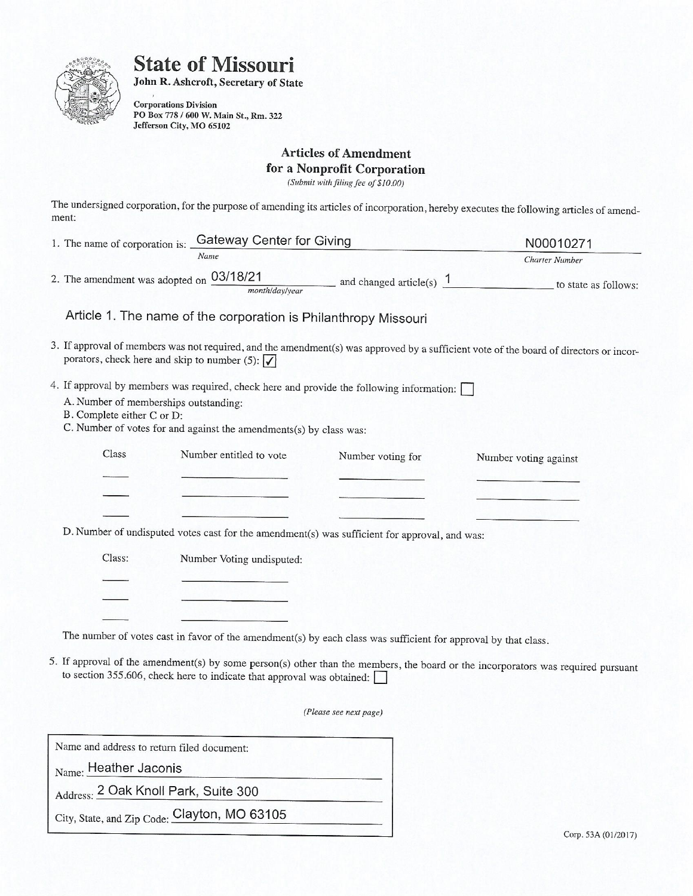# State of Missouri

**John R. Ashcroft, Secretary of State**

**Corporations Division**
**PO Box 778 / 600 W. Main St., Rm. 322**
**Jefferson City, MO 65102**

## Articles of Amendment for a Nonprofit Corporation

*(Submit with filing fee of $10.00)*

The undersigned corporation, for the purpose of amending its articles of incorporation, hereby executes the following articles of amendment:

1. The name of corporation is: Gateway Center for Giving (*Name*) N00010271 (*Charter Number*)

2. The amendment was adopted on 03/18/21 (*month/day/year*) and changed article(s) 1 to state as follows:

Article 1. The name of the corporation is Philanthropy Missouri

3. If approval of members was not required, and the amendment(s) was approved by a sufficient vote of the board of directors or incorporators, check here and skip to number (5): ☑

4. If approval by members was required, check here and provide the following information: ☐

   A. Number of memberships outstanding:

   B. Complete either C or D:

   C. Number of votes for and against the amendments(s) by class was:

| Class | Number entitled to vote | Number voting for | Number voting against |
|---|---|---|---|
| | | | |
| | | | |
| | | | |

   D. Number of undisputed votes cast for the amendment(s) was sufficient for approval, and was:

| Class: | Number Voting undisputed: |
|---|---|
| | |
| | |
| | |

The number of votes cast in favor of the amendment(s) by each class was sufficient for approval by that class.

5. If approval of the amendment(s) by some person(s) other than the members, the board or the incorporators was required pursuant to section 355.606, check here to indicate that approval was obtained: ☐

*(Please see next page)*

Name and address to return filed document:

Name: Heather Jaconis

Address: 2 Oak Knoll Park, Suite 300

City, State, and Zip Code: Clayton, MO 63105

Corp. 53A (01/2017)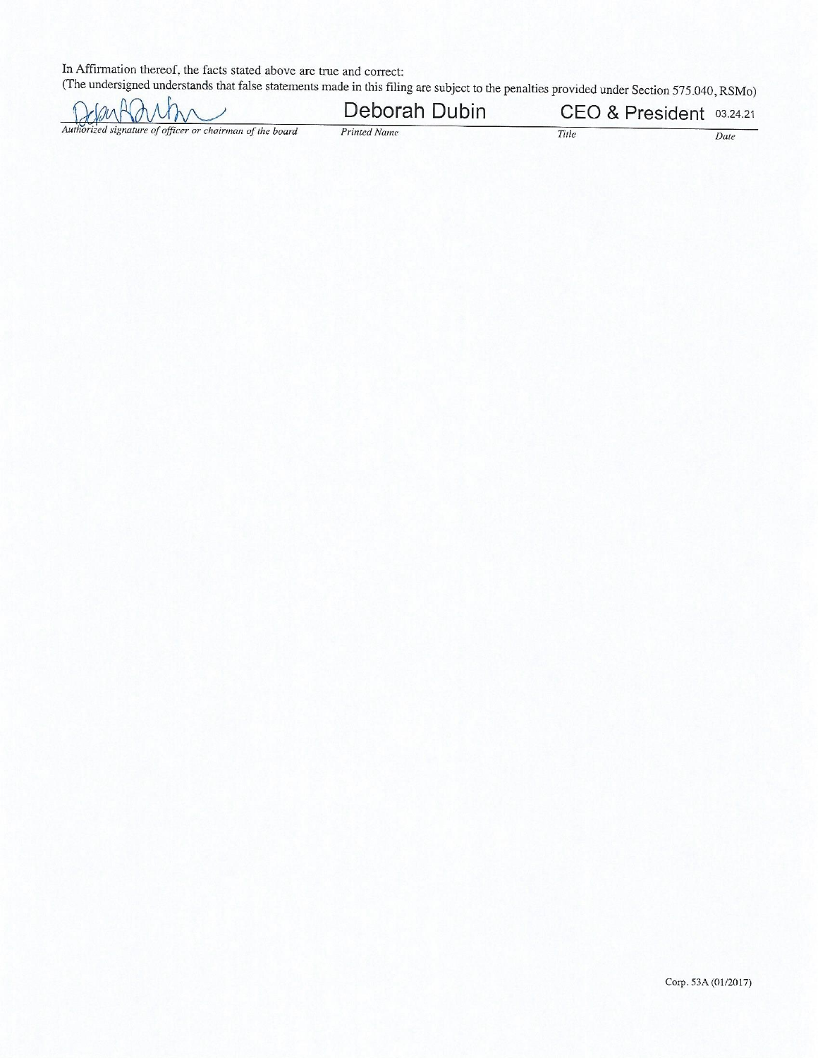In Affirmation thereof, the facts stated above are true and correct:

(The undersigned understands that false statements made in this filing are subject to the penalties provided under Section 575.040, RSMo)

| *Authorized signature of officer or chairman of the board* | *Printed Name* | *Title* | *Date* |
|---|---|---|---|
| [signature] | Deborah Dubin | CEO & President | 03.24.21 |

Corp. 53A (01/2017)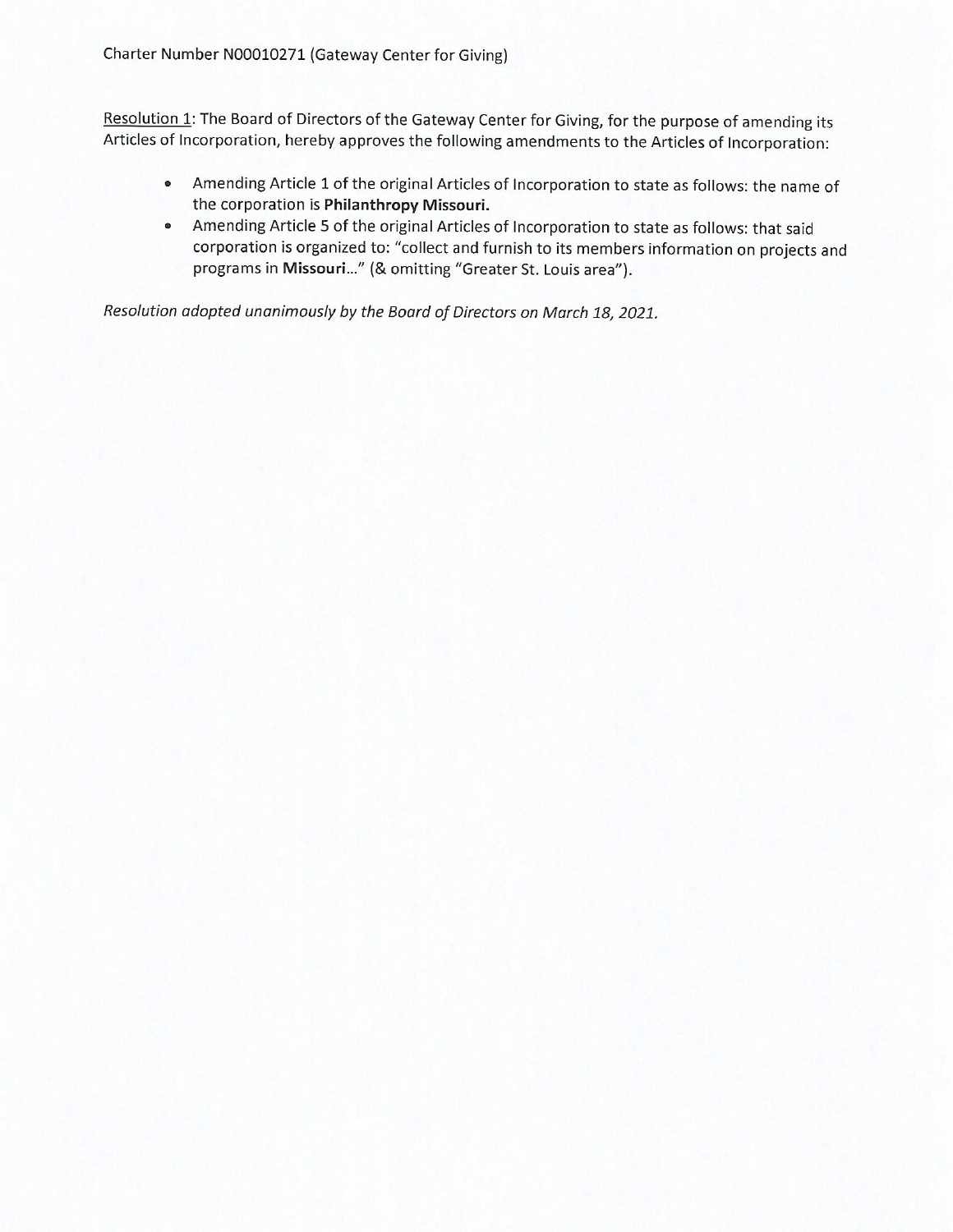Charter Number N00010271 (Gateway Center for Giving)

Resolution 1: The Board of Directors of the Gateway Center for Giving, for the purpose of amending its Articles of Incorporation, hereby approves the following amendments to the Articles of Incorporation:

- Amending Article 1 of the original Articles of Incorporation to state as follows: the name of the corporation is **Philanthropy Missouri.**
- Amending Article 5 of the original Articles of Incorporation to state as follows: that said corporation is organized to: "collect and furnish to its members information on projects and programs in **Missouri**…" (& omitting "Greater St. Louis area").

*Resolution adopted unanimously by the Board of Directors on March 18, 2021.*